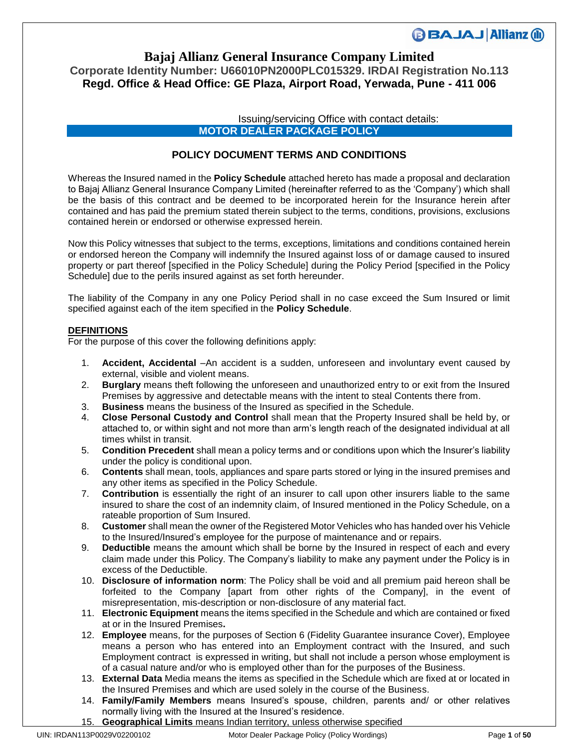# Bajaj Allianz General Insurance Company Limited

**Corporate Identity Number: U66010PN2000PLC015329. IRDAI Registration No.113**

**Regd. Office & Head Office: GE Plaza, Airport Road, Yerwada, Pune - 411 006**

Issuing/servicing Office with contact details:

**MOTOR DEALER PACKAGE POLICY**

## POLICY DOCUMENT TERMS AND CONDITIONS

Whereas the Insured named in the **Policy Schedule** attached hereto has made a proposal and declaration to Bajaj Allianz General Insurance Company Limited (hereinafter referred to as the 'Company') which shall be the basis of this contract and be deemed to be incorporated herein for the Insurance herein after contained and has paid the premium stated therein subject to the terms, conditions, provisions, exclusions contained herein or endorsed or otherwise expressed herein.

Now this Policy witnesses that subject to the terms, exceptions, limitations and conditions contained herein or endorsed hereon the Company will indemnify the Insured against loss of or damage caused to insured property or part thereof [specified in the Policy Schedule] during the Policy Period [specified in the Policy Schedule] due to the perils insured against as set forth hereunder.

The liability of the Company in any one Policy Period shall in no case exceed the Sum Insured or limit specified against each of the item specified in the **Policy Schedule**.

### DEFINITIONS

For the purpose of this cover the following definitions apply:

1. **Accident, Accidental** –An accident is a sudden, unforeseen and involuntary event caused by external, visible and violent means.
2. **Burglary** means theft following the unforeseen and unauthorized entry to or exit from the Insured Premises by aggressive and detectable means with the intent to steal Contents there from.
3. **Business** means the business of the Insured as specified in the Schedule.
4. **Close Personal Custody and Control** shall mean that the Property Insured shall be held by, or attached to, or within sight and not more than arm's length reach of the designated individual at all times whilst in transit.
5. **Condition Precedent** shall mean a policy terms and or conditions upon which the Insurer's liability under the policy is conditional upon.
6. **Contents** shall mean, tools, appliances and spare parts stored or lying in the insured premises and any other items as specified in the Policy Schedule.
7. **Contribution** is essentially the right of an insurer to call upon other insurers liable to the same insured to share the cost of an indemnity claim, of Insured mentioned in the Policy Schedule, on a rateable proportion of Sum Insured.
8. **Customer** shall mean the owner of the Registered Motor Vehicles who has handed over his Vehicle to the Insured/Insured's employee for the purpose of maintenance and or repairs.
9. **Deductible** means the amount which shall be borne by the Insured in respect of each and every claim made under this Policy. The Company's liability to make any payment under the Policy is in excess of the Deductible.
10. **Disclosure of information norm**: The Policy shall be void and all premium paid hereon shall be forfeited to the Company [apart from other rights of the Company], in the event of misrepresentation, mis-description or non-disclosure of any material fact.
11. **Electronic Equipment** means the items specified in the Schedule and which are contained or fixed at or in the Insured Premises**.**
12. **Employee** means, for the purposes of Section 6 (Fidelity Guarantee insurance Cover), Employee means a person who has entered into an Employment contract with the Insured, and such Employment contract is expressed in writing, but shall not include a person whose employment is of a casual nature and/or who is employed other than for the purposes of the Business.
13. **External Data** Media means the items as specified in the Schedule which are fixed at or located in the Insured Premises and which are used solely in the course of the Business.
14. **Family/Family Members** means Insured's spouse, children, parents and/ or other relatives normally living with the Insured at the Insured's residence.
15. **Geographical Limits** means Indian territory, unless otherwise specified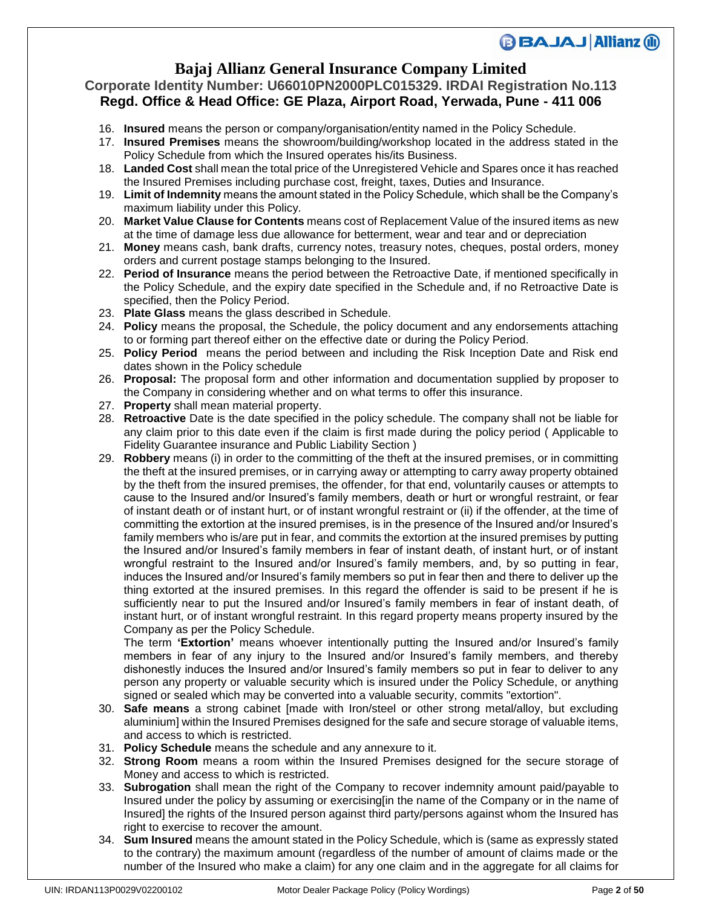16. **Insured** means the person or company/organisation/entity named in the Policy Schedule.
17. **Insured Premises** means the showroom/building/workshop located in the address stated in the Policy Schedule from which the Insured operates his/its Business.
18. **Landed Cost** shall mean the total price of the Unregistered Vehicle and Spares once it has reached the Insured Premises including purchase cost, freight, taxes, Duties and Insurance.
19. **Limit of Indemnity** means the amount stated in the Policy Schedule, which shall be the Company's maximum liability under this Policy.
20. **Market Value Clause for Contents** means cost of Replacement Value of the insured items as new at the time of damage less due allowance for betterment, wear and tear and or depreciation
21. **Money** means cash, bank drafts, currency notes, treasury notes, cheques, postal orders, money orders and current postage stamps belonging to the Insured.
22. **Period of Insurance** means the period between the Retroactive Date, if mentioned specifically in the Policy Schedule, and the expiry date specified in the Schedule and, if no Retroactive Date is specified, then the Policy Period.
23. **Plate Glass** means the glass described in Schedule.
24. **Policy** means the proposal, the Schedule, the policy document and any endorsements attaching to or forming part thereof either on the effective date or during the Policy Period.
25. **Policy Period** means the period between and including the Risk Inception Date and Risk end dates shown in the Policy schedule
26. **Proposal:** The proposal form and other information and documentation supplied by proposer to the Company in considering whether and on what terms to offer this insurance.
27. **Property** shall mean material property.
28. **Retroactive** Date is the date specified in the policy schedule. The company shall not be liable for any claim prior to this date even if the claim is first made during the policy period ( Applicable to Fidelity Guarantee insurance and Public Liability Section )
29. **Robbery** means (i) in order to the committing of the theft at the insured premises, or in committing the theft at the insured premises, or in carrying away or attempting to carry away property obtained by the theft from the insured premises, the offender, for that end, voluntarily causes or attempts to cause to the Insured and/or Insured's family members, death or hurt or wrongful restraint, or fear of instant death or of instant hurt, or of instant wrongful restraint or (ii) if the offender, at the time of committing the extortion at the insured premises, is in the presence of the Insured and/or Insured's family members who is/are put in fear, and commits the extortion at the insured premises by putting the Insured and/or Insured's family members in fear of instant death, of instant hurt, or of instant wrongful restraint to the Insured and/or Insured's family members, and, by so putting in fear, induces the Insured and/or Insured's family members so put in fear then and there to deliver up the thing extorted at the insured premises. In this regard the offender is said to be present if he is sufficiently near to put the Insured and/or Insured's family members in fear of instant death, of instant hurt, or of instant wrongful restraint. In this regard property means property insured by the Company as per the Policy Schedule.

    The term **'Extortion'** means whoever intentionally putting the Insured and/or Insured's family members in fear of any injury to the Insured and/or Insured's family members, and thereby dishonestly induces the Insured and/or Insured's family members so put in fear to deliver to any person any property or valuable security which is insured under the Policy Schedule, or anything signed or sealed which may be converted into a valuable security, commits "extortion".
30. **Safe means** a strong cabinet [made with Iron/steel or other strong metal/alloy, but excluding aluminium] within the Insured Premises designed for the safe and secure storage of valuable items, and access to which is restricted.
31. **Policy Schedule** means the schedule and any annexure to it.
32. **Strong Room** means a room within the Insured Premises designed for the secure storage of Money and access to which is restricted.
33. **Subrogation** shall mean the right of the Company to recover indemnity amount paid/payable to Insured under the policy by assuming or exercising[in the name of the Company or in the name of Insured] the rights of the Insured person against third party/persons against whom the Insured has right to exercise to recover the amount.
34. **Sum Insured** means the amount stated in the Policy Schedule, which is (same as expressly stated to the contrary) the maximum amount (regardless of the number of amount of claims made or the number of the Insured who make a claim) for any one claim and in the aggregate for all claims for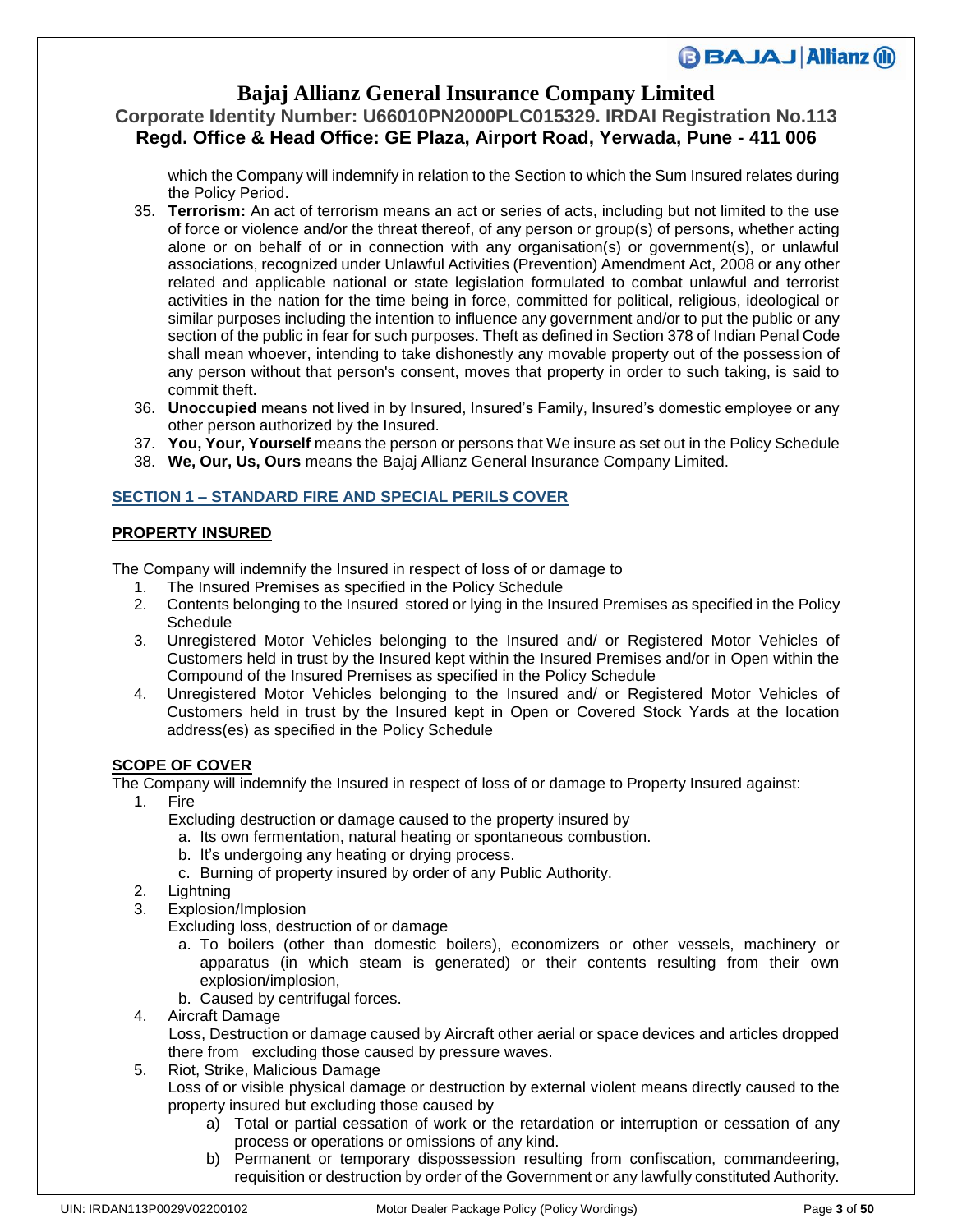which the Company will indemnify in relation to the Section to which the Sum Insured relates during the Policy Period.

35. **Terrorism:** An act of terrorism means an act or series of acts, including but not limited to the use of force or violence and/or the threat thereof, of any person or group(s) of persons, whether acting alone or on behalf of or in connection with any organisation(s) or government(s), or unlawful associations, recognized under Unlawful Activities (Prevention) Amendment Act, 2008 or any other related and applicable national or state legislation formulated to combat unlawful and terrorist activities in the nation for the time being in force, committed for political, religious, ideological or similar purposes including the intention to influence any government and/or to put the public or any section of the public in fear for such purposes. Theft as defined in Section 378 of Indian Penal Code shall mean whoever, intending to take dishonestly any movable property out of the possession of any person without that person's consent, moves that property in order to such taking, is said to commit theft.
36. **Unoccupied** means not lived in by Insured, Insured's Family, Insured's domestic employee or any other person authorized by the Insured.
37. **You, Your, Yourself** means the person or persons that We insure as set out in the Policy Schedule
38. **We, Our, Us, Ours** means the Bajaj Allianz General Insurance Company Limited.

## SECTION 1 – STANDARD FIRE AND SPECIAL PERILS COVER

### PROPERTY INSURED

The Company will indemnify the Insured in respect of loss of or damage to

1. The Insured Premises as specified in the Policy Schedule
2. Contents belonging to the Insured stored or lying in the Insured Premises as specified in the Policy Schedule
3. Unregistered Motor Vehicles belonging to the Insured and/ or Registered Motor Vehicles of Customers held in trust by the Insured kept within the Insured Premises and/or in Open within the Compound of the Insured Premises as specified in the Policy Schedule
4. Unregistered Motor Vehicles belonging to the Insured and/ or Registered Motor Vehicles of Customers held in trust by the Insured kept in Open or Covered Stock Yards at the location address(es) as specified in the Policy Schedule

### SCOPE OF COVER

The Company will indemnify the Insured in respect of loss of or damage to Property Insured against:

1. Fire
   Excluding destruction or damage caused to the property insured by
   a. Its own fermentation, natural heating or spontaneous combustion.
   b. It's undergoing any heating or drying process.
   c. Burning of property insured by order of any Public Authority.
2. Lightning
3. Explosion/Implosion
   Excluding loss, destruction of or damage
   a. To boilers (other than domestic boilers), economizers or other vessels, machinery or apparatus (in which steam is generated) or their contents resulting from their own explosion/implosion,
   b. Caused by centrifugal forces.
4. Aircraft Damage
   Loss, Destruction or damage caused by Aircraft other aerial or space devices and articles dropped there from excluding those caused by pressure waves.
5. Riot, Strike, Malicious Damage
   Loss of or visible physical damage or destruction by external violent means directly caused to the property insured but excluding those caused by
   a) Total or partial cessation of work or the retardation or interruption or cessation of any process or operations or omissions of any kind.
   b) Permanent or temporary dispossession resulting from confiscation, commandeering, requisition or destruction by order of the Government or any lawfully constituted Authority.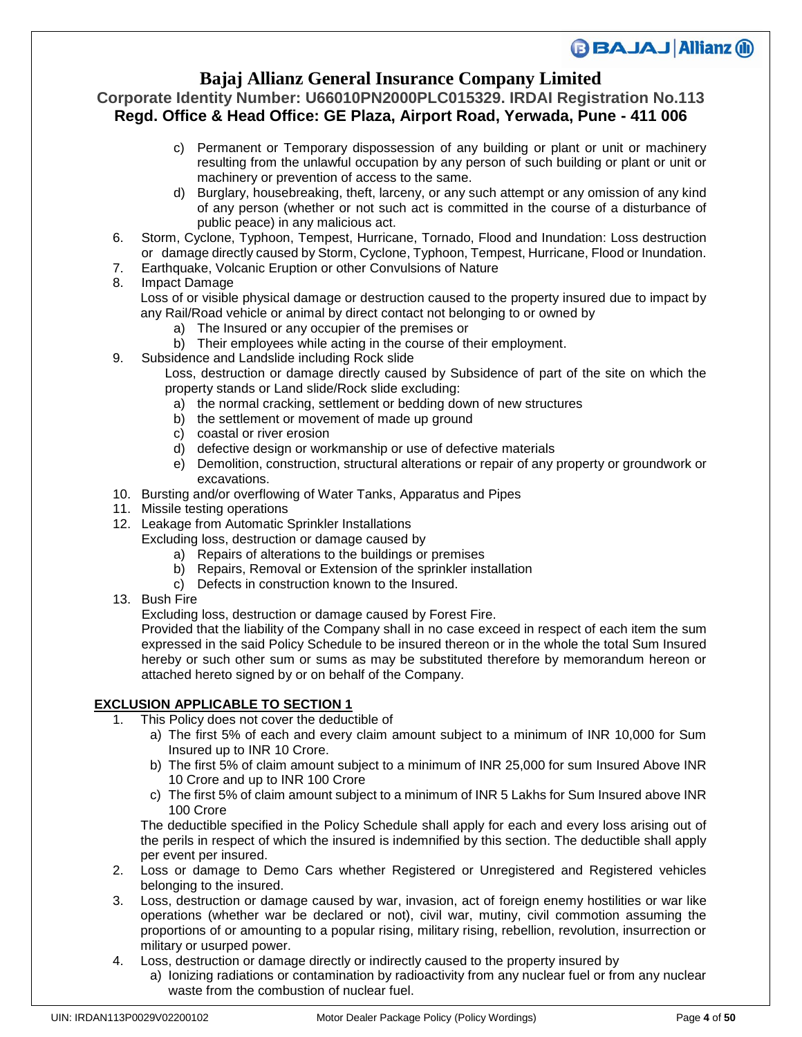c) Permanent or Temporary dispossession of any building or plant or unit or machinery resulting from the unlawful occupation by any person of such building or plant or unit or machinery or prevention of access to the same.
d) Burglary, housebreaking, theft, larceny, or any such attempt or any omission of any kind of any person (whether or not such act is committed in the course of a disturbance of public peace) in any malicious act.

6. Storm, Cyclone, Typhoon, Tempest, Hurricane, Tornado, Flood and Inundation: Loss destruction or damage directly caused by Storm, Cyclone, Typhoon, Tempest, Hurricane, Flood or Inundation.
7. Earthquake, Volcanic Eruption or other Convulsions of Nature
8. Impact Damage
   Loss of or visible physical damage or destruction caused to the property insured due to impact by any Rail/Road vehicle or animal by direct contact not belonging to or owned by
   a) The Insured or any occupier of the premises or
   b) Their employees while acting in the course of their employment.
9. Subsidence and Landslide including Rock slide
   Loss, destruction or damage directly caused by Subsidence of part of the site on which the property stands or Land slide/Rock slide excluding:
   a) the normal cracking, settlement or bedding down of new structures
   b) the settlement or movement of made up ground
   c) coastal or river erosion
   d) defective design or workmanship or use of defective materials
   e) Demolition, construction, structural alterations or repair of any property or groundwork or excavations.
10. Bursting and/or overflowing of Water Tanks, Apparatus and Pipes
11. Missile testing operations
12. Leakage from Automatic Sprinkler Installations
    Excluding loss, destruction or damage caused by
    a) Repairs of alterations to the buildings or premises
    b) Repairs, Removal or Extension of the sprinkler installation
    c) Defects in construction known to the Insured.
13. Bush Fire
    Excluding loss, destruction or damage caused by Forest Fire.
    Provided that the liability of the Company shall in no case exceed in respect of each item the sum expressed in the said Policy Schedule to be insured thereon or in the whole the total Sum Insured hereby or such other sum or sums as may be substituted therefore by memorandum hereon or attached hereto signed by or on behalf of the Company.

**EXCLUSION APPLICABLE TO SECTION 1**

1. This Policy does not cover the deductible of
   a) The first 5% of each and every claim amount subject to a minimum of INR 10,000 for Sum Insured up to INR 10 Crore.
   b) The first 5% of claim amount subject to a minimum of INR 25,000 for sum Insured Above INR 10 Crore and up to INR 100 Crore
   c) The first 5% of claim amount subject to a minimum of INR 5 Lakhs for Sum Insured above INR 100 Crore

   The deductible specified in the Policy Schedule shall apply for each and every loss arising out of the perils in respect of which the insured is indemnified by this section. The deductible shall apply per event per insured.
2. Loss or damage to Demo Cars whether Registered or Unregistered and Registered vehicles belonging to the insured.
3. Loss, destruction or damage caused by war, invasion, act of foreign enemy hostilities or war like operations (whether war be declared or not), civil war, mutiny, civil commotion assuming the proportions of or amounting to a popular rising, military rising, rebellion, revolution, insurrection or military or usurped power.
4. Loss, destruction or damage directly or indirectly caused to the property insured by
   a) Ionizing radiations or contamination by radioactivity from any nuclear fuel or from any nuclear waste from the combustion of nuclear fuel.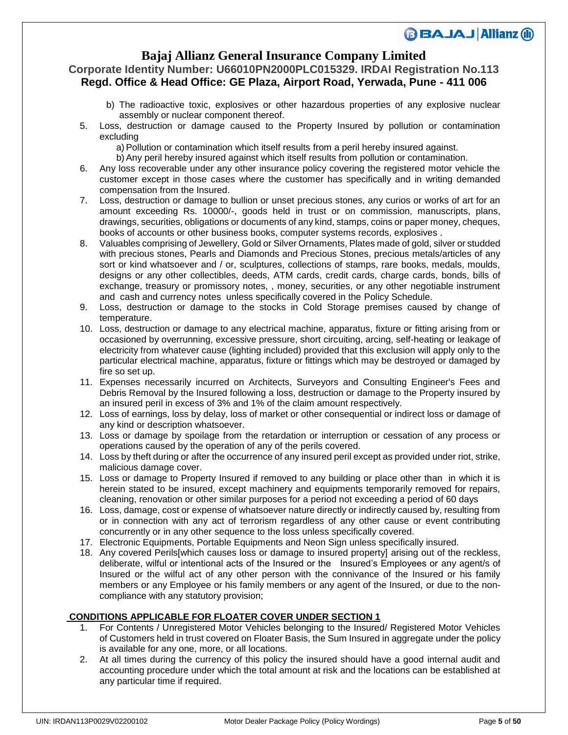b) The radioactive toxic, explosives or other hazardous properties of any explosive nuclear assembly or nuclear component thereof.

5. Loss, destruction or damage caused to the Property Insured by pollution or contamination excluding
   a) Pollution or contamination which itself results from a peril hereby insured against.
   b) Any peril hereby insured against which itself results from pollution or contamination.
6. Any loss recoverable under any other insurance policy covering the registered motor vehicle the customer except in those cases where the customer has specifically and in writing demanded compensation from the Insured.
7. Loss, destruction or damage to bullion or unset precious stones, any curios or works of art for an amount exceeding Rs. 10000/-, goods held in trust or on commission, manuscripts, plans, drawings, securities, obligations or documents of any kind, stamps, coins or paper money, cheques, books of accounts or other business books, computer systems records, explosives .
8. Valuables comprising of Jewellery, Gold or Silver Ornaments, Plates made of gold, silver or studded with precious stones, Pearls and Diamonds and Precious Stones, precious metals/articles of any sort or kind whatsoever and / or, sculptures, collections of stamps, rare books, medals, moulds, designs or any other collectibles, deeds, ATM cards, credit cards, charge cards, bonds, bills of exchange, treasury or promissory notes, , money, securities, or any other negotiable instrument and cash and currency notes unless specifically covered in the Policy Schedule.
9. Loss, destruction or damage to the stocks in Cold Storage premises caused by change of temperature.
10. Loss, destruction or damage to any electrical machine, apparatus, fixture or fitting arising from or occasioned by overrunning, excessive pressure, short circuiting, arcing, self-heating or leakage of electricity from whatever cause (lighting included) provided that this exclusion will apply only to the particular electrical machine, apparatus, fixture or fittings which may be destroyed or damaged by fire so set up.
11. Expenses necessarily incurred on Architects, Surveyors and Consulting Engineer's Fees and Debris Removal by the Insured following a loss, destruction or damage to the Property insured by an insured peril in excess of 3% and 1% of the claim amount respectively.
12. Loss of earnings, loss by delay, loss of market or other consequential or indirect loss or damage of any kind or description whatsoever.
13. Loss or damage by spoilage from the retardation or interruption or cessation of any process or operations caused by the operation of any of the perils covered.
14. Loss by theft during or after the occurrence of any insured peril except as provided under riot, strike, malicious damage cover.
15. Loss or damage to Property Insured if removed to any building or place other than in which it is herein stated to be insured, except machinery and equipments temporarily removed for repairs, cleaning, renovation or other similar purposes for a period not exceeding a period of 60 days
16. Loss, damage, cost or expense of whatsoever nature directly or indirectly caused by, resulting from or in connection with any act of terrorism regardless of any other cause or event contributing concurrently or in any other sequence to the loss unless specifically covered.
17. Electronic Equipments, Portable Equipments and Neon Sign unless specifically insured.
18. Any covered Perils[which causes loss or damage to insured property] arising out of the reckless, deliberate, wilful or intentional acts of the Insured or the Insured's Employees or any agent/s of Insured or the wilful act of any other person with the connivance of the Insured or his family members or any Employee or his family members or any agent of the Insured, or due to the non-compliance with any statutory provision;

**CONDITIONS APPLICABLE FOR FLOATER COVER UNDER SECTION 1**

1. For Contents / Unregistered Motor Vehicles belonging to the Insured/ Registered Motor Vehicles of Customers held in trust covered on Floater Basis, the Sum Insured in aggregate under the policy is available for any one, more, or all locations.
2. At all times during the currency of this policy the insured should have a good internal audit and accounting procedure under which the total amount at risk and the locations can be established at any particular time if required.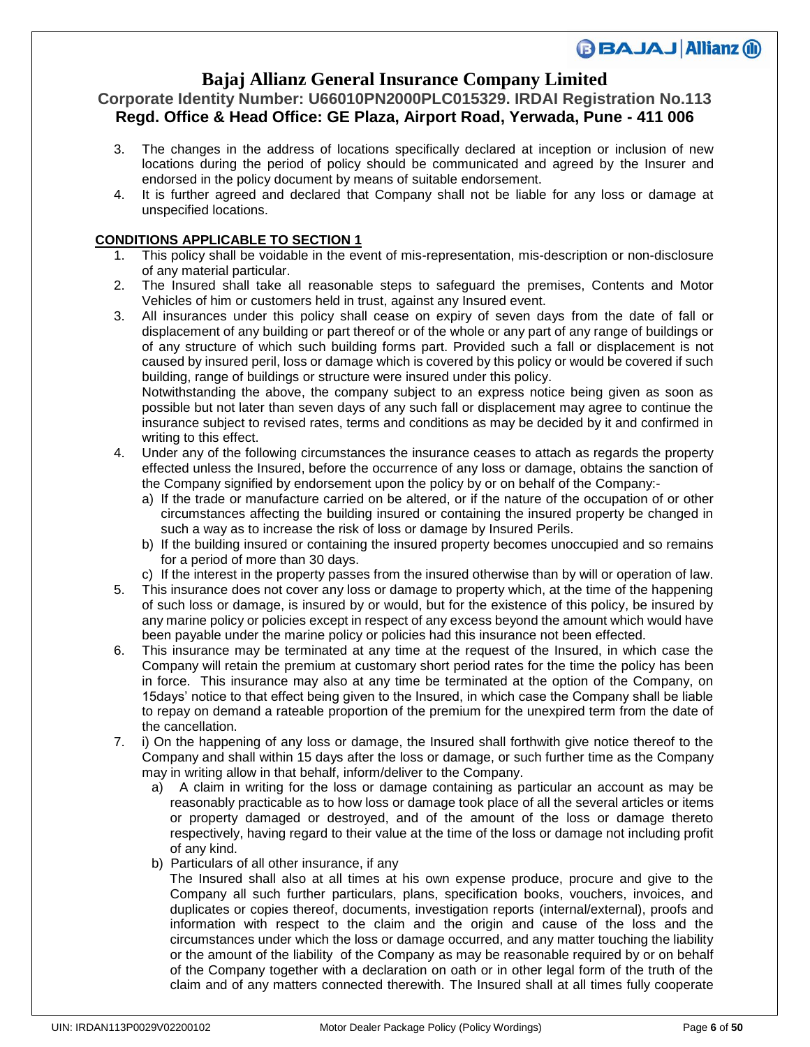3. The changes in the address of locations specifically declared at inception or inclusion of new locations during the period of policy should be communicated and agreed by the Insurer and endorsed in the policy document by means of suitable endorsement.
4. It is further agreed and declared that Company shall not be liable for any loss or damage at unspecified locations.

**CONDITIONS APPLICABLE TO SECTION 1**

1. This policy shall be voidable in the event of mis-representation, mis-description or non-disclosure of any material particular.
2. The Insured shall take all reasonable steps to safeguard the premises, Contents and Motor Vehicles of him or customers held in trust, against any Insured event.
3. All insurances under this policy shall cease on expiry of seven days from the date of fall or displacement of any building or part thereof or of the whole or any part of any range of buildings or of any structure of which such building forms part. Provided such a fall or displacement is not caused by insured peril, loss or damage which is covered by this policy or would be covered if such building, range of buildings or structure were insured under this policy.
   Notwithstanding the above, the company subject to an express notice being given as soon as possible but not later than seven days of any such fall or displacement may agree to continue the insurance subject to revised rates, terms and conditions as may be decided by it and confirmed in writing to this effect.
4. Under any of the following circumstances the insurance ceases to attach as regards the property effected unless the Insured, before the occurrence of any loss or damage, obtains the sanction of the Company signified by endorsement upon the policy by or on behalf of the Company:-
   a) If the trade or manufacture carried on be altered, or if the nature of the occupation of or other circumstances affecting the building insured or containing the insured property be changed in such a way as to increase the risk of loss or damage by Insured Perils.
   b) If the building insured or containing the insured property becomes unoccupied and so remains for a period of more than 30 days.
   c) If the interest in the property passes from the insured otherwise than by will or operation of law.
5. This insurance does not cover any loss or damage to property which, at the time of the happening of such loss or damage, is insured by or would, but for the existence of this policy, be insured by any marine policy or policies except in respect of any excess beyond the amount which would have been payable under the marine policy or policies had this insurance not been effected.
6. This insurance may be terminated at any time at the request of the Insured, in which case the Company will retain the premium at customary short period rates for the time the policy has been in force. This insurance may also at any time be terminated at the option of the Company, on 15days' notice to that effect being given to the Insured, in which case the Company shall be liable to repay on demand a rateable proportion of the premium for the unexpired term from the date of the cancellation.
7. i) On the happening of any loss or damage, the Insured shall forthwith give notice thereof to the Company and shall within 15 days after the loss or damage, or such further time as the Company may in writing allow in that behalf, inform/deliver to the Company.
   a) A claim in writing for the loss or damage containing as particular an account as may be reasonably practicable as to how loss or damage took place of all the several articles or items or property damaged or destroyed, and of the amount of the loss or damage thereto respectively, having regard to their value at the time of the loss or damage not including profit of any kind.
   b) Particulars of all other insurance, if any

   The Insured shall also at all times at his own expense produce, procure and give to the Company all such further particulars, plans, specification books, vouchers, invoices, and duplicates or copies thereof, documents, investigation reports (internal/external), proofs and information with respect to the claim and the origin and cause of the loss and the circumstances under which the loss or damage occurred, and any matter touching the liability or the amount of the liability of the Company as may be reasonable required by or on behalf of the Company together with a declaration on oath or in other legal form of the truth of the claim and of any matters connected therewith. The Insured shall at all times fully cooperate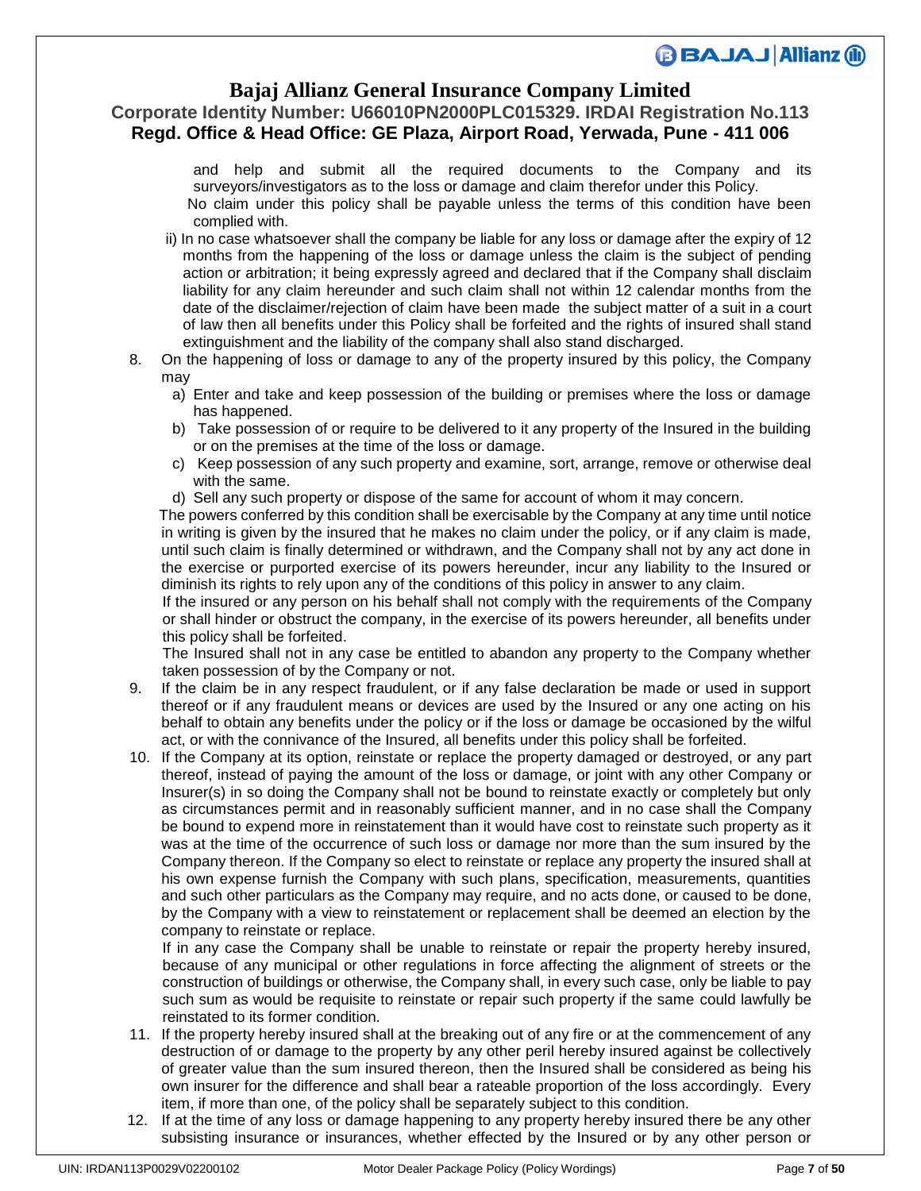and help and submit all the required documents to the Company and its surveyors/investigators as to the loss or damage and claim therefor under this Policy.

No claim under this policy shall be payable unless the terms of this condition have been complied with.

ii) In no case whatsoever shall the company be liable for any loss or damage after the expiry of 12 months from the happening of the loss or damage unless the claim is the subject of pending action or arbitration; it being expressly agreed and declared that if the Company shall disclaim liability for any claim hereunder and such claim shall not within 12 calendar months from the date of the disclaimer/rejection of claim have been made the subject matter of a suit in a court of law then all benefits under this Policy shall be forfeited and the rights of insured shall stand extinguishment and the liability of the company shall also stand discharged.

8. On the happening of loss or damage to any of the property insured by this policy, the Company may
   a) Enter and take and keep possession of the building or premises where the loss or damage has happened.
   b) Take possession of or require to be delivered to it any property of the Insured in the building or on the premises at the time of the loss or damage.
   c) Keep possession of any such property and examine, sort, arrange, remove or otherwise deal with the same.
   d) Sell any such property or dispose of the same for account of whom it may concern.

   The powers conferred by this condition shall be exercisable by the Company at any time until notice in writing is given by the insured that he makes no claim under the policy, or if any claim is made, until such claim is finally determined or withdrawn, and the Company shall not by any act done in the exercise or purported exercise of its powers hereunder, incur any liability to the Insured or diminish its rights to rely upon any of the conditions of this policy in answer to any claim.

   If the insured or any person on his behalf shall not comply with the requirements of the Company or shall hinder or obstruct the company, in the exercise of its powers hereunder, all benefits under this policy shall be forfeited.

   The Insured shall not in any case be entitled to abandon any property to the Company whether taken possession of by the Company or not.

9. If the claim be in any respect fraudulent, or if any false declaration be made or used in support thereof or if any fraudulent means or devices are used by the Insured or any one acting on his behalf to obtain any benefits under the policy or if the loss or damage be occasioned by the wilful act, or with the connivance of the Insured, all benefits under this policy shall be forfeited.

10. If the Company at its option, reinstate or replace the property damaged or destroyed, or any part thereof, instead of paying the amount of the loss or damage, or joint with any other Company or Insurer(s) in so doing the Company shall not be bound to reinstate exactly or completely but only as circumstances permit and in reasonably sufficient manner, and in no case shall the Company be bound to expend more in reinstatement than it would have cost to reinstate such property as it was at the time of the occurrence of such loss or damage nor more than the sum insured by the Company thereon. If the Company so elect to reinstate or replace any property the insured shall at his own expense furnish the Company with such plans, specification, measurements, quantities and such other particulars as the Company may require, and no acts done, or caused to be done, by the Company with a view to reinstatement or replacement shall be deemed an election by the company to reinstate or replace.

    If in any case the Company shall be unable to reinstate or repair the property hereby insured, because of any municipal or other regulations in force affecting the alignment of streets or the construction of buildings or otherwise, the Company shall, in every such case, only be liable to pay such sum as would be requisite to reinstate or repair such property if the same could lawfully be reinstated to its former condition.

11. If the property hereby insured shall at the breaking out of any fire or at the commencement of any destruction of or damage to the property by any other peril hereby insured against be collectively of greater value than the sum insured thereon, then the Insured shall be considered as being his own insurer for the difference and shall bear a rateable proportion of the loss accordingly. Every item, if more than one, of the policy shall be separately subject to this condition.

12. If at the time of any loss or damage happening to any property hereby insured there be any other subsisting insurance or insurances, whether effected by the Insured or by any other person or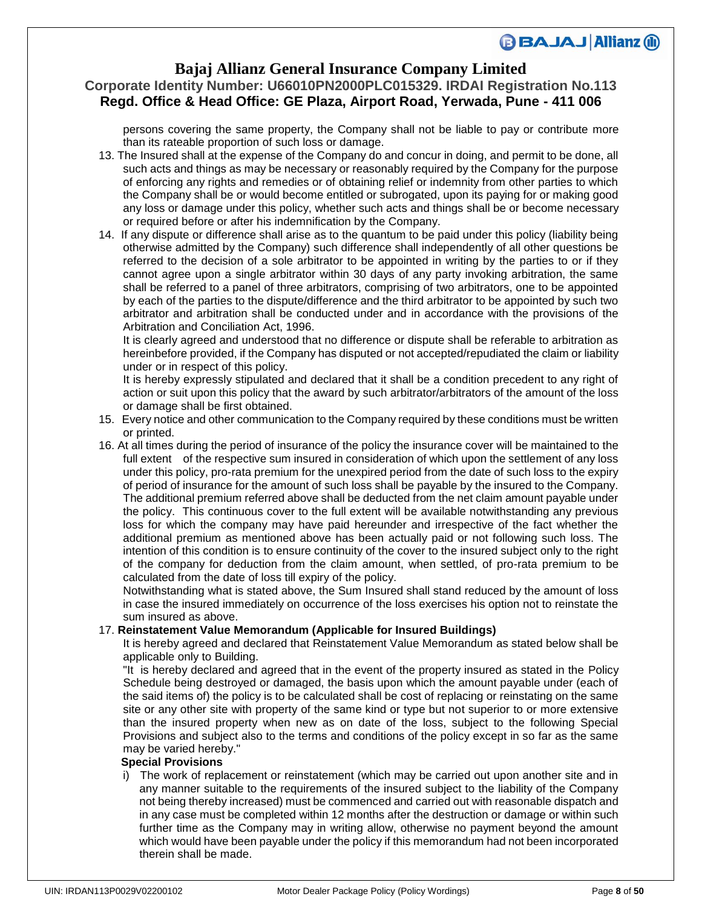persons covering the same property, the Company shall not be liable to pay or contribute more than its rateable proportion of such loss or damage.

13. The Insured shall at the expense of the Company do and concur in doing, and permit to be done, all such acts and things as may be necessary or reasonably required by the Company for the purpose of enforcing any rights and remedies or of obtaining relief or indemnity from other parties to which the Company shall be or would become entitled or subrogated, upon its paying for or making good any loss or damage under this policy, whether such acts and things shall be or become necessary or required before or after his indemnification by the Company.

14. If any dispute or difference shall arise as to the quantum to be paid under this policy (liability being otherwise admitted by the Company) such difference shall independently of all other questions be referred to the decision of a sole arbitrator to be appointed in writing by the parties to or if they cannot agree upon a single arbitrator within 30 days of any party invoking arbitration, the same shall be referred to a panel of three arbitrators, comprising of two arbitrators, one to be appointed by each of the parties to the dispute/difference and the third arbitrator to be appointed by such two arbitrator and arbitration shall be conducted under and in accordance with the provisions of the Arbitration and Conciliation Act, 1996.

    It is clearly agreed and understood that no difference or dispute shall be referable to arbitration as hereinbefore provided, if the Company has disputed or not accepted/repudiated the claim or liability under or in respect of this policy.

    It is hereby expressly stipulated and declared that it shall be a condition precedent to any right of action or suit upon this policy that the award by such arbitrator/arbitrators of the amount of the loss or damage shall be first obtained.

15. Every notice and other communication to the Company required by these conditions must be written or printed.

16. At all times during the period of insurance of the policy the insurance cover will be maintained to the full extent of the respective sum insured in consideration of which upon the settlement of any loss under this policy, pro-rata premium for the unexpired period from the date of such loss to the expiry of period of insurance for the amount of such loss shall be payable by the insured to the Company. The additional premium referred above shall be deducted from the net claim amount payable under the policy. This continuous cover to the full extent will be available notwithstanding any previous loss for which the company may have paid hereunder and irrespective of the fact whether the additional premium as mentioned above has been actually paid or not following such loss. The intention of this condition is to ensure continuity of the cover to the insured subject only to the right of the company for deduction from the claim amount, when settled, of pro-rata premium to be calculated from the date of loss till expiry of the policy.

    Notwithstanding what is stated above, the Sum Insured shall stand reduced by the amount of loss in case the insured immediately on occurrence of the loss exercises his option not to reinstate the sum insured as above.

17. **Reinstatement Value Memorandum (Applicable for Insured Buildings)**

    It is hereby agreed and declared that Reinstatement Value Memorandum as stated below shall be applicable only to Building.

    "It is hereby declared and agreed that in the event of the property insured as stated in the Policy Schedule being destroyed or damaged, the basis upon which the amount payable under (each of the said items of) the policy is to be calculated shall be cost of replacing or reinstating on the same site or any other site with property of the same kind or type but not superior to or more extensive than the insured property when new as on date of the loss, subject to the following Special Provisions and subject also to the terms and conditions of the policy except in so far as the same may be varied hereby."

    **Special Provisions**

    i) The work of replacement or reinstatement (which may be carried out upon another site and in any manner suitable to the requirements of the insured subject to the liability of the Company not being thereby increased) must be commenced and carried out with reasonable dispatch and in any case must be completed within 12 months after the destruction or damage or within such further time as the Company may in writing allow, otherwise no payment beyond the amount which would have been payable under the policy if this memorandum had not been incorporated therein shall be made.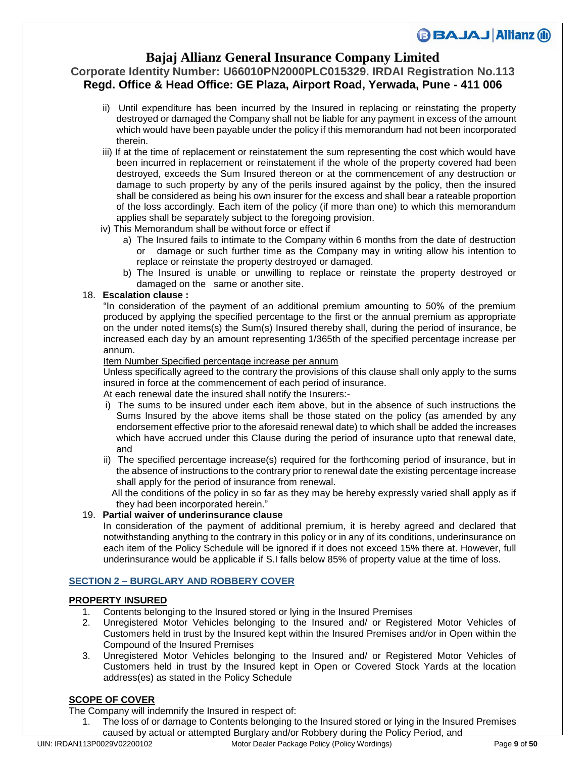ii) Until expenditure has been incurred by the Insured in replacing or reinstating the property destroyed or damaged the Company shall not be liable for any payment in excess of the amount which would have been payable under the policy if this memorandum had not been incorporated therein.

iii) If at the time of replacement or reinstatement the sum representing the cost which would have been incurred in replacement or reinstatement if the whole of the property covered had been destroyed, exceeds the Sum Insured thereon or at the commencement of any destruction or damage to such property by any of the perils insured against by the policy, then the insured shall be considered as being his own insurer for the excess and shall bear a rateable proportion of the loss accordingly. Each item of the policy (if more than one) to which this memorandum applies shall be separately subject to the foregoing provision.

iv) This Memorandum shall be without force or effect if

a) The Insured fails to intimate to the Company within 6 months from the date of destruction or damage or such further time as the Company may in writing allow his intention to replace or reinstate the property destroyed or damaged.

b) The Insured is unable or unwilling to replace or reinstate the property destroyed or damaged on the same or another site.

18. **Escalation clause :**

"In consideration of the payment of an additional premium amounting to 50% of the premium produced by applying the specified percentage to the first or the annual premium as appropriate on the under noted items(s) the Sum(s) Insured thereby shall, during the period of insurance, be increased each day by an amount representing 1/365th of the specified percentage increase per annum.

Item Number Specified percentage increase per annum

Unless specifically agreed to the contrary the provisions of this clause shall only apply to the sums insured in force at the commencement of each period of insurance.

At each renewal date the insured shall notify the Insurers:-

i) The sums to be insured under each item above, but in the absence of such instructions the Sums Insured by the above items shall be those stated on the policy (as amended by any endorsement effective prior to the aforesaid renewal date) to which shall be added the increases which have accrued under this Clause during the period of insurance upto that renewal date, and

ii) The specified percentage increase(s) required for the forthcoming period of insurance, but in the absence of instructions to the contrary prior to renewal date the existing percentage increase shall apply for the period of insurance from renewal.

All the conditions of the policy in so far as they may be hereby expressly varied shall apply as if they had been incorporated herein."

19. **Partial waiver of underinsurance clause**

In consideration of the payment of additional premium, it is hereby agreed and declared that notwithstanding anything to the contrary in this policy or in any of its conditions, underinsurance on each item of the Policy Schedule will be ignored if it does not exceed 15% there at. However, full underinsurance would be applicable if S.I falls below 85% of property value at the time of loss.

## SECTION 2 – BURGLARY AND ROBBERY COVER

### PROPERTY INSURED

1. Contents belonging to the Insured stored or lying in the Insured Premises
2. Unregistered Motor Vehicles belonging to the Insured and/ or Registered Motor Vehicles of Customers held in trust by the Insured kept within the Insured Premises and/or in Open within the Compound of the Insured Premises
3. Unregistered Motor Vehicles belonging to the Insured and/ or Registered Motor Vehicles of Customers held in trust by the Insured kept in Open or Covered Stock Yards at the location address(es) as stated in the Policy Schedule

### SCOPE OF COVER

The Company will indemnify the Insured in respect of:

1. The loss of or damage to Contents belonging to the Insured stored or lying in the Insured Premises caused by actual or attempted Burglary and/or Robbery during the Policy Period, and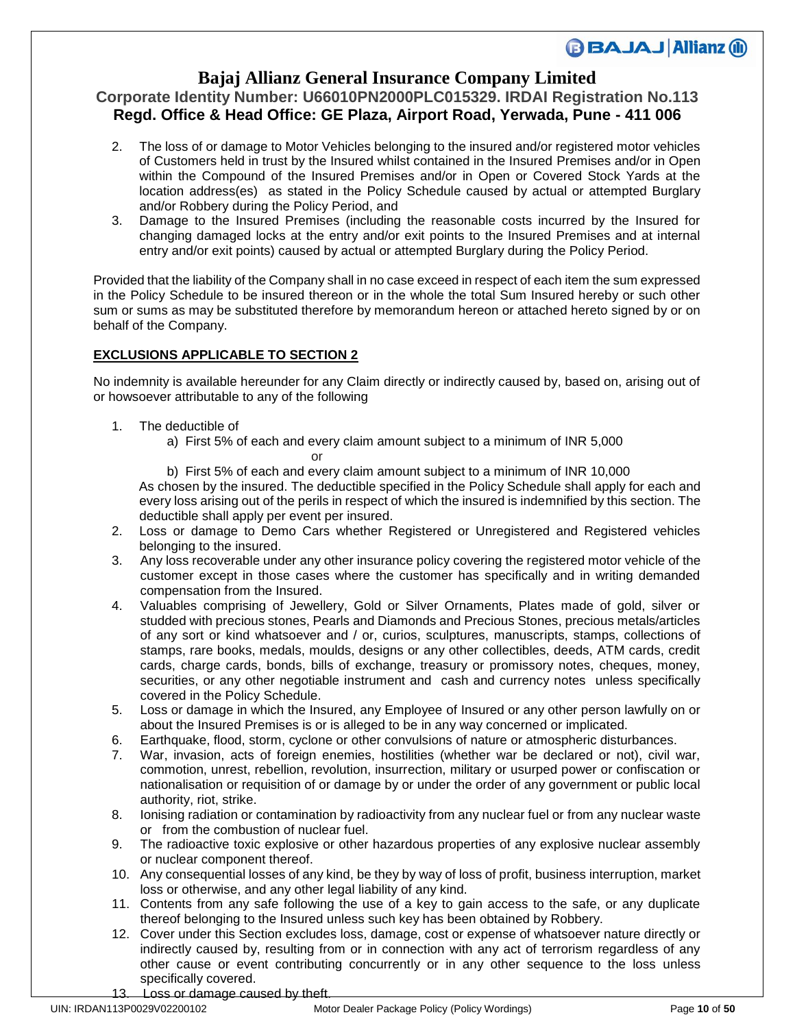2. The loss of or damage to Motor Vehicles belonging to the insured and/or registered motor vehicles of Customers held in trust by the Insured whilst contained in the Insured Premises and/or in Open within the Compound of the Insured Premises and/or in Open or Covered Stock Yards at the location address(es) as stated in the Policy Schedule caused by actual or attempted Burglary and/or Robbery during the Policy Period, and
3. Damage to the Insured Premises (including the reasonable costs incurred by the Insured for changing damaged locks at the entry and/or exit points to the Insured Premises and at internal entry and/or exit points) caused by actual or attempted Burglary during the Policy Period.

Provided that the liability of the Company shall in no case exceed in respect of each item the sum expressed in the Policy Schedule to be insured thereon or in the whole the total Sum Insured hereby or such other sum or sums as may be substituted therefore by memorandum hereon or attached hereto signed by or on behalf of the Company.

**EXCLUSIONS APPLICABLE TO SECTION 2**

No indemnity is available hereunder for any Claim directly or indirectly caused by, based on, arising out of or howsoever attributable to any of the following

1. The deductible of
   a) First 5% of each and every claim amount subject to a minimum of INR 5,000
   
   or
   
   b) First 5% of each and every claim amount subject to a minimum of INR 10,000
   
   As chosen by the insured. The deductible specified in the Policy Schedule shall apply for each and every loss arising out of the perils in respect of which the insured is indemnified by this section. The deductible shall apply per event per insured.
2. Loss or damage to Demo Cars whether Registered or Unregistered and Registered vehicles belonging to the insured.
3. Any loss recoverable under any other insurance policy covering the registered motor vehicle of the customer except in those cases where the customer has specifically and in writing demanded compensation from the Insured.
4. Valuables comprising of Jewellery, Gold or Silver Ornaments, Plates made of gold, silver or studded with precious stones, Pearls and Diamonds and Precious Stones, precious metals/articles of any sort or kind whatsoever and / or, curios, sculptures, manuscripts, stamps, collections of stamps, rare books, medals, moulds, designs or any other collectibles, deeds, ATM cards, credit cards, charge cards, bonds, bills of exchange, treasury or promissory notes, cheques, money, securities, or any other negotiable instrument and cash and currency notes unless specifically covered in the Policy Schedule.
5. Loss or damage in which the Insured, any Employee of Insured or any other person lawfully on or about the Insured Premises is or is alleged to be in any way concerned or implicated.
6. Earthquake, flood, storm, cyclone or other convulsions of nature or atmospheric disturbances.
7. War, invasion, acts of foreign enemies, hostilities (whether war be declared or not), civil war, commotion, unrest, rebellion, revolution, insurrection, military or usurped power or confiscation or nationalisation or requisition of or damage by or under the order of any government or public local authority, riot, strike.
8. Ionising radiation or contamination by radioactivity from any nuclear fuel or from any nuclear waste or from the combustion of nuclear fuel.
9. The radioactive toxic explosive or other hazardous properties of any explosive nuclear assembly or nuclear component thereof.
10. Any consequential losses of any kind, be they by way of loss of profit, business interruption, market loss or otherwise, and any other legal liability of any kind.
11. Contents from any safe following the use of a key to gain access to the safe, or any duplicate thereof belonging to the Insured unless such key has been obtained by Robbery.
12. Cover under this Section excludes loss, damage, cost or expense of whatsoever nature directly or indirectly caused by, resulting from or in connection with any act of terrorism regardless of any other cause or event contributing concurrently or in any other sequence to the loss unless specifically covered.
13. Loss or damage caused by theft.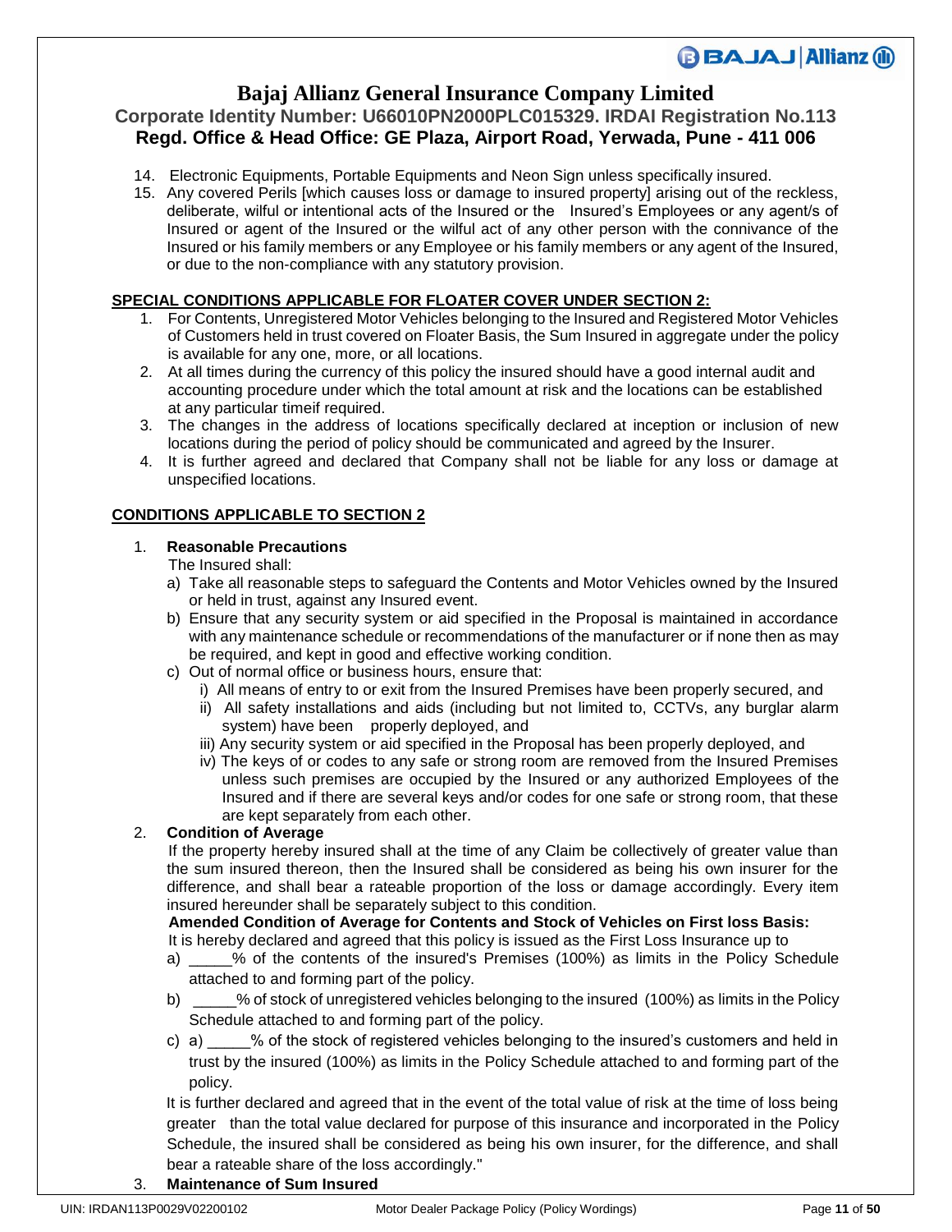14. Electronic Equipments, Portable Equipments and Neon Sign unless specifically insured.
15. Any covered Perils [which causes loss or damage to insured property] arising out of the reckless, deliberate, wilful or intentional acts of the Insured or the Insured's Employees or any agent/s of Insured or agent of the Insured or the wilful act of any other person with the connivance of the Insured or his family members or any Employee or his family members or any agent of the Insured, or due to the non-compliance with any statutory provision.

**SPECIAL CONDITIONS APPLICABLE FOR FLOATER COVER UNDER SECTION 2:**

1. For Contents, Unregistered Motor Vehicles belonging to the Insured and Registered Motor Vehicles of Customers held in trust covered on Floater Basis, the Sum Insured in aggregate under the policy is available for any one, more, or all locations.
2. At all times during the currency of this policy the insured should have a good internal audit and accounting procedure under which the total amount at risk and the locations can be established at any particular timeif required.
3. The changes in the address of locations specifically declared at inception or inclusion of new locations during the period of policy should be communicated and agreed by the Insurer.
4. It is further agreed and declared that Company shall not be liable for any loss or damage at unspecified locations.

**CONDITIONS APPLICABLE TO SECTION 2**

1. **Reasonable Precautions**

   The Insured shall:

   a) Take all reasonable steps to safeguard the Contents and Motor Vehicles owned by the Insured or held in trust, against any Insured event.
   b) Ensure that any security system or aid specified in the Proposal is maintained in accordance with any maintenance schedule or recommendations of the manufacturer or if none then as may be required, and kept in good and effective working condition.
   c) Out of normal office or business hours, ensure that:
      i) All means of entry to or exit from the Insured Premises have been properly secured, and
      ii) All safety installations and aids (including but not limited to, CCTVs, any burglar alarm system) have been properly deployed, and
      iii) Any security system or aid specified in the Proposal has been properly deployed, and
      iv) The keys of or codes to any safe or strong room are removed from the Insured Premises unless such premises are occupied by the Insured or any authorized Employees of the Insured and if there are several keys and/or codes for one safe or strong room, that these are kept separately from each other.

2. **Condition of Average**

   If the property hereby insured shall at the time of any Claim be collectively of greater value than the sum insured thereon, then the Insured shall be considered as being his own insurer for the difference, and shall bear a rateable proportion of the loss or damage accordingly. Every item insured hereunder shall be separately subject to this condition.

   **Amended Condition of Average for Contents and Stock of Vehicles on First loss Basis:**

   It is hereby declared and agreed that this policy is issued as the First Loss Insurance up to

   a) _____% of the contents of the insured's Premises (100%) as limits in the Policy Schedule attached to and forming part of the policy.
   b) _____% of stock of unregistered vehicles belonging to the insured (100%) as limits in the Policy Schedule attached to and forming part of the policy.
   c) a) _____% of the stock of registered vehicles belonging to the insured's customers and held in trust by the insured (100%) as limits in the Policy Schedule attached to and forming part of the policy.

   It is further declared and agreed that in the event of the total value of risk at the time of loss being greater than the total value declared for purpose of this insurance and incorporated in the Policy Schedule, the insured shall be considered as being his own insurer, for the difference, and shall bear a rateable share of the loss accordingly."

3. **Maintenance of Sum Insured**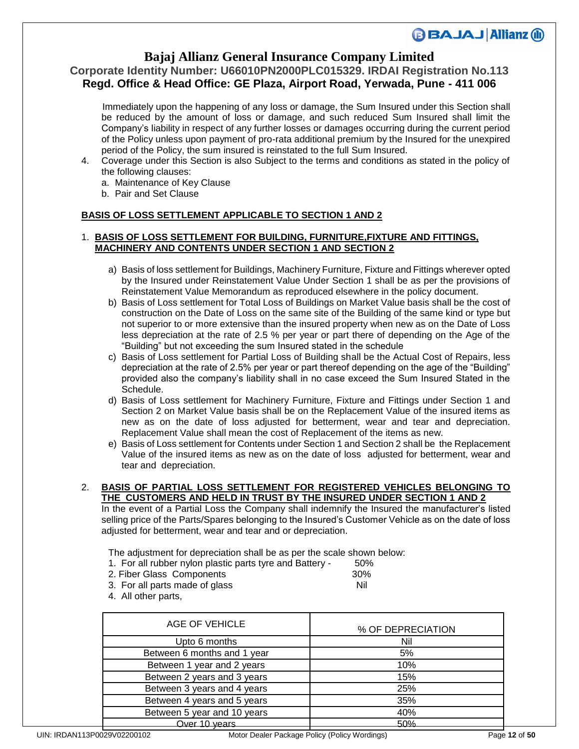Immediately upon the happening of any loss or damage, the Sum Insured under this Section shall be reduced by the amount of loss or damage, and such reduced Sum Insured shall limit the Company's liability in respect of any further losses or damages occurring during the current period of the Policy unless upon payment of pro-rata additional premium by the Insured for the unexpired period of the Policy, the sum insured is reinstated to the full Sum Insured.

4. Coverage under this Section is also Subject to the terms and conditions as stated in the policy of the following clauses:
   a. Maintenance of Key Clause
   b. Pair and Set Clause

**BASIS OF LOSS SETTLEMENT APPLICABLE TO SECTION 1 AND 2**

1. **BASIS OF LOSS SETTLEMENT FOR BUILDING, FURNITURE,FIXTURE AND FITTINGS, MACHINERY AND CONTENTS UNDER SECTION 1 AND SECTION 2**

   a) Basis of loss settlement for Buildings, Machinery Furniture, Fixture and Fittings wherever opted by the Insured under Reinstatement Value Under Section 1 shall be as per the provisions of Reinstatement Value Memorandum as reproduced elsewhere in the policy document.
   b) Basis of Loss settlement for Total Loss of Buildings on Market Value basis shall be the cost of construction on the Date of Loss on the same site of the Building of the same kind or type but not superior to or more extensive than the insured property when new as on the Date of Loss less depreciation at the rate of 2.5 % per year or part there of depending on the Age of the "Building" but not exceeding the sum Insured stated in the schedule
   c) Basis of Loss settlement for Partial Loss of Building shall be the Actual Cost of Repairs, less depreciation at the rate of 2.5% per year or part thereof depending on the age of the "Building" provided also the company's liability shall in no case exceed the Sum Insured Stated in the Schedule.
   d) Basis of Loss settlement for Machinery Furniture, Fixture and Fittings under Section 1 and Section 2 on Market Value basis shall be on the Replacement Value of the insured items as new as on the date of loss adjusted for betterment, wear and tear and depreciation. Replacement Value shall mean the cost of Replacement of the items as new.
   e) Basis of Loss settlement for Contents under Section 1 and Section 2 shall be the Replacement Value of the insured items as new as on the date of loss adjusted for betterment, wear and tear and depreciation.

2. **BASIS OF PARTIAL LOSS SETTLEMENT FOR REGISTERED VEHICLES BELONGING TO THE CUSTOMERS AND HELD IN TRUST BY THE INSURED UNDER SECTION 1 AND 2**

   In the event of a Partial Loss the Company shall indemnify the Insured the manufacturer's listed selling price of the Parts/Spares belonging to the Insured's Customer Vehicle as on the date of loss adjusted for betterment, wear and tear and or depreciation.

   The adjustment for depreciation shall be as per the scale shown below:
   1. For all rubber nylon plastic parts tyre and Battery - 50%
   2. Fiber Glass Components 30%
   3. For all parts made of glass Nil
   4. All other parts,

| AGE OF VEHICLE | % OF DEPRECIATION |
|---|---|
| Upto 6 months | Nil |
| Between 6 months and 1 year | 5% |
| Between 1 year and 2 years | 10% |
| Between 2 years and 3 years | 15% |
| Between 3 years and 4 years | 25% |
| Between 4 years and 5 years | 35% |
| Between 5 year and 10 years | 40% |
| Over 10 years | 50% |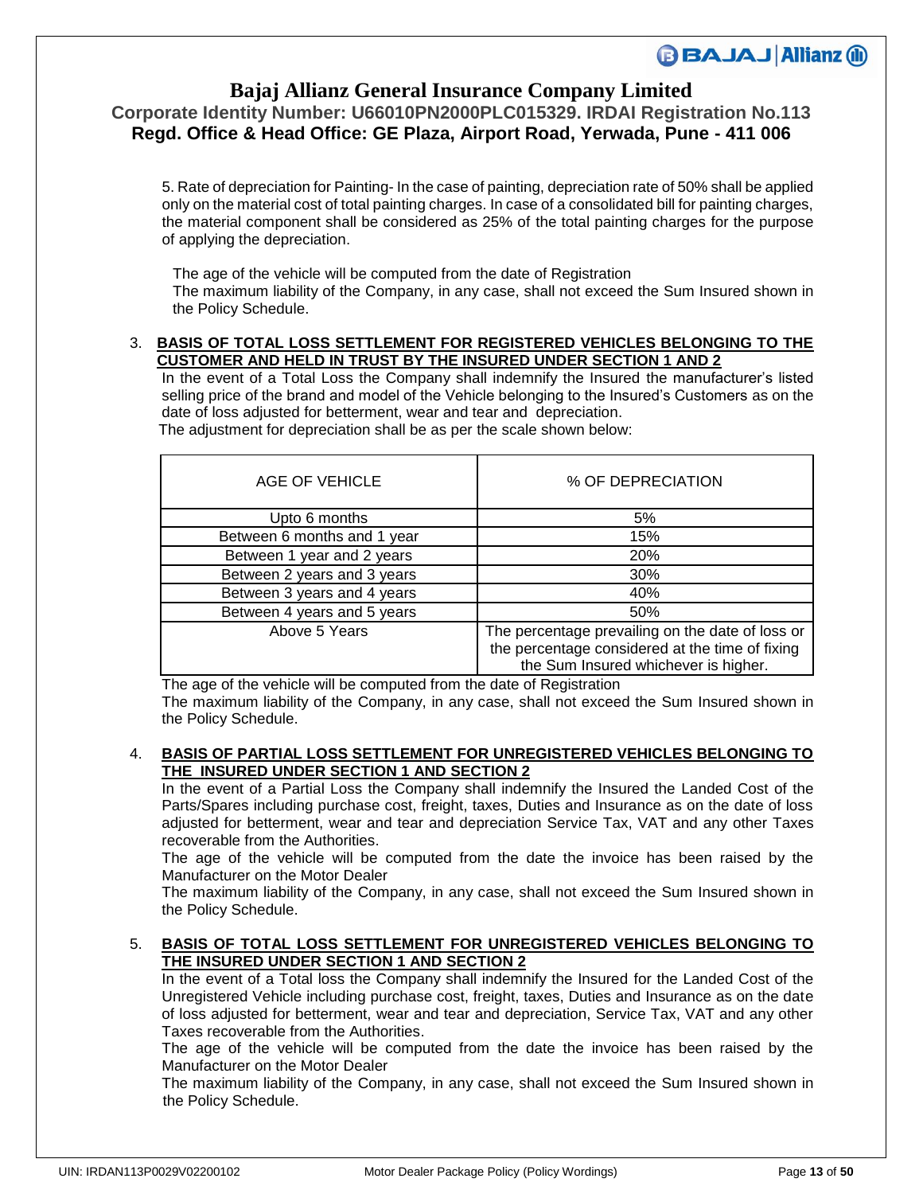5. Rate of depreciation for Painting- In the case of painting, depreciation rate of 50% shall be applied only on the material cost of total painting charges. In case of a consolidated bill for painting charges, the material component shall be considered as 25% of the total painting charges for the purpose of applying the depreciation.

The age of the vehicle will be computed from the date of Registration
The maximum liability of the Company, in any case, shall not exceed the Sum Insured shown in the Policy Schedule.

3. **BASIS OF TOTAL LOSS SETTLEMENT FOR REGISTERED VEHICLES BELONGING TO THE CUSTOMER AND HELD IN TRUST BY THE INSURED UNDER SECTION 1 AND 2**

In the event of a Total Loss the Company shall indemnify the Insured the manufacturer's listed selling price of the brand and model of the Vehicle belonging to the Insured's Customers as on the date of loss adjusted for betterment, wear and tear and depreciation.
The adjustment for depreciation shall be as per the scale shown below:

| AGE OF VEHICLE | % OF DEPRECIATION |
|---|---|
| Upto 6 months | 5% |
| Between 6 months and 1 year | 15% |
| Between 1 year and 2 years | 20% |
| Between 2 years and 3 years | 30% |
| Between 3 years and 4 years | 40% |
| Between 4 years and 5 years | 50% |
| Above 5 Years | The percentage prevailing on the date of loss or the percentage considered at the time of fixing the Sum Insured whichever is higher. |

The age of the vehicle will be computed from the date of Registration
The maximum liability of the Company, in any case, shall not exceed the Sum Insured shown in the Policy Schedule.

4. **BASIS OF PARTIAL LOSS SETTLEMENT FOR UNREGISTERED VEHICLES BELONGING TO THE INSURED UNDER SECTION 1 AND SECTION 2**

In the event of a Partial Loss the Company shall indemnify the Insured the Landed Cost of the Parts/Spares including purchase cost, freight, taxes, Duties and Insurance as on the date of loss adjusted for betterment, wear and tear and depreciation Service Tax, VAT and any other Taxes recoverable from the Authorities.
The age of the vehicle will be computed from the date the invoice has been raised by the Manufacturer on the Motor Dealer
The maximum liability of the Company, in any case, shall not exceed the Sum Insured shown in the Policy Schedule.

5. **BASIS OF TOTAL LOSS SETTLEMENT FOR UNREGISTERED VEHICLES BELONGING TO THE INSURED UNDER SECTION 1 AND SECTION 2**

In the event of a Total loss the Company shall indemnify the Insured for the Landed Cost of the Unregistered Vehicle including purchase cost, freight, taxes, Duties and Insurance as on the date of loss adjusted for betterment, wear and tear and depreciation, Service Tax, VAT and any other Taxes recoverable from the Authorities.
The age of the vehicle will be computed from the date the invoice has been raised by the Manufacturer on the Motor Dealer
The maximum liability of the Company, in any case, shall not exceed the Sum Insured shown in the Policy Schedule.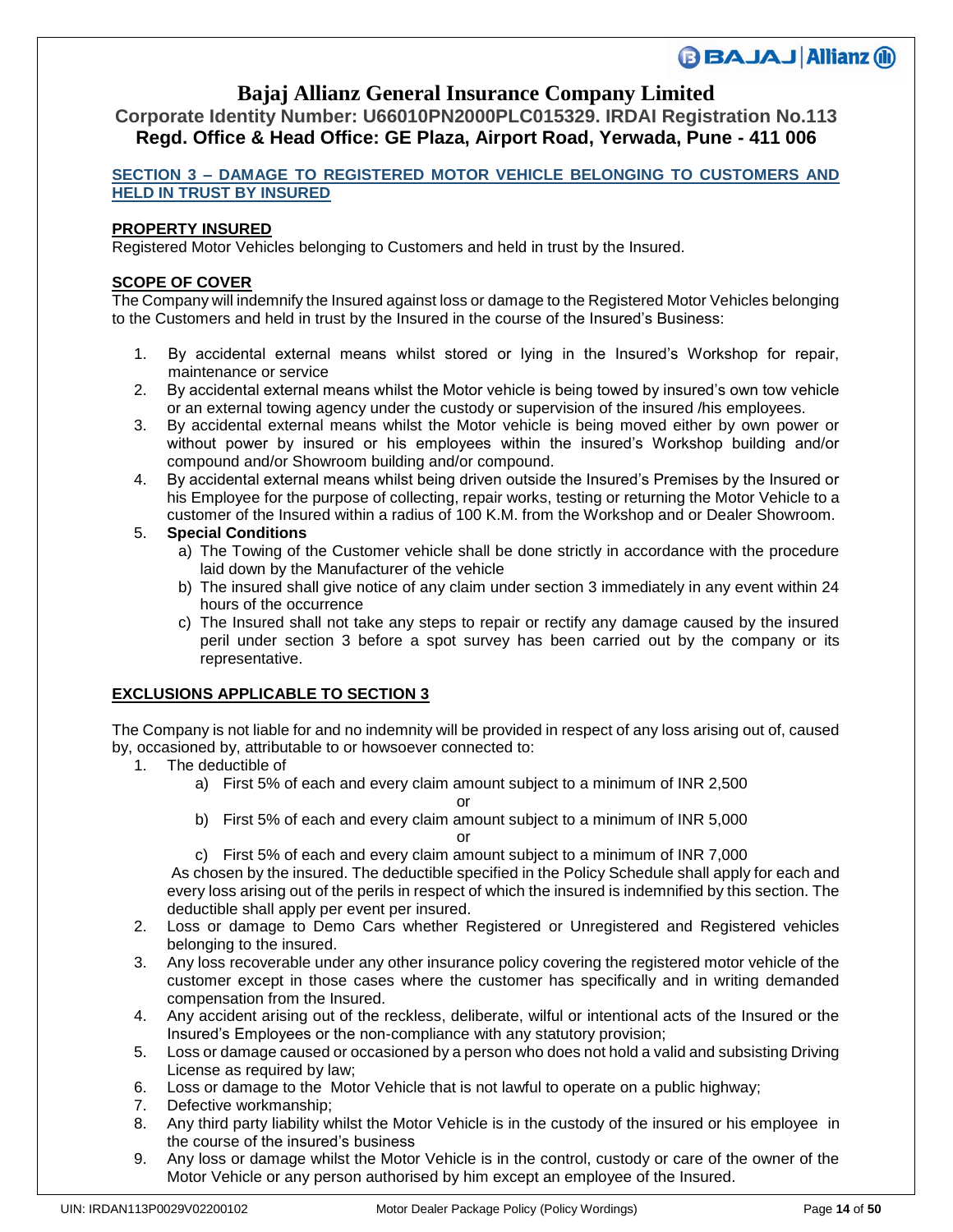## SECTION 3 – DAMAGE TO REGISTERED MOTOR VEHICLE BELONGING TO CUSTOMERS AND HELD IN TRUST BY INSURED

### PROPERTY INSURED

Registered Motor Vehicles belonging to Customers and held in trust by the Insured.

### SCOPE OF COVER

The Company will indemnify the Insured against loss or damage to the Registered Motor Vehicles belonging to the Customers and held in trust by the Insured in the course of the Insured's Business:

1. By accidental external means whilst stored or lying in the Insured's Workshop for repair, maintenance or service
2. By accidental external means whilst the Motor vehicle is being towed by insured's own tow vehicle or an external towing agency under the custody or supervision of the insured /his employees.
3. By accidental external means whilst the Motor vehicle is being moved either by own power or without power by insured or his employees within the insured's Workshop building and/or compound and/or Showroom building and/or compound.
4. By accidental external means whilst being driven outside the Insured's Premises by the Insured or his Employee for the purpose of collecting, repair works, testing or returning the Motor Vehicle to a customer of the Insured within a radius of 100 K.M. from the Workshop and or Dealer Showroom.
5. **Special Conditions**
   a) The Towing of the Customer vehicle shall be done strictly in accordance with the procedure laid down by the Manufacturer of the vehicle
   b) The insured shall give notice of any claim under section 3 immediately in any event within 24 hours of the occurrence
   c) The Insured shall not take any steps to repair or rectify any damage caused by the insured peril under section 3 before a spot survey has been carried out by the company or its representative.

### EXCLUSIONS APPLICABLE TO SECTION 3

The Company is not liable for and no indemnity will be provided in respect of any loss arising out of, caused by, occasioned by, attributable to or howsoever connected to:

1. The deductible of
   a) First 5% of each and every claim amount subject to a minimum of INR 2,500

      or

   b) First 5% of each and every claim amount subject to a minimum of INR 5,000

      or

   c) First 5% of each and every claim amount subject to a minimum of INR 7,000

   As chosen by the insured. The deductible specified in the Policy Schedule shall apply for each and every loss arising out of the perils in respect of which the insured is indemnified by this section. The deductible shall apply per event per insured.
2. Loss or damage to Demo Cars whether Registered or Unregistered and Registered vehicles belonging to the insured.
3. Any loss recoverable under any other insurance policy covering the registered motor vehicle of the customer except in those cases where the customer has specifically and in writing demanded compensation from the Insured.
4. Any accident arising out of the reckless, deliberate, wilful or intentional acts of the Insured or the Insured's Employees or the non-compliance with any statutory provision;
5. Loss or damage caused or occasioned by a person who does not hold a valid and subsisting Driving License as required by law;
6. Loss or damage to the Motor Vehicle that is not lawful to operate on a public highway;
7. Defective workmanship;
8. Any third party liability whilst the Motor Vehicle is in the custody of the insured or his employee in the course of the insured's business
9. Any loss or damage whilst the Motor Vehicle is in the control, custody or care of the owner of the Motor Vehicle or any person authorised by him except an employee of the Insured.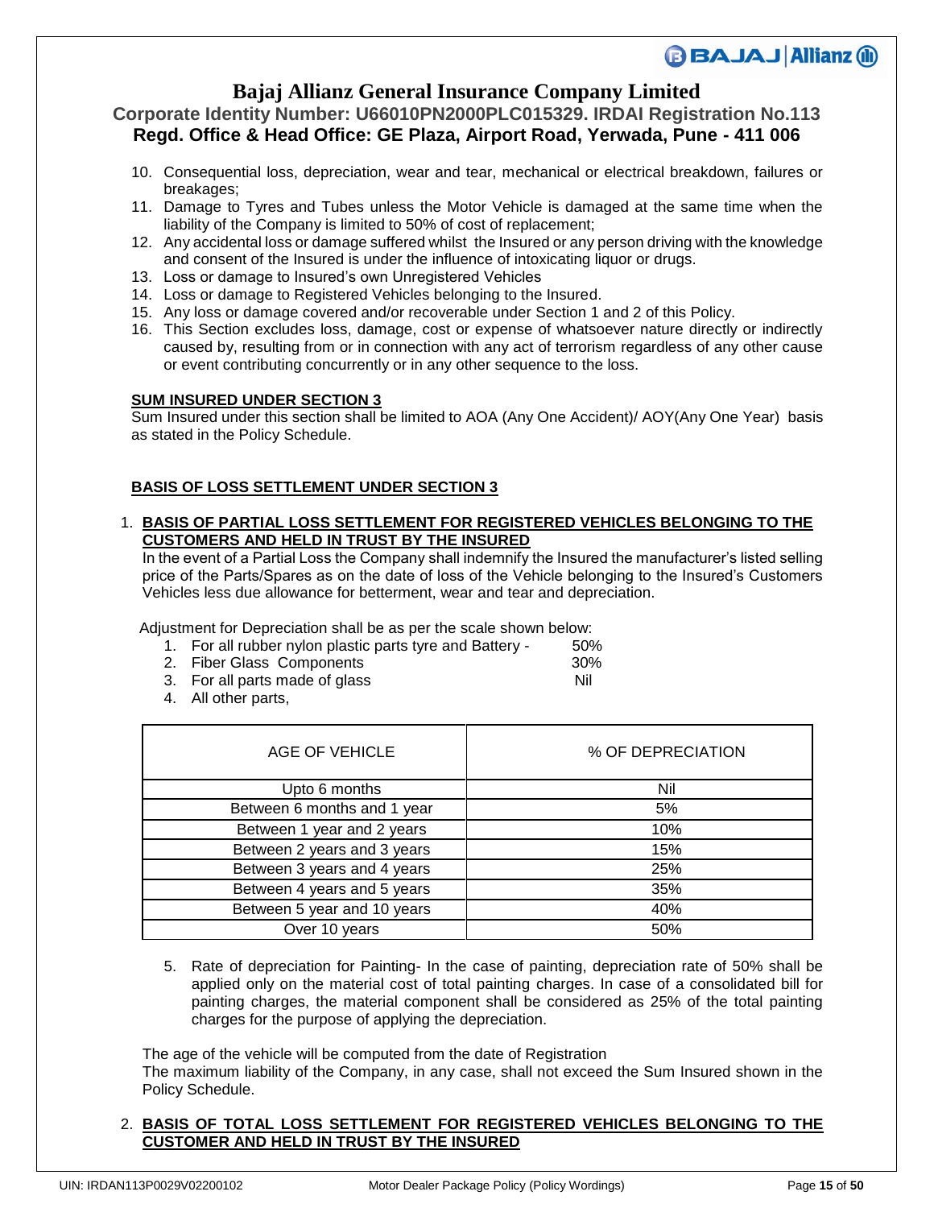10. Consequential loss, depreciation, wear and tear, mechanical or electrical breakdown, failures or breakages;
11. Damage to Tyres and Tubes unless the Motor Vehicle is damaged at the same time when the liability of the Company is limited to 50% of cost of replacement;
12. Any accidental loss or damage suffered whilst the Insured or any person driving with the knowledge and consent of the Insured is under the influence of intoxicating liquor or drugs.
13. Loss or damage to Insured's own Unregistered Vehicles
14. Loss or damage to Registered Vehicles belonging to the Insured.
15. Any loss or damage covered and/or recoverable under Section 1 and 2 of this Policy.
16. This Section excludes loss, damage, cost or expense of whatsoever nature directly or indirectly caused by, resulting from or in connection with any act of terrorism regardless of any other cause or event contributing concurrently or in any other sequence to the loss.

**SUM INSURED UNDER SECTION 3**

Sum Insured under this section shall be limited to AOA (Any One Accident)/ AOY(Any One Year) basis as stated in the Policy Schedule.

**BASIS OF LOSS SETTLEMENT UNDER SECTION 3**

1. **BASIS OF PARTIAL LOSS SETTLEMENT FOR REGISTERED VEHICLES BELONGING TO THE CUSTOMERS AND HELD IN TRUST BY THE INSURED**

   In the event of a Partial Loss the Company shall indemnify the Insured the manufacturer's listed selling price of the Parts/Spares as on the date of loss of the Vehicle belonging to the Insured's Customers Vehicles less due allowance for betterment, wear and tear and depreciation.

   Adjustment for Depreciation shall be as per the scale shown below:

   1. For all rubber nylon plastic parts tyre and Battery - 50%
   2. Fiber Glass Components 30%
   3. For all parts made of glass Nil
   4. All other parts,

   | AGE OF VEHICLE | % OF DEPRECIATION |
   |---|---|
   | Upto 6 months | Nil |
   | Between 6 months and 1 year | 5% |
   | Between 1 year and 2 years | 10% |
   | Between 2 years and 3 years | 15% |
   | Between 3 years and 4 years | 25% |
   | Between 4 years and 5 years | 35% |
   | Between 5 year and 10 years | 40% |
   | Over 10 years | 50% |

   5. Rate of depreciation for Painting- In the case of painting, depreciation rate of 50% shall be applied only on the material cost of total painting charges. In case of a consolidated bill for painting charges, the material component shall be considered as 25% of the total painting charges for the purpose of applying the depreciation.

   The age of the vehicle will be computed from the date of Registration

   The maximum liability of the Company, in any case, shall not exceed the Sum Insured shown in the Policy Schedule.

2. **BASIS OF TOTAL LOSS SETTLEMENT FOR REGISTERED VEHICLES BELONGING TO THE CUSTOMER AND HELD IN TRUST BY THE INSURED**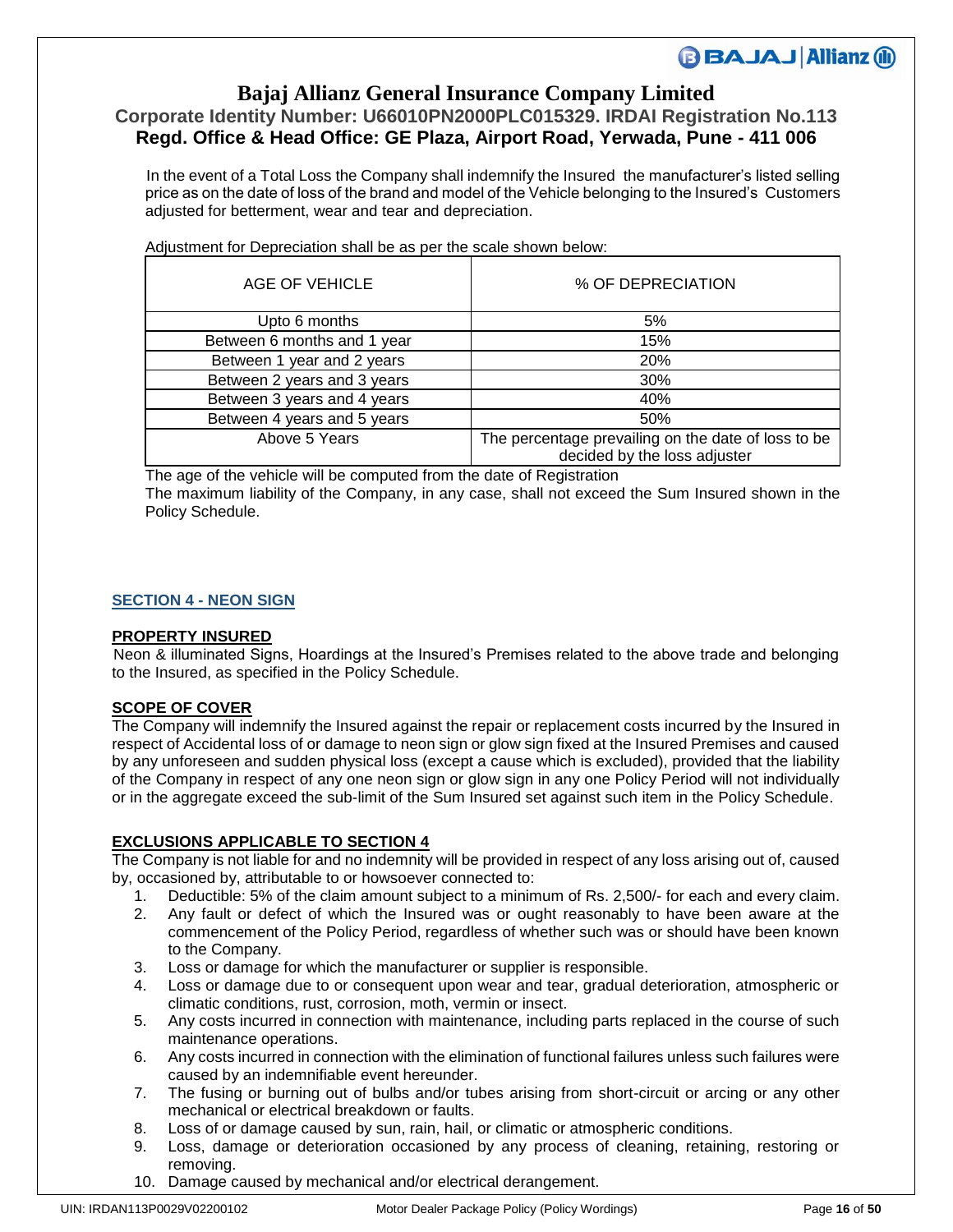In the event of a Total Loss the Company shall indemnify the Insured the manufacturer's listed selling price as on the date of loss of the brand and model of the Vehicle belonging to the Insured's Customers adjusted for betterment, wear and tear and depreciation.

Adjustment for Depreciation shall be as per the scale shown below:

| AGE OF VEHICLE | % OF DEPRECIATION |
|---|---|
| Upto 6 months | 5% |
| Between 6 months and 1 year | 15% |
| Between 1 year and 2 years | 20% |
| Between 2 years and 3 years | 30% |
| Between 3 years and 4 years | 40% |
| Between 4 years and 5 years | 50% |
| Above 5 Years | The percentage prevailing on the date of loss to be decided by the loss adjuster |

The age of the vehicle will be computed from the date of Registration

The maximum liability of the Company, in any case, shall not exceed the Sum Insured shown in the Policy Schedule.

## SECTION 4 - NEON SIGN

**PROPERTY INSURED**

Neon & illuminated Signs, Hoardings at the Insured's Premises related to the above trade and belonging to the Insured, as specified in the Policy Schedule.

**SCOPE OF COVER**

The Company will indemnify the Insured against the repair or replacement costs incurred by the Insured in respect of Accidental loss of or damage to neon sign or glow sign fixed at the Insured Premises and caused by any unforeseen and sudden physical loss (except a cause which is excluded), provided that the liability of the Company in respect of any one neon sign or glow sign in any one Policy Period will not individually or in the aggregate exceed the sub-limit of the Sum Insured set against such item in the Policy Schedule.

**EXCLUSIONS APPLICABLE TO SECTION 4**

The Company is not liable for and no indemnity will be provided in respect of any loss arising out of, caused by, occasioned by, attributable to or howsoever connected to:

1. Deductible: 5% of the claim amount subject to a minimum of Rs. 2,500/- for each and every claim.
2. Any fault or defect of which the Insured was or ought reasonably to have been aware at the commencement of the Policy Period, regardless of whether such was or should have been known to the Company.
3. Loss or damage for which the manufacturer or supplier is responsible.
4. Loss or damage due to or consequent upon wear and tear, gradual deterioration, atmospheric or climatic conditions, rust, corrosion, moth, vermin or insect.
5. Any costs incurred in connection with maintenance, including parts replaced in the course of such maintenance operations.
6. Any costs incurred in connection with the elimination of functional failures unless such failures were caused by an indemnifiable event hereunder.
7. The fusing or burning out of bulbs and/or tubes arising from short-circuit or arcing or any other mechanical or electrical breakdown or faults.
8. Loss of or damage caused by sun, rain, hail, or climatic or atmospheric conditions.
9. Loss, damage or deterioration occasioned by any process of cleaning, retaining, restoring or removing.
10. Damage caused by mechanical and/or electrical derangement.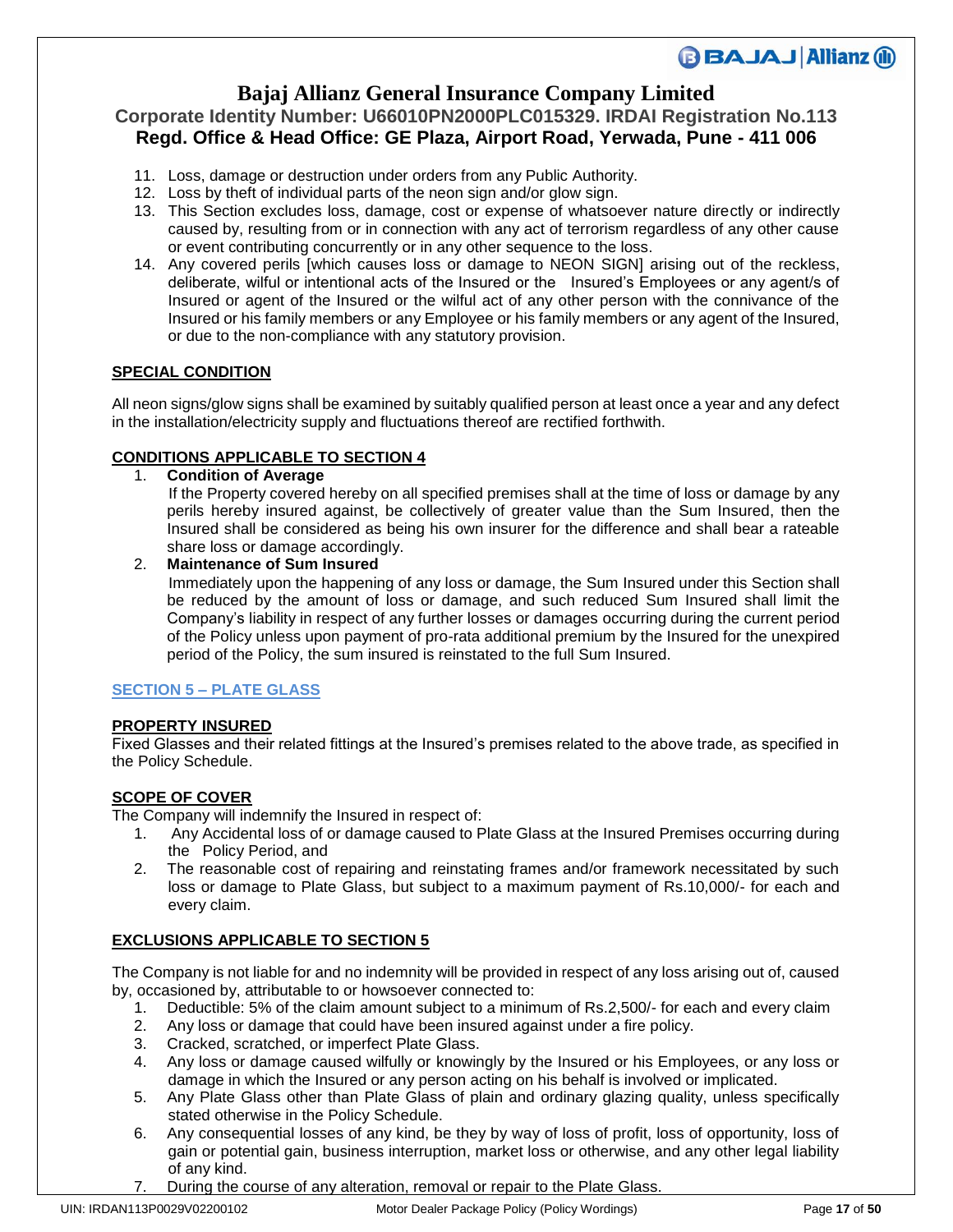11. Loss, damage or destruction under orders from any Public Authority.
12. Loss by theft of individual parts of the neon sign and/or glow sign.
13. This Section excludes loss, damage, cost or expense of whatsoever nature directly or indirectly caused by, resulting from or in connection with any act of terrorism regardless of any other cause or event contributing concurrently or in any other sequence to the loss.
14. Any covered perils [which causes loss or damage to NEON SIGN] arising out of the reckless, deliberate, wilful or intentional acts of the Insured or the Insured's Employees or any agent/s of Insured or agent of the Insured or the wilful act of any other person with the connivance of the Insured or his family members or any Employee or his family members or any agent of the Insured, or due to the non-compliance with any statutory provision.

**SPECIAL CONDITION**

All neon signs/glow signs shall be examined by suitably qualified person at least once a year and any defect in the installation/electricity supply and fluctuations thereof are rectified forthwith.

**CONDITIONS APPLICABLE TO SECTION 4**

1. **Condition of Average**
   If the Property covered hereby on all specified premises shall at the time of loss or damage by any perils hereby insured against, be collectively of greater value than the Sum Insured, then the Insured shall be considered as being his own insurer for the difference and shall bear a rateable share loss or damage accordingly.
2. **Maintenance of Sum Insured**
   Immediately upon the happening of any loss or damage, the Sum Insured under this Section shall be reduced by the amount of loss or damage, and such reduced Sum Insured shall limit the Company's liability in respect of any further losses or damages occurring during the current period of the Policy unless upon payment of pro-rata additional premium by the Insured for the unexpired period of the Policy, the sum insured is reinstated to the full Sum Insured.

## SECTION 5 – PLATE GLASS

**PROPERTY INSURED**

Fixed Glasses and their related fittings at the Insured's premises related to the above trade, as specified in the Policy Schedule.

**SCOPE OF COVER**

The Company will indemnify the Insured in respect of:

1. Any Accidental loss of or damage caused to Plate Glass at the Insured Premises occurring during the Policy Period, and
2. The reasonable cost of repairing and reinstating frames and/or framework necessitated by such loss or damage to Plate Glass, but subject to a maximum payment of Rs.10,000/- for each and every claim.

**EXCLUSIONS APPLICABLE TO SECTION 5**

The Company is not liable for and no indemnity will be provided in respect of any loss arising out of, caused by, occasioned by, attributable to or howsoever connected to:

1. Deductible: 5% of the claim amount subject to a minimum of Rs.2,500/- for each and every claim
2. Any loss or damage that could have been insured against under a fire policy.
3. Cracked, scratched, or imperfect Plate Glass.
4. Any loss or damage caused wilfully or knowingly by the Insured or his Employees, or any loss or damage in which the Insured or any person acting on his behalf is involved or implicated.
5. Any Plate Glass other than Plate Glass of plain and ordinary glazing quality, unless specifically stated otherwise in the Policy Schedule.
6. Any consequential losses of any kind, be they by way of loss of profit, loss of opportunity, loss of gain or potential gain, business interruption, market loss or otherwise, and any other legal liability of any kind.
7. During the course of any alteration, removal or repair to the Plate Glass.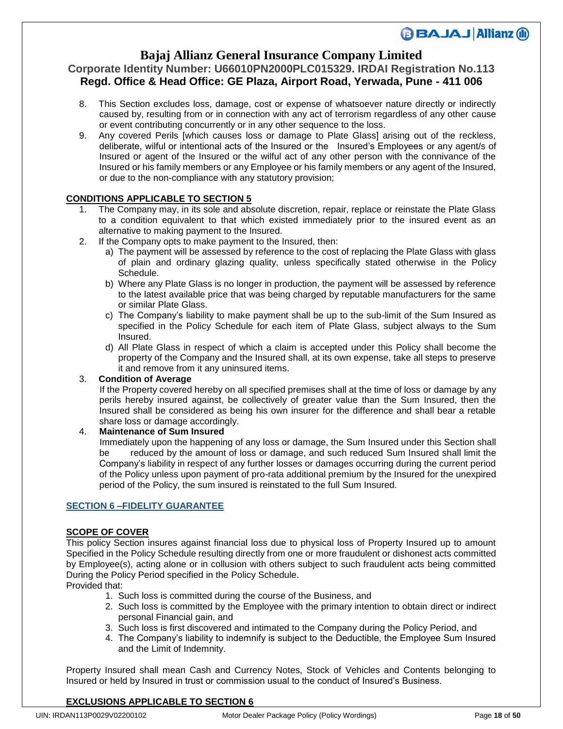8. This Section excludes loss, damage, cost or expense of whatsoever nature directly or indirectly caused by, resulting from or in connection with any act of terrorism regardless of any other cause or event contributing concurrently or in any other sequence to the loss.
9. Any covered Perils [which causes loss or damage to Plate Glass] arising out of the reckless, deliberate, wilful or intentional acts of the Insured or the Insured's Employees or any agent/s of Insured or agent of the Insured or the wilful act of any other person with the connivance of the Insured or his family members or any Employee or his family members or any agent of the Insured, or due to the non-compliance with any statutory provision;

**CONDITIONS APPLICABLE TO SECTION 5**

1. The Company may, in its sole and absolute discretion, repair, replace or reinstate the Plate Glass to a condition equivalent to that which existed immediately prior to the insured event as an alternative to making payment to the Insured.
2. If the Company opts to make payment to the Insured, then:
   a) The payment will be assessed by reference to the cost of replacing the Plate Glass with glass of plain and ordinary glazing quality, unless specifically stated otherwise in the Policy Schedule.
   b) Where any Plate Glass is no longer in production, the payment will be assessed by reference to the latest available price that was being charged by reputable manufacturers for the same or similar Plate Glass.
   c) The Company's liability to make payment shall be up to the sub-limit of the Sum Insured as specified in the Policy Schedule for each item of Plate Glass, subject always to the Sum Insured.
   d) All Plate Glass in respect of which a claim is accepted under this Policy shall become the property of the Company and the Insured shall, at its own expense, take all steps to preserve it and remove from it any uninsured items.
3. **Condition of Average**
   If the Property covered hereby on all specified premises shall at the time of loss or damage by any perils hereby insured against, be collectively of greater value than the Sum Insured, then the Insured shall be considered as being his own insurer for the difference and shall bear a retable share loss or damage accordingly.
4. **Maintenance of Sum Insured**
   Immediately upon the happening of any loss or damage, the Sum Insured under this Section shall be reduced by the amount of loss or damage, and such reduced Sum Insured shall limit the Company's liability in respect of any further losses or damages occurring during the current period of the Policy unless upon payment of pro-rata additional premium by the Insured for the unexpired period of the Policy, the sum insured is reinstated to the full Sum Insured.

## SECTION 6 –FIDELITY GUARANTEE

**SCOPE OF COVER**

This policy Section insures against financial loss due to physical loss of Property Insured up to amount Specified in the Policy Schedule resulting directly from one or more fraudulent or dishonest acts committed by Employee(s), acting alone or in collusion with others subject to such fraudulent acts being committed During the Policy Period specified in the Policy Schedule.

Provided that:

1. Such loss is committed during the course of the Business, and
2. Such loss is committed by the Employee with the primary intention to obtain direct or indirect personal Financial gain, and
3. Such loss is first discovered and intimated to the Company during the Policy Period, and
4. The Company's liability to indemnify is subject to the Deductible, the Employee Sum Insured and the Limit of Indemnity.

Property Insured shall mean Cash and Currency Notes, Stock of Vehicles and Contents belonging to Insured or held by Insured in trust or commission usual to the conduct of Insured's Business.

**EXCLUSIONS APPLICABLE TO SECTION 6**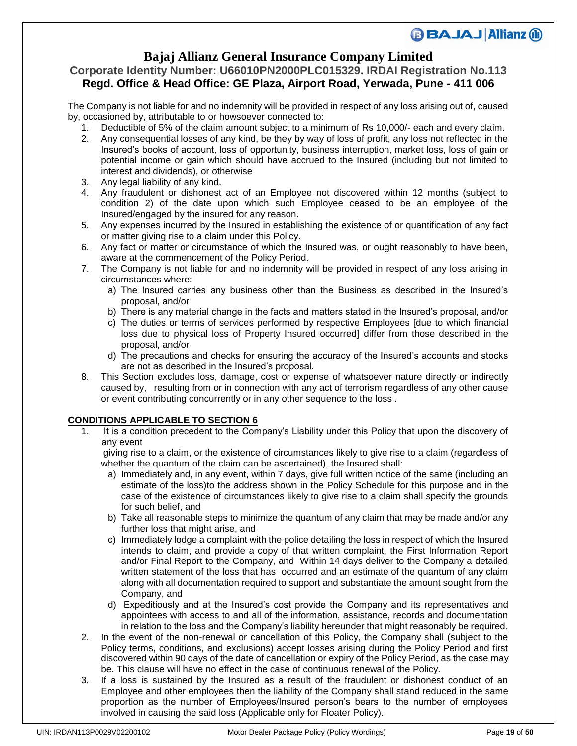The Company is not liable for and no indemnity will be provided in respect of any loss arising out of, caused by, occasioned by, attributable to or howsoever connected to:

1. Deductible of 5% of the claim amount subject to a minimum of Rs 10,000/- each and every claim.
2. Any consequential losses of any kind, be they by way of loss of profit, any loss not reflected in the Insured's books of account, loss of opportunity, business interruption, market loss, loss of gain or potential income or gain which should have accrued to the Insured (including but not limited to interest and dividends), or otherwise
3. Any legal liability of any kind.
4. Any fraudulent or dishonest act of an Employee not discovered within 12 months (subject to condition 2) of the date upon which such Employee ceased to be an employee of the Insured/engaged by the insured for any reason.
5. Any expenses incurred by the Insured in establishing the existence of or quantification of any fact or matter giving rise to a claim under this Policy.
6. Any fact or matter or circumstance of which the Insured was, or ought reasonably to have been, aware at the commencement of the Policy Period.
7. The Company is not liable for and no indemnity will be provided in respect of any loss arising in circumstances where:
   a) The Insured carries any business other than the Business as described in the Insured's proposal, and/or
   b) There is any material change in the facts and matters stated in the Insured's proposal, and/or
   c) The duties or terms of services performed by respective Employees [due to which financial loss due to physical loss of Property Insured occurred] differ from those described in the proposal, and/or
   d) The precautions and checks for ensuring the accuracy of the Insured's accounts and stocks are not as described in the Insured's proposal.
8. This Section excludes loss, damage, cost or expense of whatsoever nature directly or indirectly caused by, resulting from or in connection with any act of terrorism regardless of any other cause or event contributing concurrently or in any other sequence to the loss .

## CONDITIONS APPLICABLE TO SECTION 6

1. It is a condition precedent to the Company's Liability under this Policy that upon the discovery of any event giving rise to a claim, or the existence of circumstances likely to give rise to a claim (regardless of whether the quantum of the claim can be ascertained), the Insured shall:
   a) Immediately and, in any event, within 7 days, give full written notice of the same (including an estimate of the loss)to the address shown in the Policy Schedule for this purpose and in the case of the existence of circumstances likely to give rise to a claim shall specify the grounds for such belief, and
   b) Take all reasonable steps to minimize the quantum of any claim that may be made and/or any further loss that might arise, and
   c) Immediately lodge a complaint with the police detailing the loss in respect of which the Insured intends to claim, and provide a copy of that written complaint, the First Information Report and/or Final Report to the Company, and Within 14 days deliver to the Company a detailed written statement of the loss that has occurred and an estimate of the quantum of any claim along with all documentation required to support and substantiate the amount sought from the Company, and
   d) Expeditiously and at the Insured's cost provide the Company and its representatives and appointees with access to and all of the information, assistance, records and documentation in relation to the loss and the Company's liability hereunder that might reasonably be required.
2. In the event of the non-renewal or cancellation of this Policy, the Company shall (subject to the Policy terms, conditions, and exclusions) accept losses arising during the Policy Period and first discovered within 90 days of the date of cancellation or expiry of the Policy Period, as the case may be. This clause will have no effect in the case of continuous renewal of the Policy.
3. If a loss is sustained by the Insured as a result of the fraudulent or dishonest conduct of an Employee and other employees then the liability of the Company shall stand reduced in the same proportion as the number of Employees/Insured person's bears to the number of employees involved in causing the said loss (Applicable only for Floater Policy).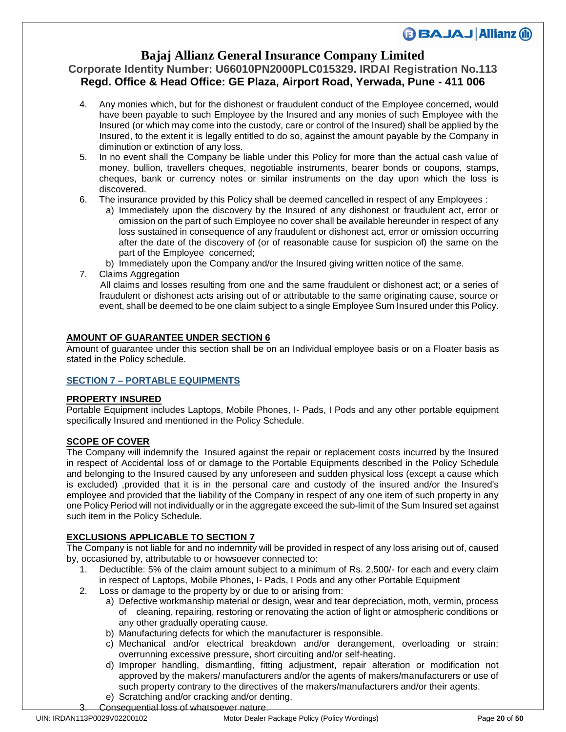4. Any monies which, but for the dishonest or fraudulent conduct of the Employee concerned, would have been payable to such Employee by the Insured and any monies of such Employee with the Insured (or which may come into the custody, care or control of the Insured) shall be applied by the Insured, to the extent it is legally entitled to do so, against the amount payable by the Company in diminution or extinction of any loss.
5. In no event shall the Company be liable under this Policy for more than the actual cash value of money, bullion, travellers cheques, negotiable instruments, bearer bonds or coupons, stamps, cheques, bank or currency notes or similar instruments on the day upon which the loss is discovered.
6. The insurance provided by this Policy shall be deemed cancelled in respect of any Employees :
   a) Immediately upon the discovery by the Insured of any dishonest or fraudulent act, error or omission on the part of such Employee no cover shall be available hereunder in respect of any loss sustained in consequence of any fraudulent or dishonest act, error or omission occurring after the date of the discovery of (or of reasonable cause for suspicion of) the same on the part of the Employee concerned;
   b) Immediately upon the Company and/or the Insured giving written notice of the same.
7. Claims Aggregation
   All claims and losses resulting from one and the same fraudulent or dishonest act; or a series of fraudulent or dishonest acts arising out of or attributable to the same originating cause, source or event, shall be deemed to be one claim subject to a single Employee Sum Insured under this Policy.

**AMOUNT OF GUARANTEE UNDER SECTION 6**

Amount of guarantee under this section shall be on an Individual employee basis or on a Floater basis as stated in the Policy schedule.

## SECTION 7 – PORTABLE EQUIPMENTS

**PROPERTY INSURED**

Portable Equipment includes Laptops, Mobile Phones, I- Pads, I Pods and any other portable equipment specifically Insured and mentioned in the Policy Schedule.

**SCOPE OF COVER**

The Company will indemnify the Insured against the repair or replacement costs incurred by the Insured in respect of Accidental loss of or damage to the Portable Equipments described in the Policy Schedule and belonging to the Insured caused by any unforeseen and sudden physical loss (except a cause which is excluded) ,provided that it is in the personal care and custody of the insured and/or the Insured's employee and provided that the liability of the Company in respect of any one item of such property in any one Policy Period will not individually or in the aggregate exceed the sub-limit of the Sum Insured set against such item in the Policy Schedule.

**EXCLUSIONS APPLICABLE TO SECTION 7**

The Company is not liable for and no indemnity will be provided in respect of any loss arising out of, caused by, occasioned by, attributable to or howsoever connected to:

1. Deductible: 5% of the claim amount subject to a minimum of Rs. 2,500/- for each and every claim in respect of Laptops, Mobile Phones, I- Pads, I Pods and any other Portable Equipment
2. Loss or damage to the property by or due to or arising from:
   a) Defective workmanship material or design, wear and tear depreciation, moth, vermin, process of cleaning, repairing, restoring or renovating the action of light or atmospheric conditions or any other gradually operating cause.
   b) Manufacturing defects for which the manufacturer is responsible.
   c) Mechanical and/or electrical breakdown and/or derangement, overloading or strain; overrunning excessive pressure, short circuiting and/or self-heating.
   d) Improper handling, dismantling, fitting adjustment, repair alteration or modification not approved by the makers/ manufacturers and/or the agents of makers/manufacturers or use of such property contrary to the directives of the makers/manufacturers and/or their agents.
   e) Scratching and/or cracking and/or denting.
3. Consequential loss of whatsoever nature.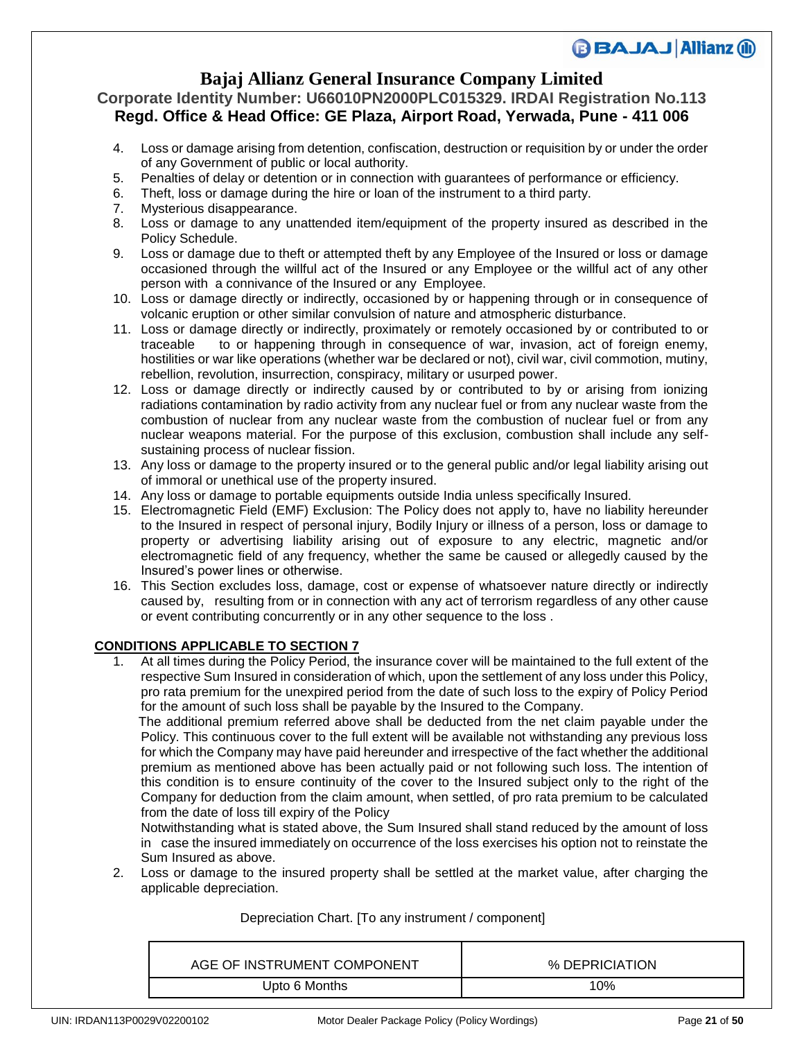4. Loss or damage arising from detention, confiscation, destruction or requisition by or under the order of any Government of public or local authority.
5. Penalties of delay or detention or in connection with guarantees of performance or efficiency.
6. Theft, loss or damage during the hire or loan of the instrument to a third party.
7. Mysterious disappearance.
8. Loss or damage to any unattended item/equipment of the property insured as described in the Policy Schedule.
9. Loss or damage due to theft or attempted theft by any Employee of the Insured or loss or damage occasioned through the willful act of the Insured or any Employee or the willful act of any other person with a connivance of the Insured or any Employee.
10. Loss or damage directly or indirectly, occasioned by or happening through or in consequence of volcanic eruption or other similar convulsion of nature and atmospheric disturbance.
11. Loss or damage directly or indirectly, proximately or remotely occasioned by or contributed to or traceable to or happening through in consequence of war, invasion, act of foreign enemy, hostilities or war like operations (whether war be declared or not), civil war, civil commotion, mutiny, rebellion, revolution, insurrection, conspiracy, military or usurped power.
12. Loss or damage directly or indirectly caused by or contributed to by or arising from ionizing radiations contamination by radio activity from any nuclear fuel or from any nuclear waste from the combustion of nuclear from any nuclear waste from the combustion of nuclear fuel or from any nuclear weapons material. For the purpose of this exclusion, combustion shall include any self-sustaining process of nuclear fission.
13. Any loss or damage to the property insured or to the general public and/or legal liability arising out of immoral or unethical use of the property insured.
14. Any loss or damage to portable equipments outside India unless specifically Insured.
15. Electromagnetic Field (EMF) Exclusion: The Policy does not apply to, have no liability hereunder to the Insured in respect of personal injury, Bodily Injury or illness of a person, loss or damage to property or advertising liability arising out of exposure to any electric, magnetic and/or electromagnetic field of any frequency, whether the same be caused or allegedly caused by the Insured's power lines or otherwise.
16. This Section excludes loss, damage, cost or expense of whatsoever nature directly or indirectly caused by, resulting from or in connection with any act of terrorism regardless of any other cause or event contributing concurrently or in any other sequence to the loss .

**CONDITIONS APPLICABLE TO SECTION 7**

1. At all times during the Policy Period, the insurance cover will be maintained to the full extent of the respective Sum Insured in consideration of which, upon the settlement of any loss under this Policy, pro rata premium for the unexpired period from the date of such loss to the expiry of Policy Period for the amount of such loss shall be payable by the Insured to the Company.

   The additional premium referred above shall be deducted from the net claim payable under the Policy. This continuous cover to the full extent will be available not withstanding any previous loss for which the Company may have paid hereunder and irrespective of the fact whether the additional premium as mentioned above has been actually paid or not following such loss. The intention of this condition is to ensure continuity of the cover to the Insured subject only to the right of the Company for deduction from the claim amount, when settled, of pro rata premium to be calculated from the date of loss till expiry of the Policy

   Notwithstanding what is stated above, the Sum Insured shall stand reduced by the amount of loss in case the insured immediately on occurrence of the loss exercises his option not to reinstate the Sum Insured as above.
2. Loss or damage to the insured property shall be settled at the market value, after charging the applicable depreciation.

Depreciation Chart. [To any instrument / component]

| AGE OF INSTRUMENT COMPONENT | % DEPRICIATION |
|---|---|
| Upto 6 Months | 10% |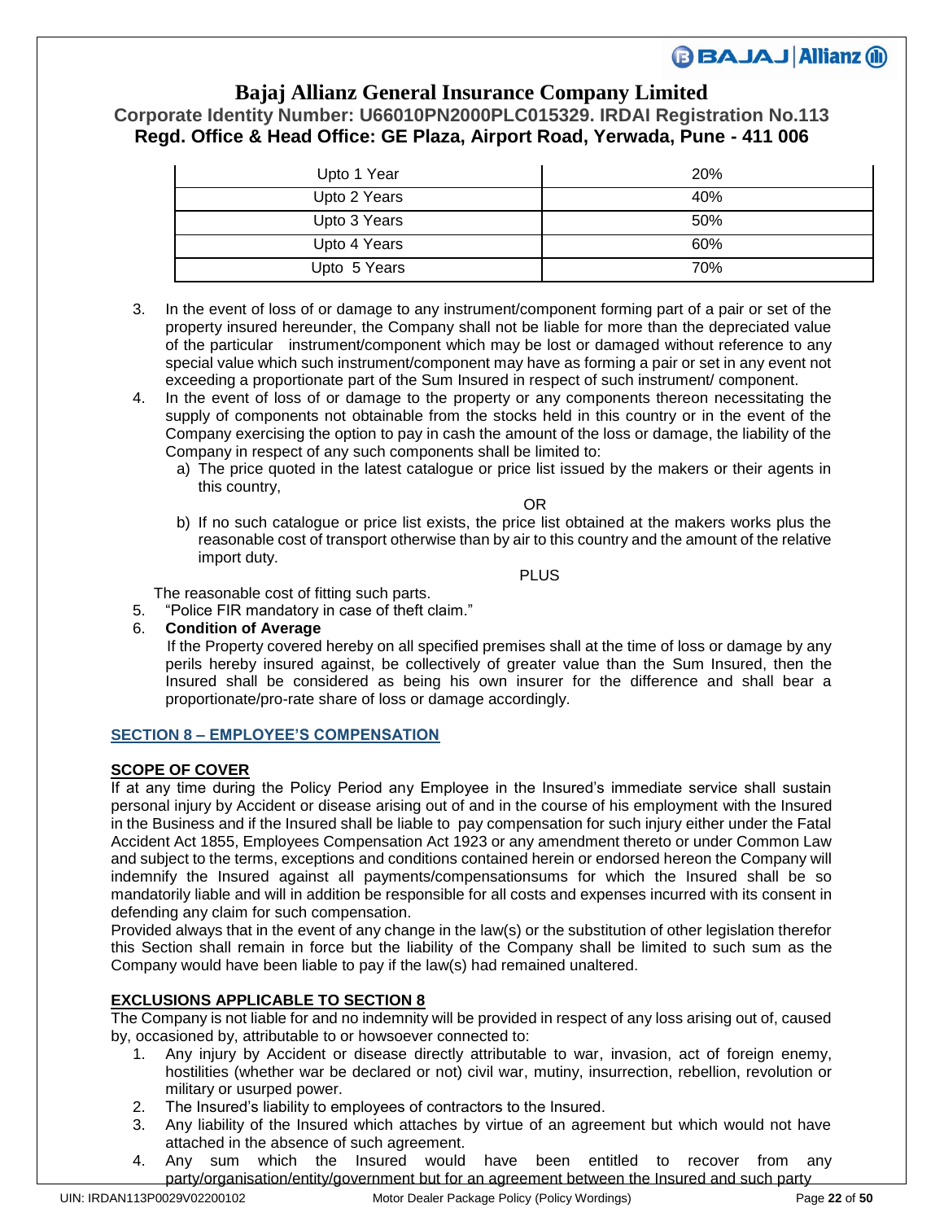| Upto 1 Year | 20% |
|---|---|
| Upto 2 Years | 40% |
| Upto 3 Years | 50% |
| Upto 4 Years | 60% |
| Upto 5 Years | 70% |

3. In the event of loss of or damage to any instrument/component forming part of a pair or set of the property insured hereunder, the Company shall not be liable for more than the depreciated value of the particular instrument/component which may be lost or damaged without reference to any special value which such instrument/component may have as forming a pair or set in any event not exceeding a proportionate part of the Sum Insured in respect of such instrument/ component.
4. In the event of loss of or damage to the property or any components thereon necessitating the supply of components not obtainable from the stocks held in this country or in the event of the Company exercising the option to pay in cash the amount of the loss or damage, the liability of the Company in respect of any such components shall be limited to:
   a) The price quoted in the latest catalogue or price list issued by the makers or their agents in this country,

   OR

   b) If no such catalogue or price list exists, the price list obtained at the makers works plus the reasonable cost of transport otherwise than by air to this country and the amount of the relative import duty.

   PLUS

   The reasonable cost of fitting such parts.
5. "Police FIR mandatory in case of theft claim."
6. **Condition of Average**

   If the Property covered hereby on all specified premises shall at the time of loss or damage by any perils hereby insured against, be collectively of greater value than the Sum Insured, then the Insured shall be considered as being his own insurer for the difference and shall bear a proportionate/pro-rate share of loss or damage accordingly.

## SECTION 8 – EMPLOYEE'S COMPENSATION

### SCOPE OF COVER

If at any time during the Policy Period any Employee in the Insured's immediate service shall sustain personal injury by Accident or disease arising out of and in the course of his employment with the Insured in the Business and if the Insured shall be liable to pay compensation for such injury either under the Fatal Accident Act 1855, Employees Compensation Act 1923 or any amendment thereto or under Common Law and subject to the terms, exceptions and conditions contained herein or endorsed hereon the Company will indemnify the Insured against all payments/compensationsums for which the Insured shall be so mandatorily liable and will in addition be responsible for all costs and expenses incurred with its consent in defending any claim for such compensation.

Provided always that in the event of any change in the law(s) or the substitution of other legislation therefor this Section shall remain in force but the liability of the Company shall be limited to such sum as the Company would have been liable to pay if the law(s) had remained unaltered.

### EXCLUSIONS APPLICABLE TO SECTION 8

The Company is not liable for and no indemnity will be provided in respect of any loss arising out of, caused by, occasioned by, attributable to or howsoever connected to:

1. Any injury by Accident or disease directly attributable to war, invasion, act of foreign enemy, hostilities (whether war be declared or not) civil war, mutiny, insurrection, rebellion, revolution or military or usurped power.
2. The Insured's liability to employees of contractors to the Insured.
3. Any liability of the Insured which attaches by virtue of an agreement but which would not have attached in the absence of such agreement.
4. Any sum which the Insured would have been entitled to recover from any party/organisation/entity/government but for an agreement between the Insured and such party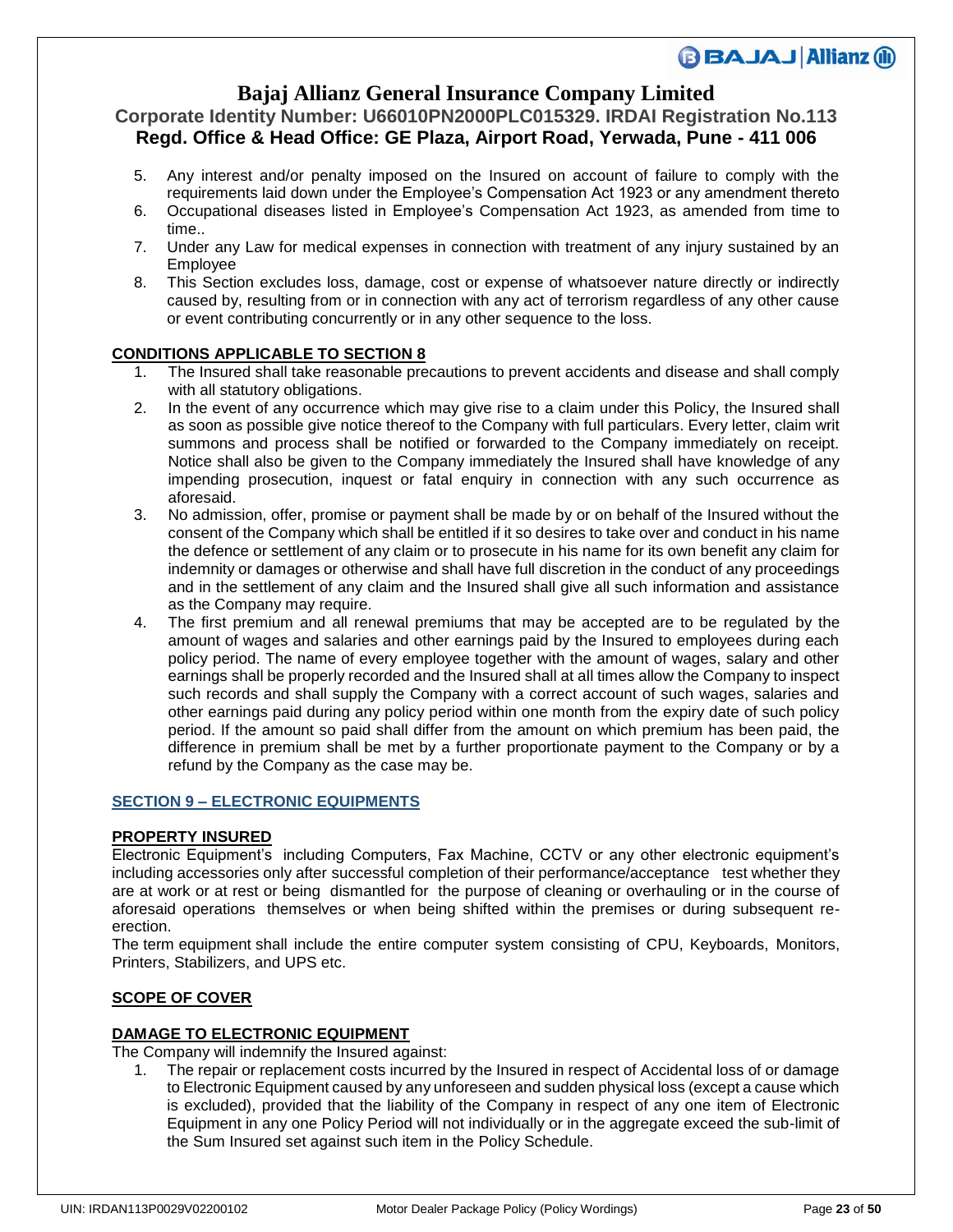5. Any interest and/or penalty imposed on the Insured on account of failure to comply with the requirements laid down under the Employee's Compensation Act 1923 or any amendment thereto
6. Occupational diseases listed in Employee's Compensation Act 1923, as amended from time to time..
7. Under any Law for medical expenses in connection with treatment of any injury sustained by an Employee
8. This Section excludes loss, damage, cost or expense of whatsoever nature directly or indirectly caused by, resulting from or in connection with any act of terrorism regardless of any other cause or event contributing concurrently or in any other sequence to the loss.

**CONDITIONS APPLICABLE TO SECTION 8**

1. The Insured shall take reasonable precautions to prevent accidents and disease and shall comply with all statutory obligations.
2. In the event of any occurrence which may give rise to a claim under this Policy, the Insured shall as soon as possible give notice thereof to the Company with full particulars. Every letter, claim writ summons and process shall be notified or forwarded to the Company immediately on receipt. Notice shall also be given to the Company immediately the Insured shall have knowledge of any impending prosecution, inquest or fatal enquiry in connection with any such occurrence as aforesaid.
3. No admission, offer, promise or payment shall be made by or on behalf of the Insured without the consent of the Company which shall be entitled if it so desires to take over and conduct in his name the defence or settlement of any claim or to prosecute in his name for its own benefit any claim for indemnity or damages or otherwise and shall have full discretion in the conduct of any proceedings and in the settlement of any claim and the Insured shall give all such information and assistance as the Company may require.
4. The first premium and all renewal premiums that may be accepted are to be regulated by the amount of wages and salaries and other earnings paid by the Insured to employees during each policy period. The name of every employee together with the amount of wages, salary and other earnings shall be properly recorded and the Insured shall at all times allow the Company to inspect such records and shall supply the Company with a correct account of such wages, salaries and other earnings paid during any policy period within one month from the expiry date of such policy period. If the amount so paid shall differ from the amount on which premium has been paid, the difference in premium shall be met by a further proportionate payment to the Company or by a refund by the Company as the case may be.

## SECTION 9 – ELECTRONIC EQUIPMENTS

**PROPERTY INSURED**

Electronic Equipment's including Computers, Fax Machine, CCTV or any other electronic equipment's including accessories only after successful completion of their performance/acceptance test whether they are at work or at rest or being dismantled for the purpose of cleaning or overhauling or in the course of aforesaid operations themselves or when being shifted within the premises or during subsequent re-erection.

The term equipment shall include the entire computer system consisting of CPU, Keyboards, Monitors, Printers, Stabilizers, and UPS etc.

**SCOPE OF COVER**

**DAMAGE TO ELECTRONIC EQUIPMENT**

The Company will indemnify the Insured against:

1. The repair or replacement costs incurred by the Insured in respect of Accidental loss of or damage to Electronic Equipment caused by any unforeseen and sudden physical loss (except a cause which is excluded), provided that the liability of the Company in respect of any one item of Electronic Equipment in any one Policy Period will not individually or in the aggregate exceed the sub-limit of the Sum Insured set against such item in the Policy Schedule.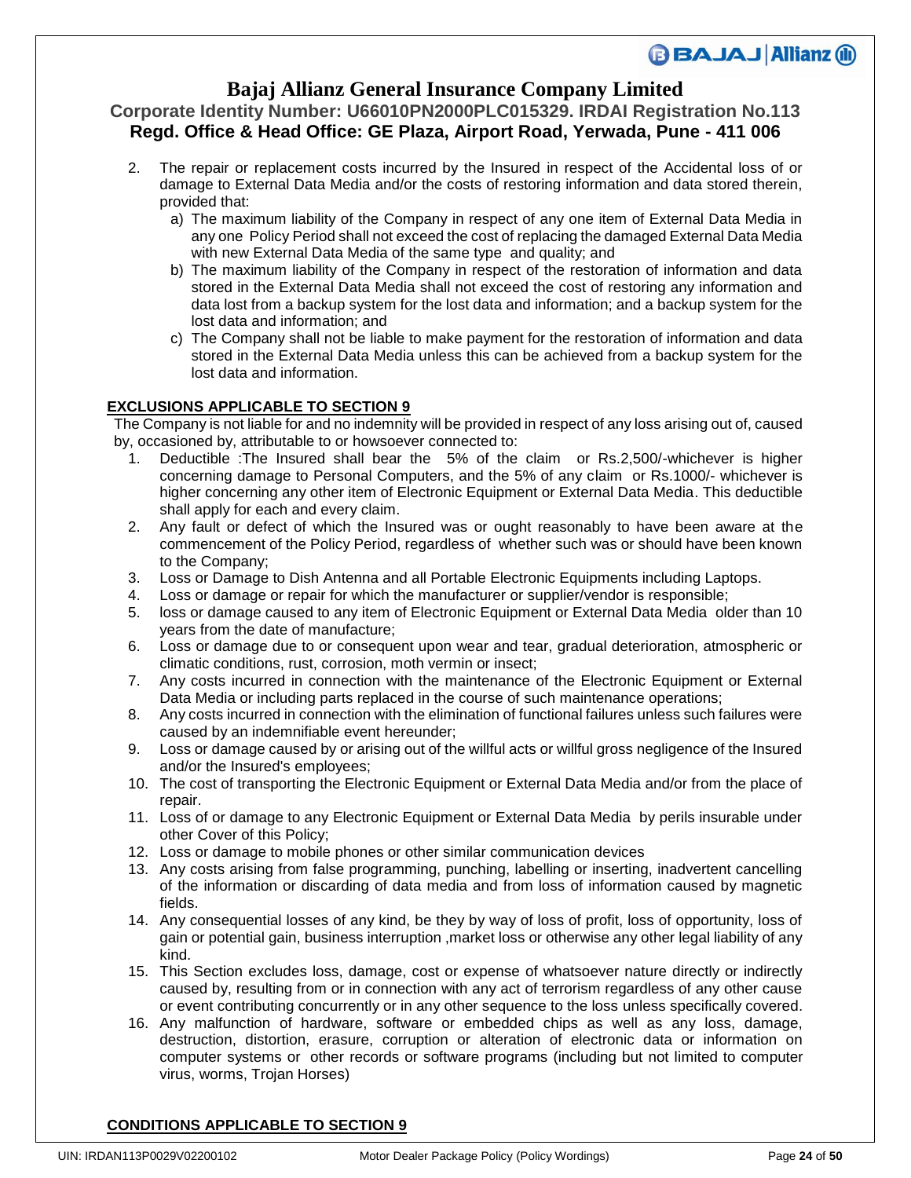2. The repair or replacement costs incurred by the Insured in respect of the Accidental loss of or damage to External Data Media and/or the costs of restoring information and data stored therein, provided that:
   a) The maximum liability of the Company in respect of any one item of External Data Media in any one Policy Period shall not exceed the cost of replacing the damaged External Data Media with new External Data Media of the same type and quality; and
   b) The maximum liability of the Company in respect of the restoration of information and data stored in the External Data Media shall not exceed the cost of restoring any information and data lost from a backup system for the lost data and information; and a backup system for the lost data and information; and
   c) The Company shall not be liable to make payment for the restoration of information and data stored in the External Data Media unless this can be achieved from a backup system for the lost data and information.

**EXCLUSIONS APPLICABLE TO SECTION 9**

The Company is not liable for and no indemnity will be provided in respect of any loss arising out of, caused by, occasioned by, attributable to or howsoever connected to:

1. Deductible :The Insured shall bear the 5% of the claim or Rs.2,500/-whichever is higher concerning damage to Personal Computers, and the 5% of any claim or Rs.1000/- whichever is higher concerning any other item of Electronic Equipment or External Data Media. This deductible shall apply for each and every claim.
2. Any fault or defect of which the Insured was or ought reasonably to have been aware at the commencement of the Policy Period, regardless of whether such was or should have been known to the Company;
3. Loss or Damage to Dish Antenna and all Portable Electronic Equipments including Laptops.
4. Loss or damage or repair for which the manufacturer or supplier/vendor is responsible;
5. loss or damage caused to any item of Electronic Equipment or External Data Media older than 10 years from the date of manufacture;
6. Loss or damage due to or consequent upon wear and tear, gradual deterioration, atmospheric or climatic conditions, rust, corrosion, moth vermin or insect;
7. Any costs incurred in connection with the maintenance of the Electronic Equipment or External Data Media or including parts replaced in the course of such maintenance operations;
8. Any costs incurred in connection with the elimination of functional failures unless such failures were caused by an indemnifiable event hereunder;
9. Loss or damage caused by or arising out of the willful acts or willful gross negligence of the Insured and/or the Insured's employees;
10. The cost of transporting the Electronic Equipment or External Data Media and/or from the place of repair.
11. Loss of or damage to any Electronic Equipment or External Data Media by perils insurable under other Cover of this Policy;
12. Loss or damage to mobile phones or other similar communication devices
13. Any costs arising from false programming, punching, labelling or inserting, inadvertent cancelling of the information or discarding of data media and from loss of information caused by magnetic fields.
14. Any consequential losses of any kind, be they by way of loss of profit, loss of opportunity, loss of gain or potential gain, business interruption ,market loss or otherwise any other legal liability of any kind.
15. This Section excludes loss, damage, cost or expense of whatsoever nature directly or indirectly caused by, resulting from or in connection with any act of terrorism regardless of any other cause or event contributing concurrently or in any other sequence to the loss unless specifically covered.
16. Any malfunction of hardware, software or embedded chips as well as any loss, damage, destruction, distortion, erasure, corruption or alteration of electronic data or information on computer systems or other records or software programs (including but not limited to computer virus, worms, Trojan Horses)

**CONDITIONS APPLICABLE TO SECTION 9**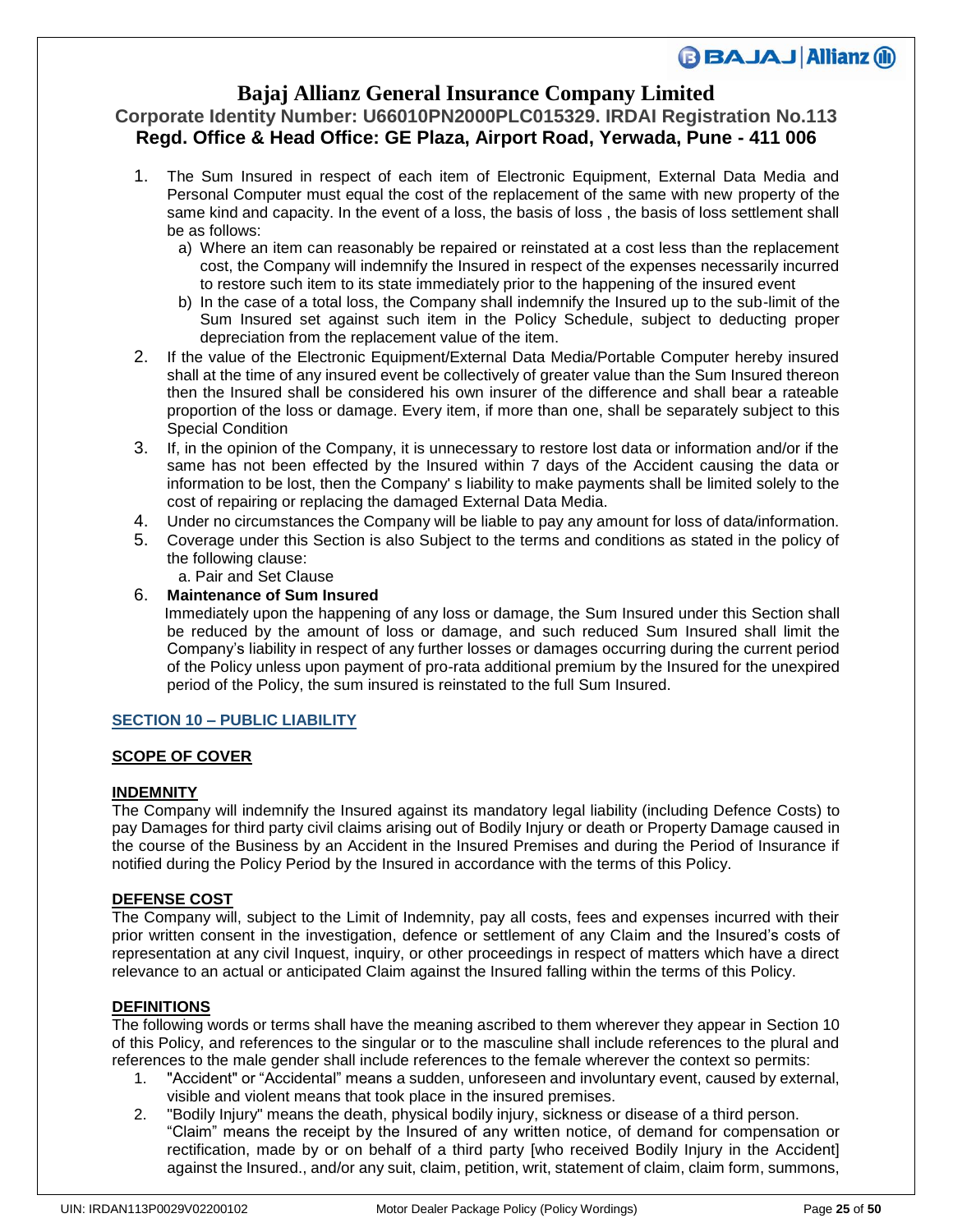1. The Sum Insured in respect of each item of Electronic Equipment, External Data Media and Personal Computer must equal the cost of the replacement of the same with new property of the same kind and capacity. In the event of a loss, the basis of loss , the basis of loss settlement shall be as follows:
   a) Where an item can reasonably be repaired or reinstated at a cost less than the replacement cost, the Company will indemnify the Insured in respect of the expenses necessarily incurred to restore such item to its state immediately prior to the happening of the insured event
   b) In the case of a total loss, the Company shall indemnify the Insured up to the sub-limit of the Sum Insured set against such item in the Policy Schedule, subject to deducting proper depreciation from the replacement value of the item.
2. If the value of the Electronic Equipment/External Data Media/Portable Computer hereby insured shall at the time of any insured event be collectively of greater value than the Sum Insured thereon then the Insured shall be considered his own insurer of the difference and shall bear a rateable proportion of the loss or damage. Every item, if more than one, shall be separately subject to this Special Condition
3. If, in the opinion of the Company, it is unnecessary to restore lost data or information and/or if the same has not been effected by the Insured within 7 days of the Accident causing the data or information to be lost, then the Company' s liability to make payments shall be limited solely to the cost of repairing or replacing the damaged External Data Media.
4. Under no circumstances the Company will be liable to pay any amount for loss of data/information.
5. Coverage under this Section is also Subject to the terms and conditions as stated in the policy of the following clause:
   a. Pair and Set Clause
6. **Maintenance of Sum Insured**
   Immediately upon the happening of any loss or damage, the Sum Insured under this Section shall be reduced by the amount of loss or damage, and such reduced Sum Insured shall limit the Company's liability in respect of any further losses or damages occurring during the current period of the Policy unless upon payment of pro-rata additional premium by the Insured for the unexpired period of the Policy, the sum insured is reinstated to the full Sum Insured.

## SECTION 10 – PUBLIC LIABILITY

### SCOPE OF COVER

#### INDEMNITY

The Company will indemnify the Insured against its mandatory legal liability (including Defence Costs) to pay Damages for third party civil claims arising out of Bodily Injury or death or Property Damage caused in the course of the Business by an Accident in the Insured Premises and during the Period of Insurance if notified during the Policy Period by the Insured in accordance with the terms of this Policy.

#### DEFENSE COST

The Company will, subject to the Limit of Indemnity, pay all costs, fees and expenses incurred with their prior written consent in the investigation, defence or settlement of any Claim and the Insured's costs of representation at any civil Inquest, inquiry, or other proceedings in respect of matters which have a direct relevance to an actual or anticipated Claim against the Insured falling within the terms of this Policy.

#### DEFINITIONS

The following words or terms shall have the meaning ascribed to them wherever they appear in Section 10 of this Policy, and references to the singular or to the masculine shall include references to the plural and references to the male gender shall include references to the female wherever the context so permits:

1. "Accident" or "Accidental" means a sudden, unforeseen and involuntary event, caused by external, visible and violent means that took place in the insured premises.
2. "Bodily Injury" means the death, physical bodily injury, sickness or disease of a third person.
   "Claim" means the receipt by the Insured of any written notice, of demand for compensation or rectification, made by or on behalf of a third party [who received Bodily Injury in the Accident] against the Insured., and/or any suit, claim, petition, writ, statement of claim, claim form, summons,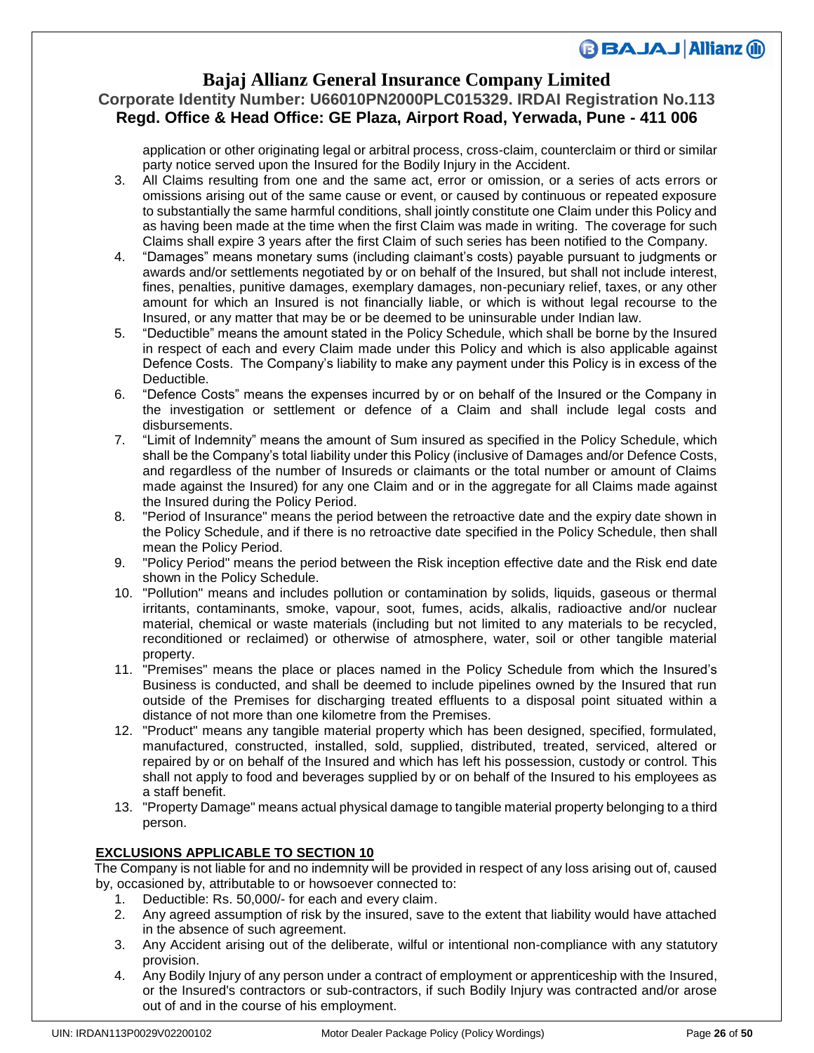application or other originating legal or arbitral process, cross-claim, counterclaim or third or similar party notice served upon the Insured for the Bodily Injury in the Accident.

3. All Claims resulting from one and the same act, error or omission, or a series of acts errors or omissions arising out of the same cause or event, or caused by continuous or repeated exposure to substantially the same harmful conditions, shall jointly constitute one Claim under this Policy and as having been made at the time when the first Claim was made in writing. The coverage for such Claims shall expire 3 years after the first Claim of such series has been notified to the Company.
4. "Damages" means monetary sums (including claimant's costs) payable pursuant to judgments or awards and/or settlements negotiated by or on behalf of the Insured, but shall not include interest, fines, penalties, punitive damages, exemplary damages, non-pecuniary relief, taxes, or any other amount for which an Insured is not financially liable, or which is without legal recourse to the Insured, or any matter that may be or be deemed to be uninsurable under Indian law.
5. "Deductible" means the amount stated in the Policy Schedule, which shall be borne by the Insured in respect of each and every Claim made under this Policy and which is also applicable against Defence Costs. The Company's liability to make any payment under this Policy is in excess of the Deductible.
6. "Defence Costs" means the expenses incurred by or on behalf of the Insured or the Company in the investigation or settlement or defence of a Claim and shall include legal costs and disbursements.
7. "Limit of Indemnity" means the amount of Sum insured as specified in the Policy Schedule, which shall be the Company's total liability under this Policy (inclusive of Damages and/or Defence Costs, and regardless of the number of Insureds or claimants or the total number or amount of Claims made against the Insured) for any one Claim and or in the aggregate for all Claims made against the Insured during the Policy Period.
8. "Period of Insurance" means the period between the retroactive date and the expiry date shown in the Policy Schedule, and if there is no retroactive date specified in the Policy Schedule, then shall mean the Policy Period.
9. "Policy Period" means the period between the Risk inception effective date and the Risk end date shown in the Policy Schedule.
10. "Pollution" means and includes pollution or contamination by solids, liquids, gaseous or thermal irritants, contaminants, smoke, vapour, soot, fumes, acids, alkalis, radioactive and/or nuclear material, chemical or waste materials (including but not limited to any materials to be recycled, reconditioned or reclaimed) or otherwise of atmosphere, water, soil or other tangible material property.
11. "Premises" means the place or places named in the Policy Schedule from which the Insured's Business is conducted, and shall be deemed to include pipelines owned by the Insured that run outside of the Premises for discharging treated effluents to a disposal point situated within a distance of not more than one kilometre from the Premises.
12. "Product" means any tangible material property which has been designed, specified, formulated, manufactured, constructed, installed, sold, supplied, distributed, treated, serviced, altered or repaired by or on behalf of the Insured and which has left his possession, custody or control. This shall not apply to food and beverages supplied by or on behalf of the Insured to his employees as a staff benefit.
13. "Property Damage" means actual physical damage to tangible material property belonging to a third person.

**EXCLUSIONS APPLICABLE TO SECTION 10**

The Company is not liable for and no indemnity will be provided in respect of any loss arising out of, caused by, occasioned by, attributable to or howsoever connected to:

1. Deductible: Rs. 50,000/- for each and every claim.
2. Any agreed assumption of risk by the insured, save to the extent that liability would have attached in the absence of such agreement.
3. Any Accident arising out of the deliberate, wilful or intentional non-compliance with any statutory provision.
4. Any Bodily Injury of any person under a contract of employment or apprenticeship with the Insured, or the Insured's contractors or sub-contractors, if such Bodily Injury was contracted and/or arose out of and in the course of his employment.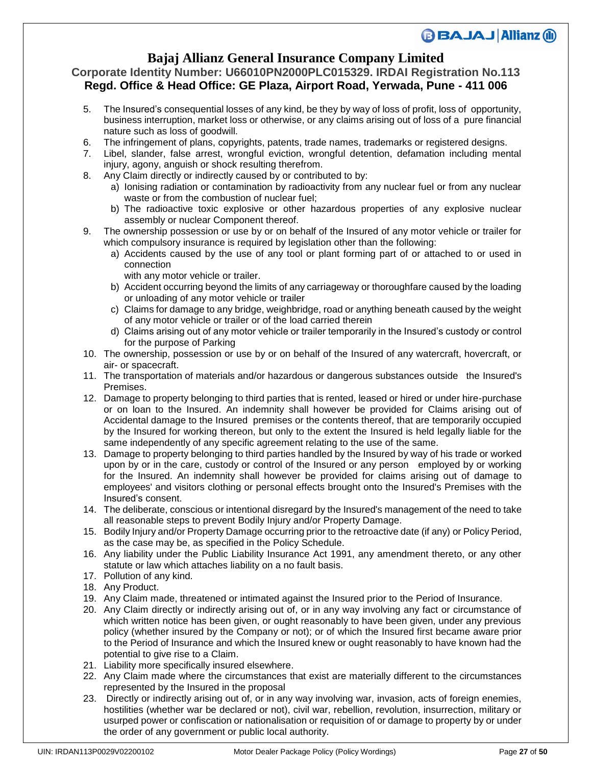5. The Insured's consequential losses of any kind, be they by way of loss of profit, loss of opportunity, business interruption, market loss or otherwise, or any claims arising out of loss of a pure financial nature such as loss of goodwill.
6. The infringement of plans, copyrights, patents, trade names, trademarks or registered designs.
7. Libel, slander, false arrest, wrongful eviction, wrongful detention, defamation including mental injury, agony, anguish or shock resulting therefrom.
8. Any Claim directly or indirectly caused by or contributed to by:
   a) Ionising radiation or contamination by radioactivity from any nuclear fuel or from any nuclear waste or from the combustion of nuclear fuel;
   b) The radioactive toxic explosive or other hazardous properties of any explosive nuclear assembly or nuclear Component thereof.
9. The ownership possession or use by or on behalf of the Insured of any motor vehicle or trailer for which compulsory insurance is required by legislation other than the following:
   a) Accidents caused by the use of any tool or plant forming part of or attached to or used in connection
      with any motor vehicle or trailer.
   b) Accident occurring beyond the limits of any carriageway or thoroughfare caused by the loading or unloading of any motor vehicle or trailer
   c) Claims for damage to any bridge, weighbridge, road or anything beneath caused by the weight of any motor vehicle or trailer or of the load carried therein
   d) Claims arising out of any motor vehicle or trailer temporarily in the Insured's custody or control for the purpose of Parking
10. The ownership, possession or use by or on behalf of the Insured of any watercraft, hovercraft, or air- or spacecraft.
11. The transportation of materials and/or hazardous or dangerous substances outside the Insured's Premises.
12. Damage to property belonging to third parties that is rented, leased or hired or under hire-purchase or on loan to the Insured. An indemnity shall however be provided for Claims arising out of Accidental damage to the Insured premises or the contents thereof, that are temporarily occupied by the Insured for working thereon, but only to the extent the Insured is held legally liable for the same independently of any specific agreement relating to the use of the same.
13. Damage to property belonging to third parties handled by the Insured by way of his trade or worked upon by or in the care, custody or control of the Insured or any person employed by or working for the Insured. An indemnity shall however be provided for claims arising out of damage to employees' and visitors clothing or personal effects brought onto the Insured's Premises with the Insured's consent.
14. The deliberate, conscious or intentional disregard by the Insured's management of the need to take all reasonable steps to prevent Bodily Injury and/or Property Damage.
15. Bodily Injury and/or Property Damage occurring prior to the retroactive date (if any) or Policy Period, as the case may be, as specified in the Policy Schedule.
16. Any liability under the Public Liability Insurance Act 1991, any amendment thereto, or any other statute or law which attaches liability on a no fault basis.
17. Pollution of any kind.
18. Any Product.
19. Any Claim made, threatened or intimated against the Insured prior to the Period of Insurance.
20. Any Claim directly or indirectly arising out of, or in any way involving any fact or circumstance of which written notice has been given, or ought reasonably to have been given, under any previous policy (whether insured by the Company or not); or of which the Insured first became aware prior to the Period of Insurance and which the Insured knew or ought reasonably to have known had the potential to give rise to a Claim.
21. Liability more specifically insured elsewhere.
22. Any Claim made where the circumstances that exist are materially different to the circumstances represented by the Insured in the proposal
23. Directly or indirectly arising out of, or in any way involving war, invasion, acts of foreign enemies, hostilities (whether war be declared or not), civil war, rebellion, revolution, insurrection, military or usurped power or confiscation or nationalisation or requisition of or damage to property by or under the order of any government or public local authority.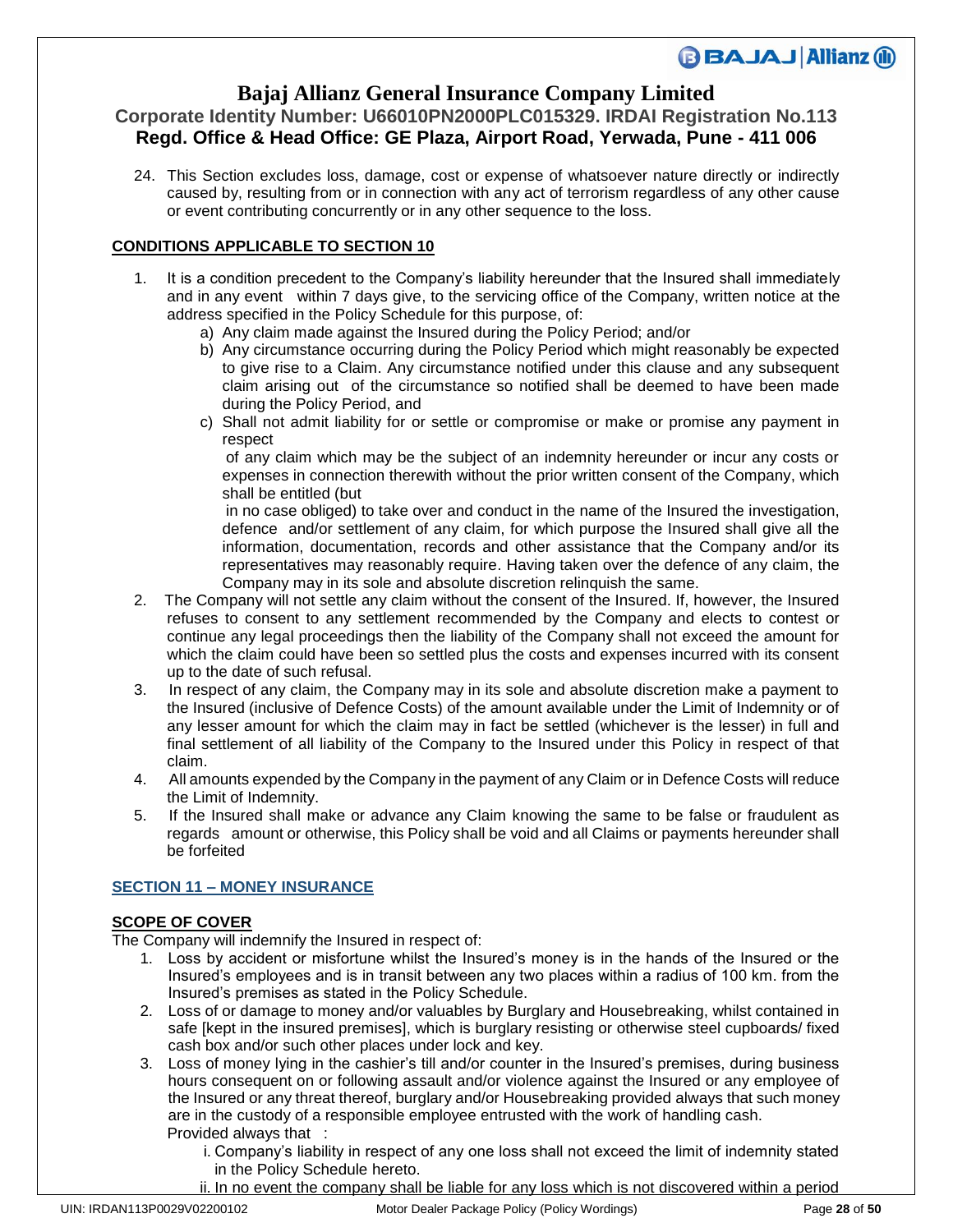24. This Section excludes loss, damage, cost or expense of whatsoever nature directly or indirectly caused by, resulting from or in connection with any act of terrorism regardless of any other cause or event contributing concurrently or in any other sequence to the loss.

**CONDITIONS APPLICABLE TO SECTION 10**

1. It is a condition precedent to the Company's liability hereunder that the Insured shall immediately and in any event within 7 days give, to the servicing office of the Company, written notice at the address specified in the Policy Schedule for this purpose, of:
   a) Any claim made against the Insured during the Policy Period; and/or
   b) Any circumstance occurring during the Policy Period which might reasonably be expected to give rise to a Claim. Any circumstance notified under this clause and any subsequent claim arising out of the circumstance so notified shall be deemed to have been made during the Policy Period, and
   c) Shall not admit liability for or settle or compromise or make or promise any payment in respect of any claim which may be the subject of an indemnity hereunder or incur any costs or expenses in connection therewith without the prior written consent of the Company, which shall be entitled (but in no case obliged) to take over and conduct in the name of the Insured the investigation, defence and/or settlement of any claim, for which purpose the Insured shall give all the information, documentation, records and other assistance that the Company and/or its representatives may reasonably require. Having taken over the defence of any claim, the Company may in its sole and absolute discretion relinquish the same.
2. The Company will not settle any claim without the consent of the Insured. If, however, the Insured refuses to consent to any settlement recommended by the Company and elects to contest or continue any legal proceedings then the liability of the Company shall not exceed the amount for which the claim could have been so settled plus the costs and expenses incurred with its consent up to the date of such refusal.
3. In respect of any claim, the Company may in its sole and absolute discretion make a payment to the Insured (inclusive of Defence Costs) of the amount available under the Limit of Indemnity or of any lesser amount for which the claim may in fact be settled (whichever is the lesser) in full and final settlement of all liability of the Company to the Insured under this Policy in respect of that claim.
4. All amounts expended by the Company in the payment of any Claim or in Defence Costs will reduce the Limit of Indemnity.
5. If the Insured shall make or advance any Claim knowing the same to be false or fraudulent as regards amount or otherwise, this Policy shall be void and all Claims or payments hereunder shall be forfeited

**SECTION 11 – MONEY INSURANCE**

**SCOPE OF COVER**

The Company will indemnify the Insured in respect of:

1. Loss by accident or misfortune whilst the Insured's money is in the hands of the Insured or the Insured's employees and is in transit between any two places within a radius of 100 km. from the Insured's premises as stated in the Policy Schedule.
2. Loss of or damage to money and/or valuables by Burglary and Housebreaking, whilst contained in safe [kept in the insured premises], which is burglary resisting or otherwise steel cupboards/ fixed cash box and/or such other places under lock and key.
3. Loss of money lying in the cashier's till and/or counter in the Insured's premises, during business hours consequent on or following assault and/or violence against the Insured or any employee of the Insured or any threat thereof, burglary and/or Housebreaking provided always that such money are in the custody of a responsible employee entrusted with the work of handling cash.

   Provided always that :

   i. Company's liability in respect of any one loss shall not exceed the limit of indemnity stated in the Policy Schedule hereto.

   ii. In no event the company shall be liable for any loss which is not discovered within a period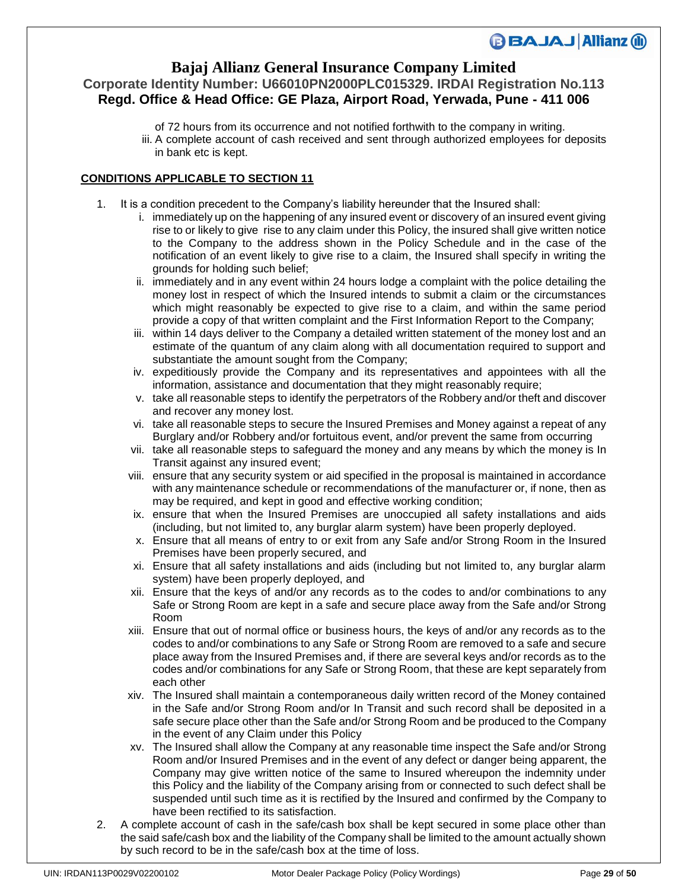of 72 hours from its occurrence and not notified forthwith to the company in writing.

iii. A complete account of cash received and sent through authorized employees for deposits in bank etc is kept.

**CONDITIONS APPLICABLE TO SECTION 11**

1. It is a condition precedent to the Company's liability hereunder that the Insured shall:
   i. immediately up on the happening of any insured event or discovery of an insured event giving rise to or likely to give rise to any claim under this Policy, the insured shall give written notice to the Company to the address shown in the Policy Schedule and in the case of the notification of an event likely to give rise to a claim, the Insured shall specify in writing the grounds for holding such belief;
   ii. immediately and in any event within 24 hours lodge a complaint with the police detailing the money lost in respect of which the Insured intends to submit a claim or the circumstances which might reasonably be expected to give rise to a claim, and within the same period provide a copy of that written complaint and the First Information Report to the Company;
   iii. within 14 days deliver to the Company a detailed written statement of the money lost and an estimate of the quantum of any claim along with all documentation required to support and substantiate the amount sought from the Company;
   iv. expeditiously provide the Company and its representatives and appointees with all the information, assistance and documentation that they might reasonably require;
   v. take all reasonable steps to identify the perpetrators of the Robbery and/or theft and discover and recover any money lost.
   vi. take all reasonable steps to secure the Insured Premises and Money against a repeat of any Burglary and/or Robbery and/or fortuitous event, and/or prevent the same from occurring
   vii. take all reasonable steps to safeguard the money and any means by which the money is In Transit against any insured event;
   viii. ensure that any security system or aid specified in the proposal is maintained in accordance with any maintenance schedule or recommendations of the manufacturer or, if none, then as may be required, and kept in good and effective working condition;
   ix. ensure that when the Insured Premises are unoccupied all safety installations and aids (including, but not limited to, any burglar alarm system) have been properly deployed.
   x. Ensure that all means of entry to or exit from any Safe and/or Strong Room in the Insured Premises have been properly secured, and
   xi. Ensure that all safety installations and aids (including but not limited to, any burglar alarm system) have been properly deployed, and
   xii. Ensure that the keys of and/or any records as to the codes to and/or combinations to any Safe or Strong Room are kept in a safe and secure place away from the Safe and/or Strong Room
   xiii. Ensure that out of normal office or business hours, the keys of and/or any records as to the codes to and/or combinations to any Safe or Strong Room are removed to a safe and secure place away from the Insured Premises and, if there are several keys and/or records as to the codes and/or combinations for any Safe or Strong Room, that these are kept separately from each other
   xiv. The Insured shall maintain a contemporaneous daily written record of the Money contained in the Safe and/or Strong Room and/or In Transit and such record shall be deposited in a safe secure place other than the Safe and/or Strong Room and be produced to the Company in the event of any Claim under this Policy
   xv. The Insured shall allow the Company at any reasonable time inspect the Safe and/or Strong Room and/or Insured Premises and in the event of any defect or danger being apparent, the Company may give written notice of the same to Insured whereupon the indemnity under this Policy and the liability of the Company arising from or connected to such defect shall be suspended until such time as it is rectified by the Insured and confirmed by the Company to have been rectified to its satisfaction.
2. A complete account of cash in the safe/cash box shall be kept secured in some place other than the said safe/cash box and the liability of the Company shall be limited to the amount actually shown by such record to be in the safe/cash box at the time of loss.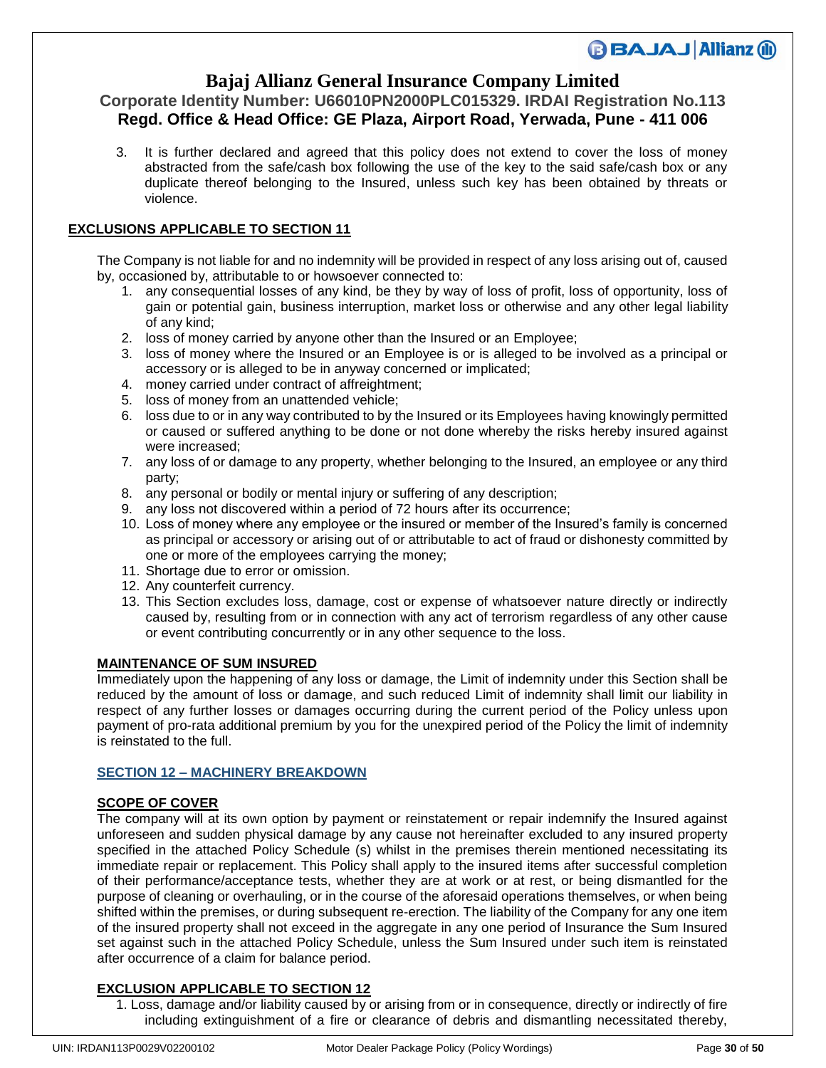3. It is further declared and agreed that this policy does not extend to cover the loss of money abstracted from the safe/cash box following the use of the key to the said safe/cash box or any duplicate thereof belonging to the Insured, unless such key has been obtained by threats or violence.

**EXCLUSIONS APPLICABLE TO SECTION 11**

The Company is not liable for and no indemnity will be provided in respect of any loss arising out of, caused by, occasioned by, attributable to or howsoever connected to:

1. any consequential losses of any kind, be they by way of loss of profit, loss of opportunity, loss of gain or potential gain, business interruption, market loss or otherwise and any other legal liability of any kind;
2. loss of money carried by anyone other than the Insured or an Employee;
3. loss of money where the Insured or an Employee is or is alleged to be involved as a principal or accessory or is alleged to be in anyway concerned or implicated;
4. money carried under contract of affreightment;
5. loss of money from an unattended vehicle;
6. loss due to or in any way contributed to by the Insured or its Employees having knowingly permitted or caused or suffered anything to be done or not done whereby the risks hereby insured against were increased;
7. any loss of or damage to any property, whether belonging to the Insured, an employee or any third party;
8. any personal or bodily or mental injury or suffering of any description;
9. any loss not discovered within a period of 72 hours after its occurrence;
10. Loss of money where any employee or the insured or member of the Insured's family is concerned as principal or accessory or arising out of or attributable to act of fraud or dishonesty committed by one or more of the employees carrying the money;
11. Shortage due to error or omission.
12. Any counterfeit currency.
13. This Section excludes loss, damage, cost or expense of whatsoever nature directly or indirectly caused by, resulting from or in connection with any act of terrorism regardless of any other cause or event contributing concurrently or in any other sequence to the loss.

**MAINTENANCE OF SUM INSURED**

Immediately upon the happening of any loss or damage, the Limit of indemnity under this Section shall be reduced by the amount of loss or damage, and such reduced Limit of indemnity shall limit our liability in respect of any further losses or damages occurring during the current period of the Policy unless upon payment of pro-rata additional premium by you for the unexpired period of the Policy the limit of indemnity is reinstated to the full.

## SECTION 12 – MACHINERY BREAKDOWN

**SCOPE OF COVER**

The company will at its own option by payment or reinstatement or repair indemnify the Insured against unforeseen and sudden physical damage by any cause not hereinafter excluded to any insured property specified in the attached Policy Schedule (s) whilst in the premises therein mentioned necessitating its immediate repair or replacement. This Policy shall apply to the insured items after successful completion of their performance/acceptance tests, whether they are at work or at rest, or being dismantled for the purpose of cleaning or overhauling, or in the course of the aforesaid operations themselves, or when being shifted within the premises, or during subsequent re-erection. The liability of the Company for any one item of the insured property shall not exceed in the aggregate in any one period of Insurance the Sum Insured set against such in the attached Policy Schedule, unless the Sum Insured under such item is reinstated after occurrence of a claim for balance period.

**EXCLUSION APPLICABLE TO SECTION 12**

1. Loss, damage and/or liability caused by or arising from or in consequence, directly or indirectly of fire including extinguishment of a fire or clearance of debris and dismantling necessitated thereby,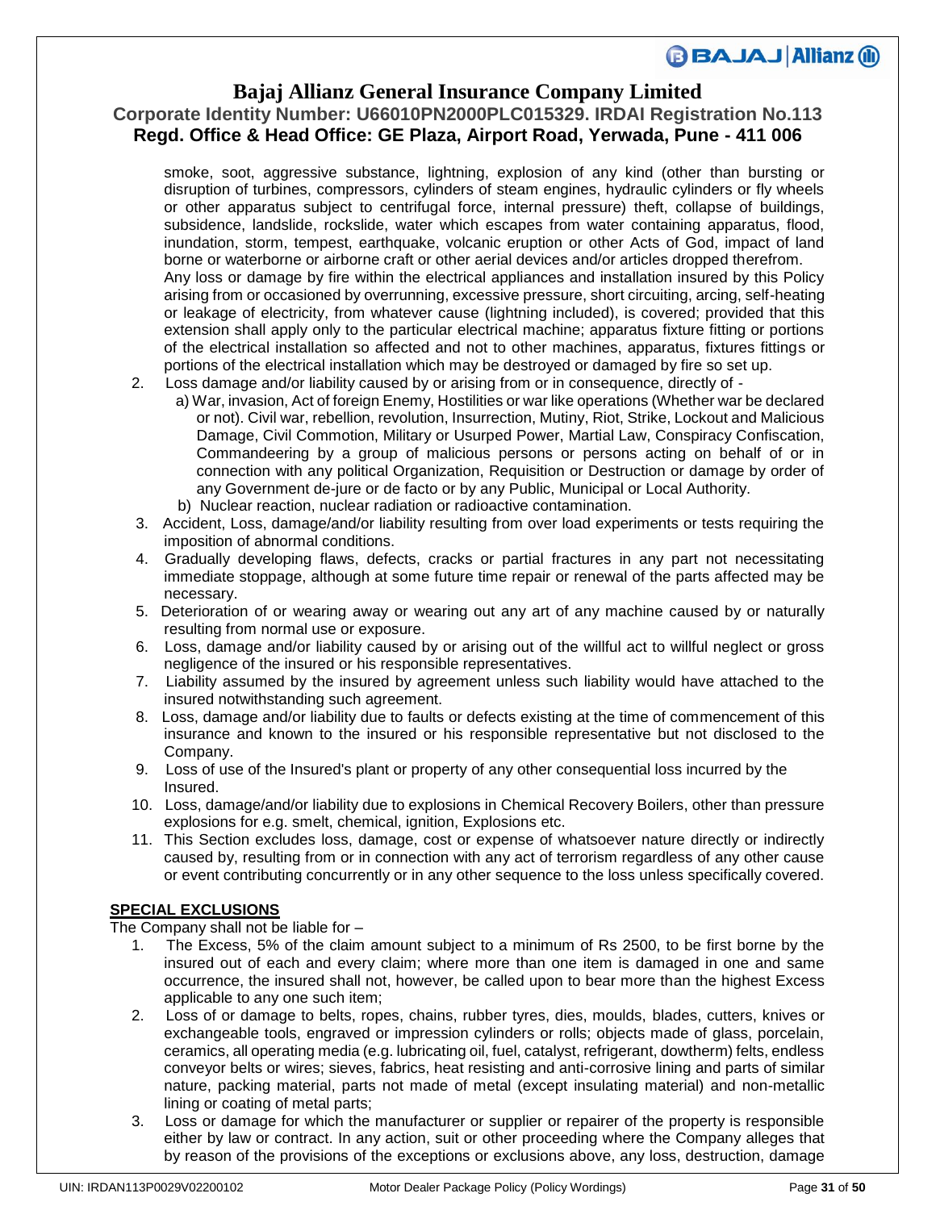smoke, soot, aggressive substance, lightning, explosion of any kind (other than bursting or disruption of turbines, compressors, cylinders of steam engines, hydraulic cylinders or fly wheels or other apparatus subject to centrifugal force, internal pressure) theft, collapse of buildings, subsidence, landslide, rockslide, water which escapes from water containing apparatus, flood, inundation, storm, tempest, earthquake, volcanic eruption or other Acts of God, impact of land borne or waterborne or airborne craft or other aerial devices and/or articles dropped therefrom.

Any loss or damage by fire within the electrical appliances and installation insured by this Policy arising from or occasioned by overrunning, excessive pressure, short circuiting, arcing, self-heating or leakage of electricity, from whatever cause (lightning included), is covered; provided that this extension shall apply only to the particular electrical machine; apparatus fixture fitting or portions of the electrical installation so affected and not to other machines, apparatus, fixtures fittings or portions of the electrical installation which may be destroyed or damaged by fire so set up.

2. Loss damage and/or liability caused by or arising from or in consequence, directly of -
   a) War, invasion, Act of foreign Enemy, Hostilities or war like operations (Whether war be declared or not). Civil war, rebellion, revolution, Insurrection, Mutiny, Riot, Strike, Lockout and Malicious Damage, Civil Commotion, Military or Usurped Power, Martial Law, Conspiracy Confiscation, Commandeering by a group of malicious persons or persons acting on behalf of or in connection with any political Organization, Requisition or Destruction or damage by order of any Government de-jure or de facto or by any Public, Municipal or Local Authority.
   b) Nuclear reaction, nuclear radiation or radioactive contamination.
3. Accident, Loss, damage/and/or liability resulting from over load experiments or tests requiring the imposition of abnormal conditions.
4. Gradually developing flaws, defects, cracks or partial fractures in any part not necessitating immediate stoppage, although at some future time repair or renewal of the parts affected may be necessary.
5. Deterioration of or wearing away or wearing out any art of any machine caused by or naturally resulting from normal use or exposure.
6. Loss, damage and/or liability caused by or arising out of the willful act to willful neglect or gross negligence of the insured or his responsible representatives.
7. Liability assumed by the insured by agreement unless such liability would have attached to the insured notwithstanding such agreement.
8. Loss, damage and/or liability due to faults or defects existing at the time of commencement of this insurance and known to the insured or his responsible representative but not disclosed to the Company.
9. Loss of use of the Insured's plant or property of any other consequential loss incurred by the Insured.
10. Loss, damage/and/or liability due to explosions in Chemical Recovery Boilers, other than pressure explosions for e.g. smelt, chemical, ignition, Explosions etc.
11. This Section excludes loss, damage, cost or expense of whatsoever nature directly or indirectly caused by, resulting from or in connection with any act of terrorism regardless of any other cause or event contributing concurrently or in any other sequence to the loss unless specifically covered.

**SPECIAL EXCLUSIONS**

The Company shall not be liable for –

1. The Excess, 5% of the claim amount subject to a minimum of Rs 2500, to be first borne by the insured out of each and every claim; where more than one item is damaged in one and same occurrence, the insured shall not, however, be called upon to bear more than the highest Excess applicable to any one such item;
2. Loss of or damage to belts, ropes, chains, rubber tyres, dies, moulds, blades, cutters, knives or exchangeable tools, engraved or impression cylinders or rolls; objects made of glass, porcelain, ceramics, all operating media (e.g. lubricating oil, fuel, catalyst, refrigerant, dowtherm) felts, endless conveyor belts or wires; sieves, fabrics, heat resisting and anti-corrosive lining and parts of similar nature, packing material, parts not made of metal (except insulating material) and non-metallic lining or coating of metal parts;
3. Loss or damage for which the manufacturer or supplier or repairer of the property is responsible either by law or contract. In any action, suit or other proceeding where the Company alleges that by reason of the provisions of the exceptions or exclusions above, any loss, destruction, damage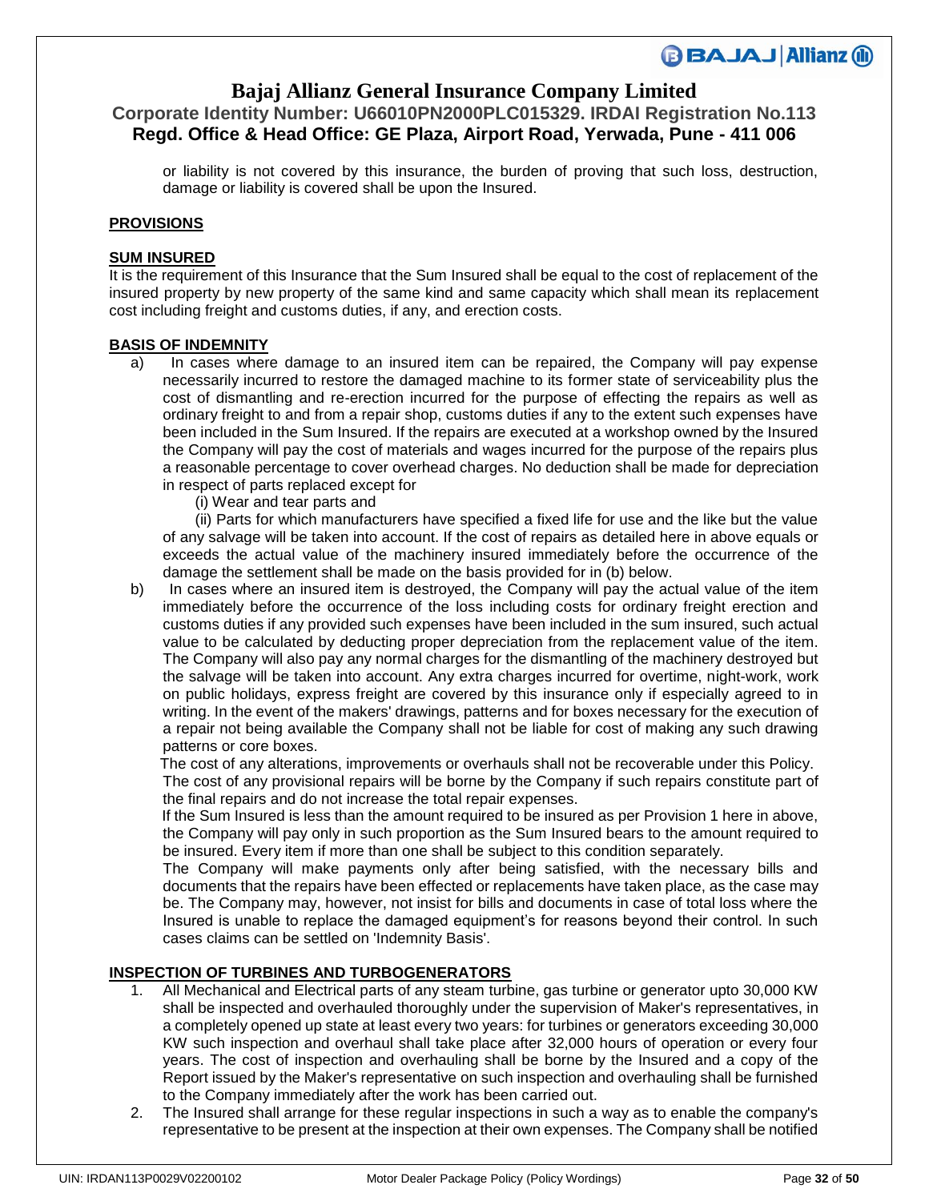or liability is not covered by this insurance, the burden of proving that such loss, destruction, damage or liability is covered shall be upon the Insured.

**PROVISIONS**

**SUM INSURED**

It is the requirement of this Insurance that the Sum Insured shall be equal to the cost of replacement of the insured property by new property of the same kind and same capacity which shall mean its replacement cost including freight and customs duties, if any, and erection costs.

**BASIS OF INDEMNITY**

a) In cases where damage to an insured item can be repaired, the Company will pay expense necessarily incurred to restore the damaged machine to its former state of serviceability plus the cost of dismantling and re-erection incurred for the purpose of effecting the repairs as well as ordinary freight to and from a repair shop, customs duties if any to the extent such expenses have been included in the Sum Insured. If the repairs are executed at a workshop owned by the Insured the Company will pay the cost of materials and wages incurred for the purpose of the repairs plus a reasonable percentage to cover overhead charges. No deduction shall be made for depreciation in respect of parts replaced except for

   (i) Wear and tear parts and

   (ii) Parts for which manufacturers have specified a fixed life for use and the like but the value of any salvage will be taken into account. If the cost of repairs as detailed here in above equals or exceeds the actual value of the machinery insured immediately before the occurrence of the damage the settlement shall be made on the basis provided for in (b) below.

b) In cases where an insured item is destroyed, the Company will pay the actual value of the item immediately before the occurrence of the loss including costs for ordinary freight erection and customs duties if any provided such expenses have been included in the sum insured, such actual value to be calculated by deducting proper depreciation from the replacement value of the item. The Company will also pay any normal charges for the dismantling of the machinery destroyed but the salvage will be taken into account. Any extra charges incurred for overtime, night-work, work on public holidays, express freight are covered by this insurance only if especially agreed to in writing. In the event of the makers' drawings, patterns and for boxes necessary for the execution of a repair not being available the Company shall not be liable for cost of making any such drawing patterns or core boxes.

The cost of any alterations, improvements or overhauls shall not be recoverable under this Policy.

The cost of any provisional repairs will be borne by the Company if such repairs constitute part of the final repairs and do not increase the total repair expenses.

If the Sum Insured is less than the amount required to be insured as per Provision 1 here in above, the Company will pay only in such proportion as the Sum Insured bears to the amount required to be insured. Every item if more than one shall be subject to this condition separately.

The Company will make payments only after being satisfied, with the necessary bills and documents that the repairs have been effected or replacements have taken place, as the case may be. The Company may, however, not insist for bills and documents in case of total loss where the Insured is unable to replace the damaged equipment's for reasons beyond their control. In such cases claims can be settled on 'Indemnity Basis'.

**INSPECTION OF TURBINES AND TURBOGENERATORS**

1. All Mechanical and Electrical parts of any steam turbine, gas turbine or generator upto 30,000 KW shall be inspected and overhauled thoroughly under the supervision of Maker's representatives, in a completely opened up state at least every two years: for turbines or generators exceeding 30,000 KW such inspection and overhaul shall take place after 32,000 hours of operation or every four years. The cost of inspection and overhauling shall be borne by the Insured and a copy of the Report issued by the Maker's representative on such inspection and overhauling shall be furnished to the Company immediately after the work has been carried out.
2. The Insured shall arrange for these regular inspections in such a way as to enable the company's representative to be present at the inspection at their own expenses. The Company shall be notified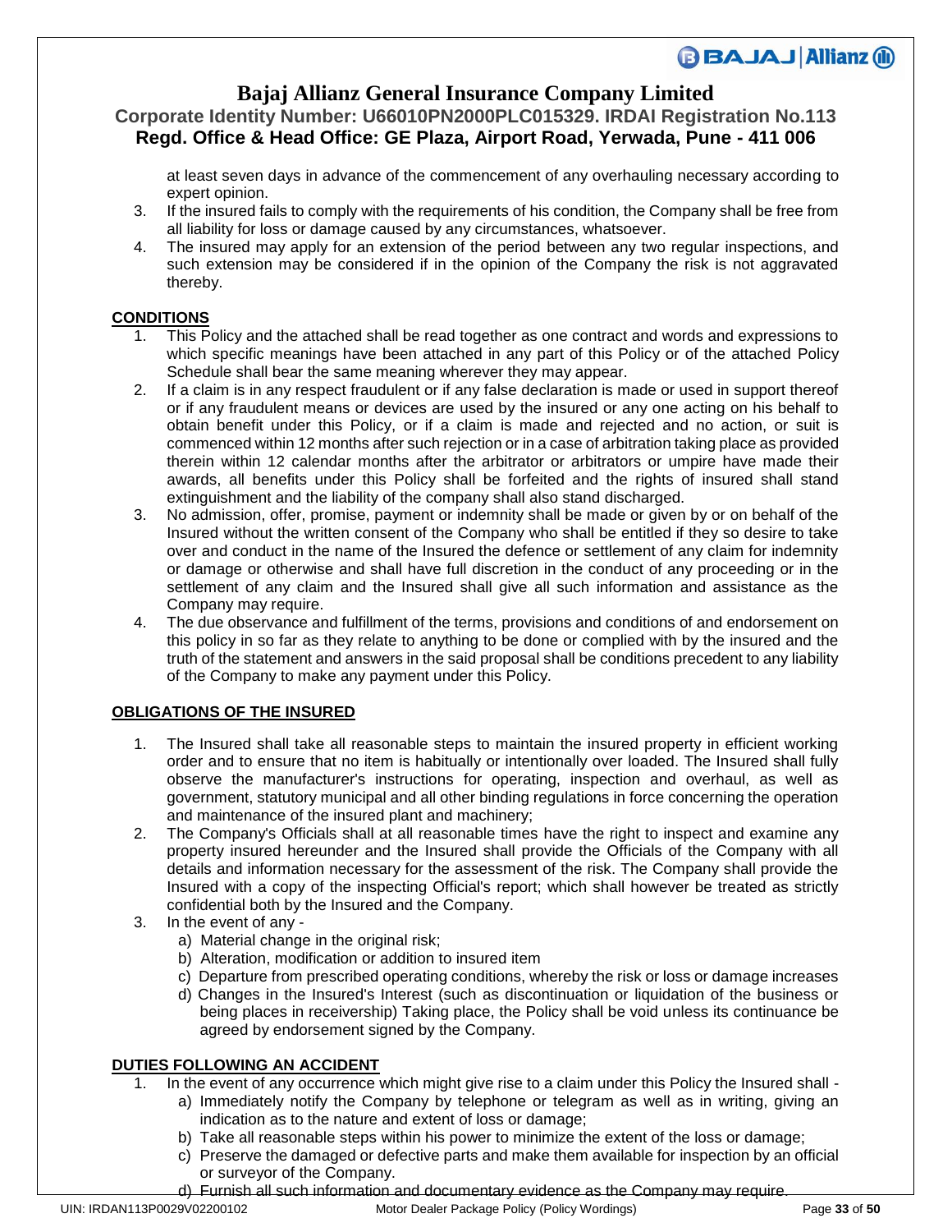at least seven days in advance of the commencement of any overhauling necessary according to expert opinion.

3. If the insured fails to comply with the requirements of his condition, the Company shall be free from all liability for loss or damage caused by any circumstances, whatsoever.
4. The insured may apply for an extension of the period between any two regular inspections, and such extension may be considered if in the opinion of the Company the risk is not aggravated thereby.

**CONDITIONS**

1. This Policy and the attached shall be read together as one contract and words and expressions to which specific meanings have been attached in any part of this Policy or of the attached Policy Schedule shall bear the same meaning wherever they may appear.
2. If a claim is in any respect fraudulent or if any false declaration is made or used in support thereof or if any fraudulent means or devices are used by the insured or any one acting on his behalf to obtain benefit under this Policy, or if a claim is made and rejected and no action, or suit is commenced within 12 months after such rejection or in a case of arbitration taking place as provided therein within 12 calendar months after the arbitrator or arbitrators or umpire have made their awards, all benefits under this Policy shall be forfeited and the rights of insured shall stand extinguishment and the liability of the company shall also stand discharged.
3. No admission, offer, promise, payment or indemnity shall be made or given by or on behalf of the Insured without the written consent of the Company who shall be entitled if they so desire to take over and conduct in the name of the Insured the defence or settlement of any claim for indemnity or damage or otherwise and shall have full discretion in the conduct of any proceeding or in the settlement of any claim and the Insured shall give all such information and assistance as the Company may require.
4. The due observance and fulfillment of the terms, provisions and conditions of and endorsement on this policy in so far as they relate to anything to be done or complied with by the insured and the truth of the statement and answers in the said proposal shall be conditions precedent to any liability of the Company to make any payment under this Policy.

**OBLIGATIONS OF THE INSURED**

1. The Insured shall take all reasonable steps to maintain the insured property in efficient working order and to ensure that no item is habitually or intentionally over loaded. The Insured shall fully observe the manufacturer's instructions for operating, inspection and overhaul, as well as government, statutory municipal and all other binding regulations in force concerning the operation and maintenance of the insured plant and machinery;
2. The Company's Officials shall at all reasonable times have the right to inspect and examine any property insured hereunder and the Insured shall provide the Officials of the Company with all details and information necessary for the assessment of the risk. The Company shall provide the Insured with a copy of the inspecting Official's report; which shall however be treated as strictly confidential both by the Insured and the Company.
3. In the event of any -
   a) Material change in the original risk;
   b) Alteration, modification or addition to insured item
   c) Departure from prescribed operating conditions, whereby the risk or loss or damage increases
   d) Changes in the Insured's Interest (such as discontinuation or liquidation of the business or being places in receivership) Taking place, the Policy shall be void unless its continuance be agreed by endorsement signed by the Company.

**DUTIES FOLLOWING AN ACCIDENT**

1. In the event of any occurrence which might give rise to a claim under this Policy the Insured shall -
   a) Immediately notify the Company by telephone or telegram as well as in writing, giving an indication as to the nature and extent of loss or damage;
   b) Take all reasonable steps within his power to minimize the extent of the loss or damage;
   c) Preserve the damaged or defective parts and make them available for inspection by an official or surveyor of the Company.
   d) Furnish all such information and documentary evidence as the Company may require.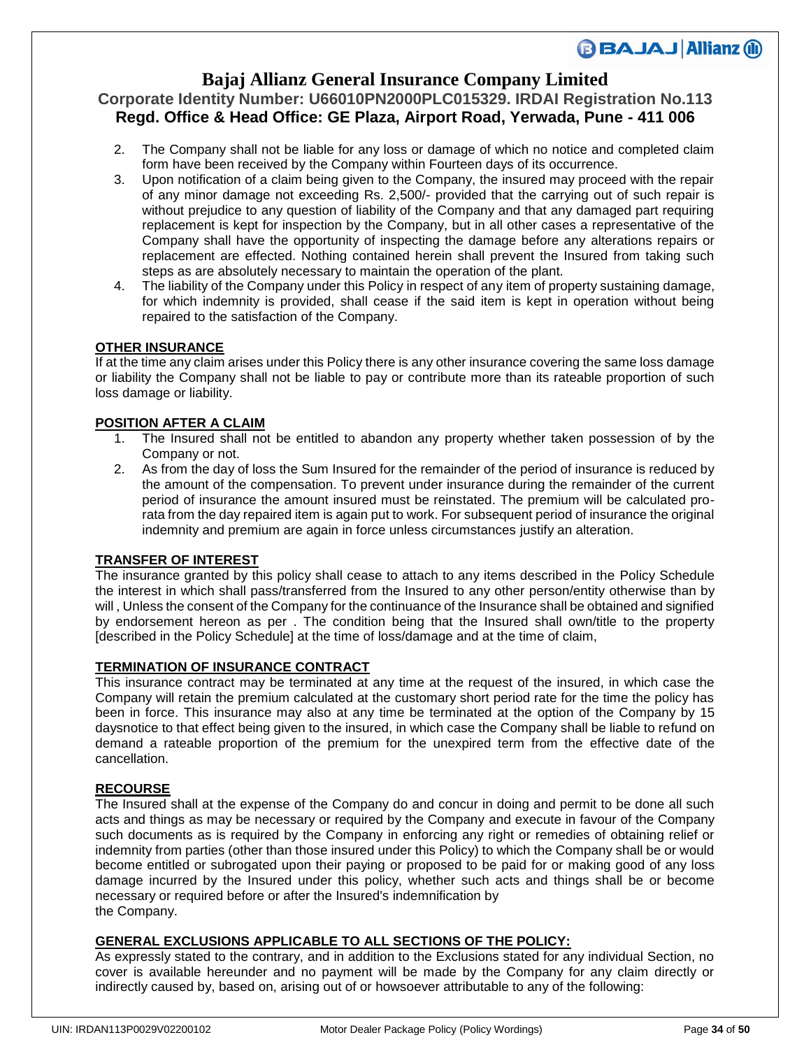2. The Company shall not be liable for any loss or damage of which no notice and completed claim form have been received by the Company within Fourteen days of its occurrence.
3. Upon notification of a claim being given to the Company, the insured may proceed with the repair of any minor damage not exceeding Rs. 2,500/- provided that the carrying out of such repair is without prejudice to any question of liability of the Company and that any damaged part requiring replacement is kept for inspection by the Company, but in all other cases a representative of the Company shall have the opportunity of inspecting the damage before any alterations repairs or replacement are effected. Nothing contained herein shall prevent the Insured from taking such steps as are absolutely necessary to maintain the operation of the plant.
4. The liability of the Company under this Policy in respect of any item of property sustaining damage, for which indemnity is provided, shall cease if the said item is kept in operation without being repaired to the satisfaction of the Company.

**OTHER INSURANCE**

If at the time any claim arises under this Policy there is any other insurance covering the same loss damage or liability the Company shall not be liable to pay or contribute more than its rateable proportion of such loss damage or liability.

**POSITION AFTER A CLAIM**

1. The Insured shall not be entitled to abandon any property whether taken possession of by the Company or not.
2. As from the day of loss the Sum Insured for the remainder of the period of insurance is reduced by the amount of the compensation. To prevent under insurance during the remainder of the current period of insurance the amount insured must be reinstated. The premium will be calculated pro-rata from the day repaired item is again put to work. For subsequent period of insurance the original indemnity and premium are again in force unless circumstances justify an alteration.

**TRANSFER OF INTEREST**

The insurance granted by this policy shall cease to attach to any items described in the Policy Schedule the interest in which shall pass/transferred from the Insured to any other person/entity otherwise than by will , Unless the consent of the Company for the continuance of the Insurance shall be obtained and signified by endorsement hereon as per . The condition being that the Insured shall own/title to the property [described in the Policy Schedule] at the time of loss/damage and at the time of claim,

**TERMINATION OF INSURANCE CONTRACT**

This insurance contract may be terminated at any time at the request of the insured, in which case the Company will retain the premium calculated at the customary short period rate for the time the policy has been in force. This insurance may also at any time be terminated at the option of the Company by 15 daysnotice to that effect being given to the insured, in which case the Company shall be liable to refund on demand a rateable proportion of the premium for the unexpired term from the effective date of the cancellation.

**RECOURSE**

The Insured shall at the expense of the Company do and concur in doing and permit to be done all such acts and things as may be necessary or required by the Company and execute in favour of the Company such documents as is required by the Company in enforcing any right or remedies of obtaining relief or indemnity from parties (other than those insured under this Policy) to which the Company shall be or would become entitled or subrogated upon their paying or proposed to be paid for or making good of any loss damage incurred by the Insured under this policy, whether such acts and things shall be or become necessary or required before or after the Insured's indemnification by the Company.

**GENERAL EXCLUSIONS APPLICABLE TO ALL SECTIONS OF THE POLICY:**

As expressly stated to the contrary, and in addition to the Exclusions stated for any individual Section, no cover is available hereunder and no payment will be made by the Company for any claim directly or indirectly caused by, based on, arising out of or howsoever attributable to any of the following: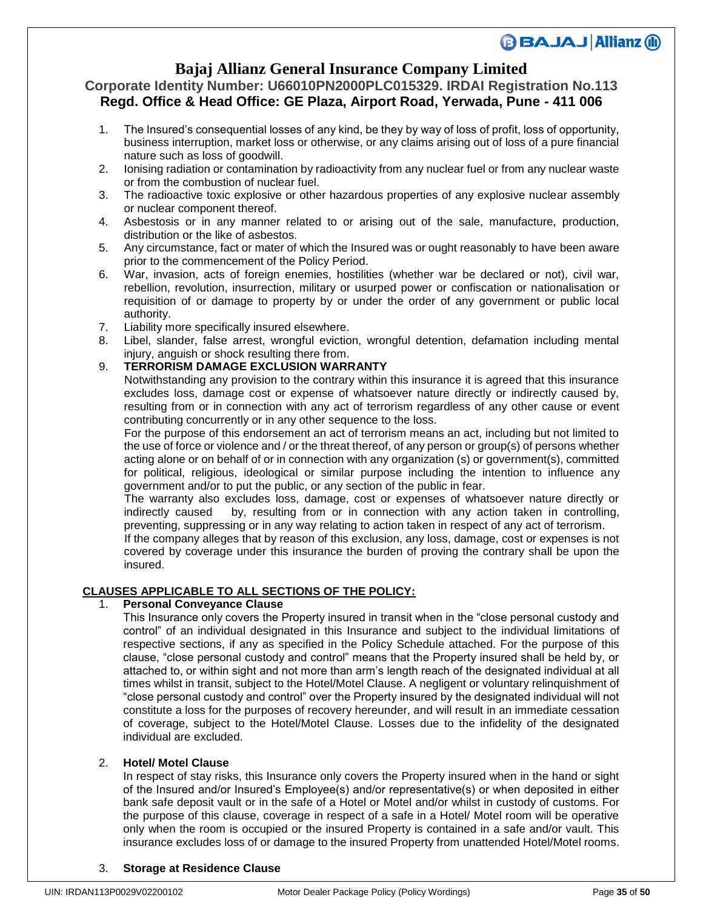1. The Insured's consequential losses of any kind, be they by way of loss of profit, loss of opportunity, business interruption, market loss or otherwise, or any claims arising out of loss of a pure financial nature such as loss of goodwill.
2. Ionising radiation or contamination by radioactivity from any nuclear fuel or from any nuclear waste or from the combustion of nuclear fuel.
3. The radioactive toxic explosive or other hazardous properties of any explosive nuclear assembly or nuclear component thereof.
4. Asbestosis or in any manner related to or arising out of the sale, manufacture, production, distribution or the like of asbestos.
5. Any circumstance, fact or mater of which the Insured was or ought reasonably to have been aware prior to the commencement of the Policy Period.
6. War, invasion, acts of foreign enemies, hostilities (whether war be declared or not), civil war, rebellion, revolution, insurrection, military or usurped power or confiscation or nationalisation or requisition of or damage to property by or under the order of any government or public local authority.
7. Liability more specifically insured elsewhere.
8. Libel, slander, false arrest, wrongful eviction, wrongful detention, defamation including mental injury, anguish or shock resulting there from.
9. **TERRORISM DAMAGE EXCLUSION WARRANTY**

   Notwithstanding any provision to the contrary within this insurance it is agreed that this insurance excludes loss, damage cost or expense of whatsoever nature directly or indirectly caused by, resulting from or in connection with any act of terrorism regardless of any other cause or event contributing concurrently or in any other sequence to the loss.

   For the purpose of this endorsement an act of terrorism means an act, including but not limited to the use of force or violence and / or the threat thereof, of any person or group(s) of persons whether acting alone or on behalf of or in connection with any organization (s) or government(s), committed for political, religious, ideological or similar purpose including the intention to influence any government and/or to put the public, or any section of the public in fear.

   The warranty also excludes loss, damage, cost or expenses of whatsoever nature directly or indirectly caused by, resulting from or in connection with any action taken in controlling, preventing, suppressing or in any way relating to action taken in respect of any act of terrorism.

   If the company alleges that by reason of this exclusion, any loss, damage, cost or expenses is not covered by coverage under this insurance the burden of proving the contrary shall be upon the insured.

**CLAUSES APPLICABLE TO ALL SECTIONS OF THE POLICY:**

1. **Personal Conveyance Clause**

   This Insurance only covers the Property insured in transit when in the "close personal custody and control" of an individual designated in this Insurance and subject to the individual limitations of respective sections, if any as specified in the Policy Schedule attached. For the purpose of this clause, "close personal custody and control" means that the Property insured shall be held by, or attached to, or within sight and not more than arm's length reach of the designated individual at all times whilst in transit, subject to the Hotel/Motel Clause. A negligent or voluntary relinquishment of "close personal custody and control" over the Property insured by the designated individual will not constitute a loss for the purposes of recovery hereunder, and will result in an immediate cessation of coverage, subject to the Hotel/Motel Clause. Losses due to the infidelity of the designated individual are excluded.

2. **Hotel/ Motel Clause**

   In respect of stay risks, this Insurance only covers the Property insured when in the hand or sight of the Insured and/or Insured's Employee(s) and/or representative(s) or when deposited in either bank safe deposit vault or in the safe of a Hotel or Motel and/or whilst in custody of customs. For the purpose of this clause, coverage in respect of a safe in a Hotel/ Motel room will be operative only when the room is occupied or the insured Property is contained in a safe and/or vault. This insurance excludes loss of or damage to the insured Property from unattended Hotel/Motel rooms.

3. **Storage at Residence Clause**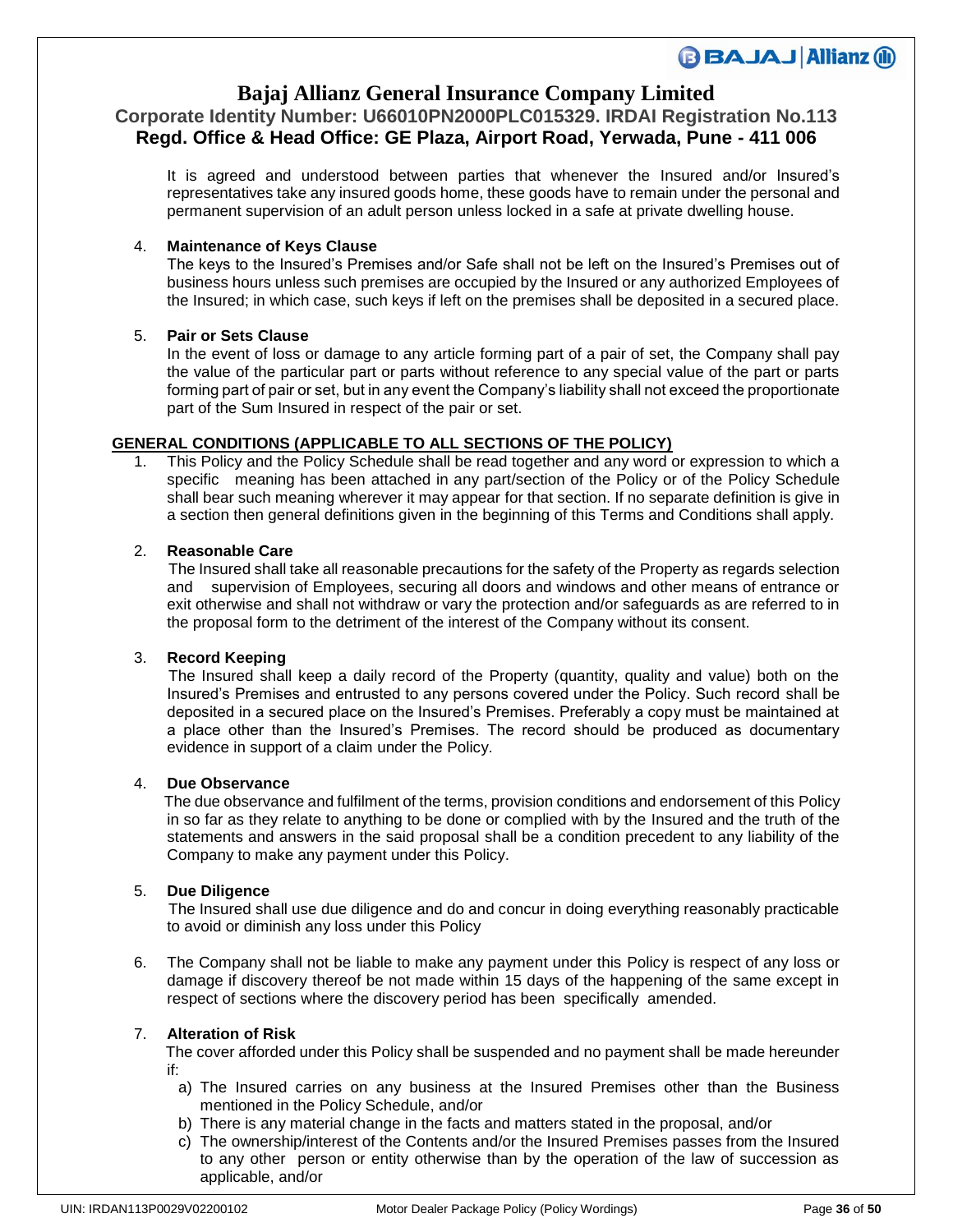It is agreed and understood between parties that whenever the Insured and/or Insured's representatives take any insured goods home, these goods have to remain under the personal and permanent supervision of an adult person unless locked in a safe at private dwelling house.

4. **Maintenance of Keys Clause**
   The keys to the Insured's Premises and/or Safe shall not be left on the Insured's Premises out of business hours unless such premises are occupied by the Insured or any authorized Employees of the Insured; in which case, such keys if left on the premises shall be deposited in a secured place.

5. **Pair or Sets Clause**
   In the event of loss or damage to any article forming part of a pair of set, the Company shall pay the value of the particular part or parts without reference to any special value of the part or parts forming part of pair or set, but in any event the Company's liability shall not exceed the proportionate part of the Sum Insured in respect of the pair or set.

## GENERAL CONDITIONS (APPLICABLE TO ALL SECTIONS OF THE POLICY)

1. This Policy and the Policy Schedule shall be read together and any word or expression to which a specific meaning has been attached in any part/section of the Policy or of the Policy Schedule shall bear such meaning wherever it may appear for that section. If no separate definition is give in a section then general definitions given in the beginning of this Terms and Conditions shall apply.

2. **Reasonable Care**
   The Insured shall take all reasonable precautions for the safety of the Property as regards selection and supervision of Employees, securing all doors and windows and other means of entrance or exit otherwise and shall not withdraw or vary the protection and/or safeguards as are referred to in the proposal form to the detriment of the interest of the Company without its consent.

3. **Record Keeping**
   The Insured shall keep a daily record of the Property (quantity, quality and value) both on the Insured's Premises and entrusted to any persons covered under the Policy. Such record shall be deposited in a secured place on the Insured's Premises. Preferably a copy must be maintained at a place other than the Insured's Premises. The record should be produced as documentary evidence in support of a claim under the Policy.

4. **Due Observance**
   The due observance and fulfilment of the terms, provision conditions and endorsement of this Policy in so far as they relate to anything to be done or complied with by the Insured and the truth of the statements and answers in the said proposal shall be a condition precedent to any liability of the Company to make any payment under this Policy.

5. **Due Diligence**
   The Insured shall use due diligence and do and concur in doing everything reasonably practicable to avoid or diminish any loss under this Policy

6. The Company shall not be liable to make any payment under this Policy is respect of any loss or damage if discovery thereof be not made within 15 days of the happening of the same except in respect of sections where the discovery period has been specifically amended.

7. **Alteration of Risk**
   The cover afforded under this Policy shall be suspended and no payment shall be made hereunder if:
   a) The Insured carries on any business at the Insured Premises other than the Business mentioned in the Policy Schedule, and/or
   b) There is any material change in the facts and matters stated in the proposal, and/or
   c) The ownership/interest of the Contents and/or the Insured Premises passes from the Insured to any other person or entity otherwise than by the operation of the law of succession as applicable, and/or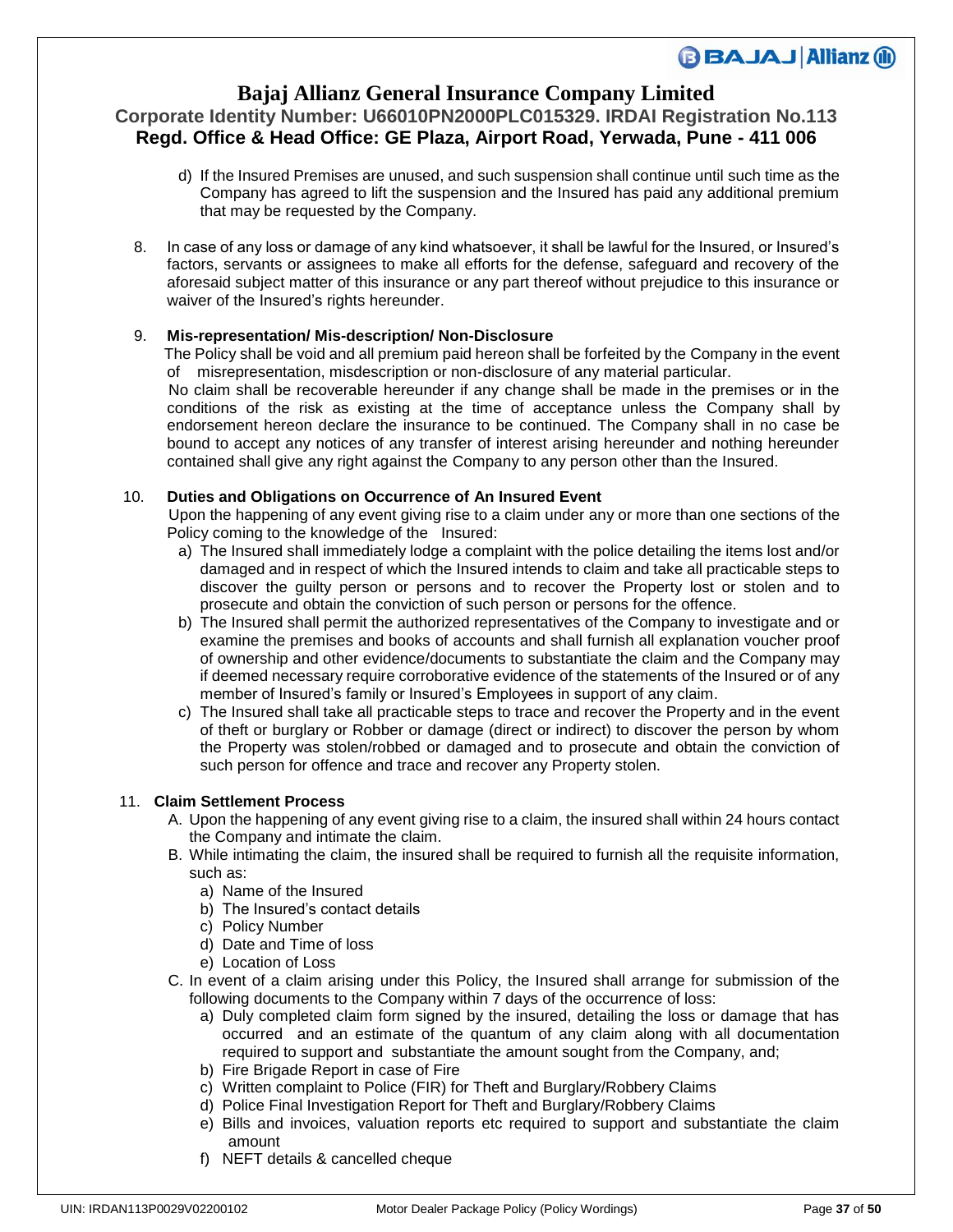d) If the Insured Premises are unused, and such suspension shall continue until such time as the Company has agreed to lift the suspension and the Insured has paid any additional premium that may be requested by the Company.

8. In case of any loss or damage of any kind whatsoever, it shall be lawful for the Insured, or Insured's factors, servants or assignees to make all efforts for the defense, safeguard and recovery of the aforesaid subject matter of this insurance or any part thereof without prejudice to this insurance or waiver of the Insured's rights hereunder.

9. **Mis-representation/ Mis-description/ Non-Disclosure**

   The Policy shall be void and all premium paid hereon shall be forfeited by the Company in the event of misrepresentation, misdescription or non-disclosure of any material particular.

   No claim shall be recoverable hereunder if any change shall be made in the premises or in the conditions of the risk as existing at the time of acceptance unless the Company shall by endorsement hereon declare the insurance to be continued. The Company shall in no case be bound to accept any notices of any transfer of interest arising hereunder and nothing hereunder contained shall give any right against the Company to any person other than the Insured.

10. **Duties and Obligations on Occurrence of An Insured Event**

    Upon the happening of any event giving rise to a claim under any or more than one sections of the Policy coming to the knowledge of the Insured:

    a) The Insured shall immediately lodge a complaint with the police detailing the items lost and/or damaged and in respect of which the Insured intends to claim and take all practicable steps to discover the guilty person or persons and to recover the Property lost or stolen and to prosecute and obtain the conviction of such person or persons for the offence.
    b) The Insured shall permit the authorized representatives of the Company to investigate and or examine the premises and books of accounts and shall furnish all explanation voucher proof of ownership and other evidence/documents to substantiate the claim and the Company may if deemed necessary require corroborative evidence of the statements of the Insured or of any member of Insured's family or Insured's Employees in support of any claim.
    c) The Insured shall take all practicable steps to trace and recover the Property and in the event of theft or burglary or Robber or damage (direct or indirect) to discover the person by whom the Property was stolen/robbed or damaged and to prosecute and obtain the conviction of such person for offence and trace and recover any Property stolen.

11. **Claim Settlement Process**

    A. Upon the happening of any event giving rise to a claim, the insured shall within 24 hours contact the Company and intimate the claim.

    B. While intimating the claim, the insured shall be required to furnish all the requisite information, such as:
       a) Name of the Insured
       b) The Insured's contact details
       c) Policy Number
       d) Date and Time of loss
       e) Location of Loss

    C. In event of a claim arising under this Policy, the Insured shall arrange for submission of the following documents to the Company within 7 days of the occurrence of loss:
       a) Duly completed claim form signed by the insured, detailing the loss or damage that has occurred and an estimate of the quantum of any claim along with all documentation required to support and substantiate the amount sought from the Company, and;
       b) Fire Brigade Report in case of Fire
       c) Written complaint to Police (FIR) for Theft and Burglary/Robbery Claims
       d) Police Final Investigation Report for Theft and Burglary/Robbery Claims
       e) Bills and invoices, valuation reports etc required to support and substantiate the claim amount
       f) NEFT details & cancelled cheque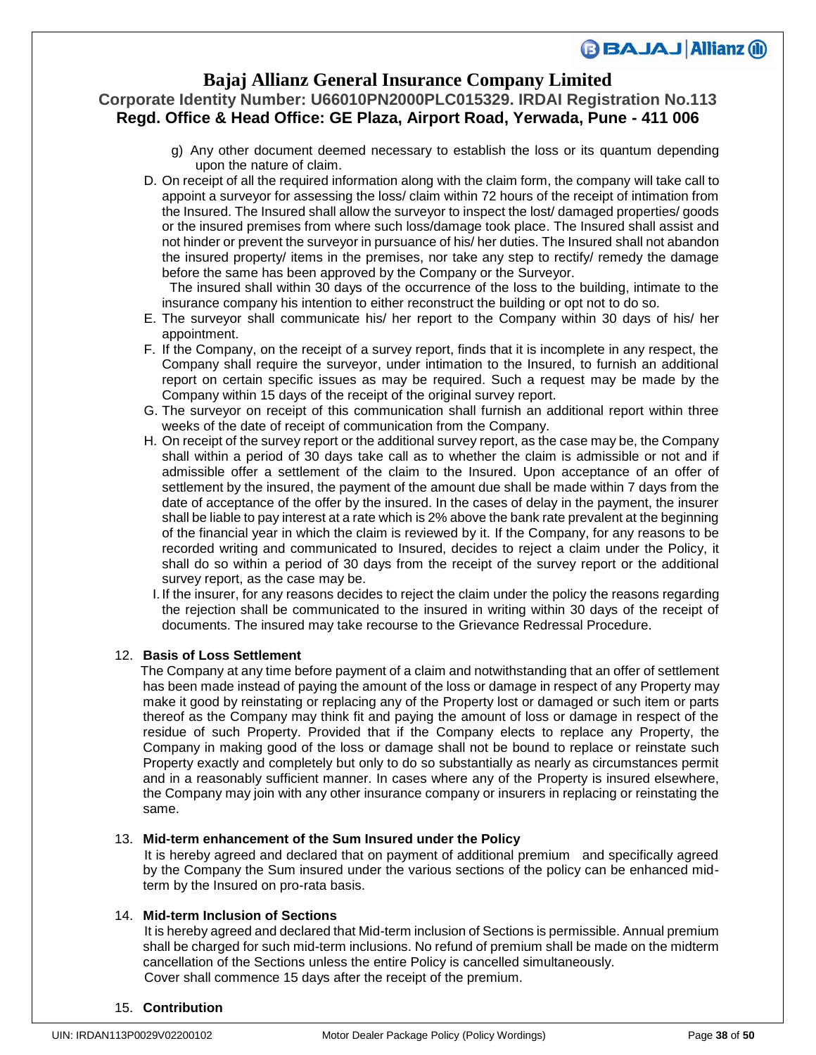g) Any other document deemed necessary to establish the loss or its quantum depending upon the nature of claim.

D. On receipt of all the required information along with the claim form, the company will take call to appoint a surveyor for assessing the loss/ claim within 72 hours of the receipt of intimation from the Insured. The Insured shall allow the surveyor to inspect the lost/ damaged properties/ goods or the insured premises from where such loss/damage took place. The Insured shall assist and not hinder or prevent the surveyor in pursuance of his/ her duties. The Insured shall not abandon the insured property/ items in the premises, nor take any step to rectify/ remedy the damage before the same has been approved by the Company or the Surveyor.

   The insured shall within 30 days of the occurrence of the loss to the building, intimate to the insurance company his intention to either reconstruct the building or opt not to do so.

E. The surveyor shall communicate his/ her report to the Company within 30 days of his/ her appointment.

F. If the Company, on the receipt of a survey report, finds that it is incomplete in any respect, the Company shall require the surveyor, under intimation to the Insured, to furnish an additional report on certain specific issues as may be required. Such a request may be made by the Company within 15 days of the receipt of the original survey report.

G. The surveyor on receipt of this communication shall furnish an additional report within three weeks of the date of receipt of communication from the Company.

H. On receipt of the survey report or the additional survey report, as the case may be, the Company shall within a period of 30 days take call as to whether the claim is admissible or not and if admissible offer a settlement of the claim to the Insured. Upon acceptance of an offer of settlement by the insured, the payment of the amount due shall be made within 7 days from the date of acceptance of the offer by the insured. In the cases of delay in the payment, the insurer shall be liable to pay interest at a rate which is 2% above the bank rate prevalent at the beginning of the financial year in which the claim is reviewed by it. If the Company, for any reasons to be recorded writing and communicated to Insured, decides to reject a claim under the Policy, it shall do so within a period of 30 days from the receipt of the survey report or the additional survey report, as the case may be.

I. If the insurer, for any reasons decides to reject the claim under the policy the reasons regarding the rejection shall be communicated to the insured in writing within 30 days of the receipt of documents. The insured may take recourse to the Grievance Redressal Procedure.

12. **Basis of Loss Settlement**

The Company at any time before payment of a claim and notwithstanding that an offer of settlement has been made instead of paying the amount of the loss or damage in respect of any Property may make it good by reinstating or replacing any of the Property lost or damaged or such item or parts thereof as the Company may think fit and paying the amount of loss or damage in respect of the residue of such Property. Provided that if the Company elects to replace any Property, the Company in making good of the loss or damage shall not be bound to replace or reinstate such Property exactly and completely but only to do so substantially as nearly as circumstances permit and in a reasonably sufficient manner. In cases where any of the Property is insured elsewhere, the Company may join with any other insurance company or insurers in replacing or reinstating the same.

13. **Mid-term enhancement of the Sum Insured under the Policy**

It is hereby agreed and declared that on payment of additional premium and specifically agreed by the Company the Sum insured under the various sections of the policy can be enhanced mid-term by the Insured on pro-rata basis.

14. **Mid-term Inclusion of Sections**

It is hereby agreed and declared that Mid-term inclusion of Sections is permissible. Annual premium shall be charged for such mid-term inclusions. No refund of premium shall be made on the midterm cancellation of the Sections unless the entire Policy is cancelled simultaneously.
Cover shall commence 15 days after the receipt of the premium.

15. **Contribution**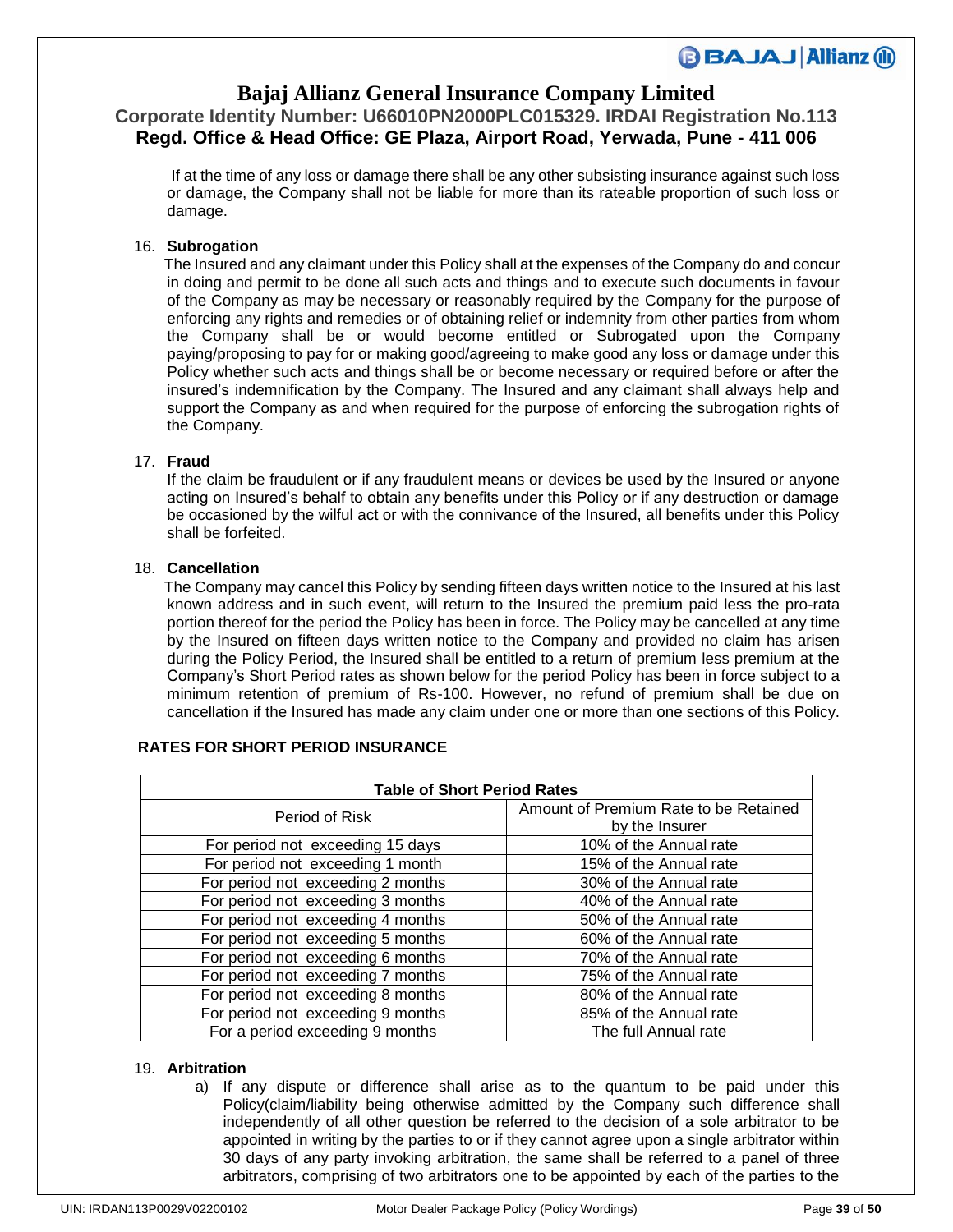If at the time of any loss or damage there shall be any other subsisting insurance against such loss or damage, the Company shall not be liable for more than its rateable proportion of such loss or damage.

16. **Subrogation**

The Insured and any claimant under this Policy shall at the expenses of the Company do and concur in doing and permit to be done all such acts and things and to execute such documents in favour of the Company as may be necessary or reasonably required by the Company for the purpose of enforcing any rights and remedies or of obtaining relief or indemnity from other parties from whom the Company shall be or would become entitled or Subrogated upon the Company paying/proposing to pay for or making good/agreeing to make good any loss or damage under this Policy whether such acts and things shall be or become necessary or required before or after the insured's indemnification by the Company. The Insured and any claimant shall always help and support the Company as and when required for the purpose of enforcing the subrogation rights of the Company.

17. **Fraud**

If the claim be fraudulent or if any fraudulent means or devices be used by the Insured or anyone acting on Insured's behalf to obtain any benefits under this Policy or if any destruction or damage be occasioned by the wilful act or with the connivance of the Insured, all benefits under this Policy shall be forfeited.

18. **Cancellation**

The Company may cancel this Policy by sending fifteen days written notice to the Insured at his last known address and in such event, will return to the Insured the premium paid less the pro-rata portion thereof for the period the Policy has been in force. The Policy may be cancelled at any time by the Insured on fifteen days written notice to the Company and provided no claim has arisen during the Policy Period, the Insured shall be entitled to a return of premium less premium at the Company's Short Period rates as shown below for the period Policy has been in force subject to a minimum retention of premium of Rs-100. However, no refund of premium shall be due on cancellation if the Insured has made any claim under one or more than one sections of this Policy.

**RATES FOR SHORT PERIOD INSURANCE**

| **Table of Short Period Rates** | |
|---|---|
| Period of Risk | Amount of Premium Rate to be Retained by the Insurer |
| For period not exceeding 15 days | 10% of the Annual rate |
| For period not exceeding 1 month | 15% of the Annual rate |
| For period not exceeding 2 months | 30% of the Annual rate |
| For period not exceeding 3 months | 40% of the Annual rate |
| For period not exceeding 4 months | 50% of the Annual rate |
| For period not exceeding 5 months | 60% of the Annual rate |
| For period not exceeding 6 months | 70% of the Annual rate |
| For period not exceeding 7 months | 75% of the Annual rate |
| For period not exceeding 8 months | 80% of the Annual rate |
| For period not exceeding 9 months | 85% of the Annual rate |
| For a period exceeding 9 months | The full Annual rate |

19. **Arbitration**

a) If any dispute or difference shall arise as to the quantum to be paid under this Policy(claim/liability being otherwise admitted by the Company such difference shall independently of all other question be referred to the decision of a sole arbitrator to be appointed in writing by the parties to or if they cannot agree upon a single arbitrator within 30 days of any party invoking arbitration, the same shall be referred to a panel of three arbitrators, comprising of two arbitrators one to be appointed by each of the parties to the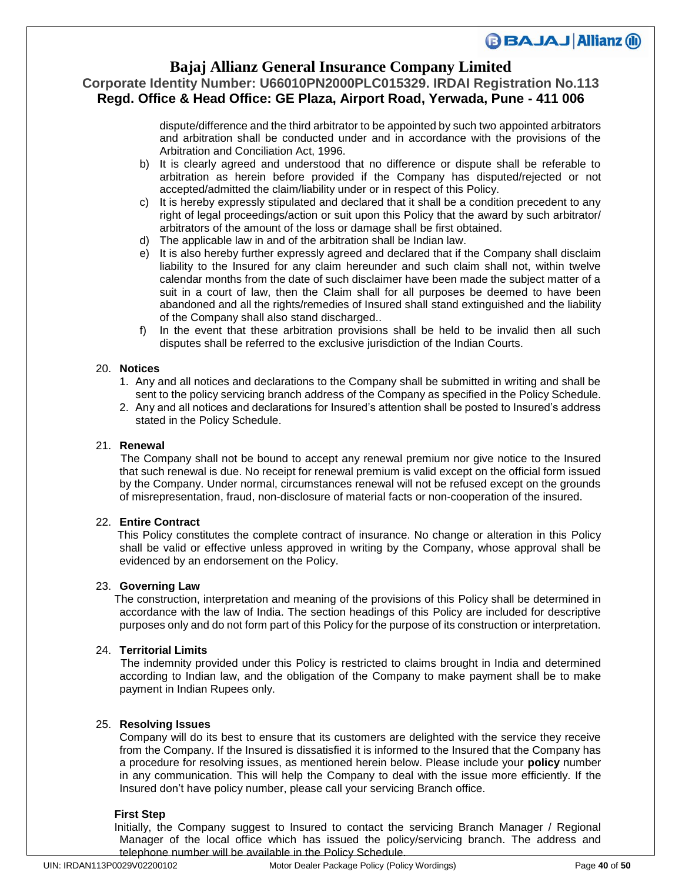dispute/difference and the third arbitrator to be appointed by such two appointed arbitrators and arbitration shall be conducted under and in accordance with the provisions of the Arbitration and Conciliation Act, 1996.

b) It is clearly agreed and understood that no difference or dispute shall be referable to arbitration as herein before provided if the Company has disputed/rejected or not accepted/admitted the claim/liability under or in respect of this Policy.

c) It is hereby expressly stipulated and declared that it shall be a condition precedent to any right of legal proceedings/action or suit upon this Policy that the award by such arbitrator/ arbitrators of the amount of the loss or damage shall be first obtained.

d) The applicable law in and of the arbitration shall be Indian law.

e) It is also hereby further expressly agreed and declared that if the Company shall disclaim liability to the Insured for any claim hereunder and such claim shall not, within twelve calendar months from the date of such disclaimer have been made the subject matter of a suit in a court of law, then the Claim shall for all purposes be deemed to have been abandoned and all the rights/remedies of Insured shall stand extinguished and the liability of the Company shall also stand discharged..

f) In the event that these arbitration provisions shall be held to be invalid then all such disputes shall be referred to the exclusive jurisdiction of the Indian Courts.

20. **Notices**

1. Any and all notices and declarations to the Company shall be submitted in writing and shall be sent to the policy servicing branch address of the Company as specified in the Policy Schedule.
2. Any and all notices and declarations for Insured's attention shall be posted to Insured's address stated in the Policy Schedule.

21. **Renewal**

The Company shall not be bound to accept any renewal premium nor give notice to the Insured that such renewal is due. No receipt for renewal premium is valid except on the official form issued by the Company. Under normal, circumstances renewal will not be refused except on the grounds of misrepresentation, fraud, non-disclosure of material facts or non-cooperation of the insured.

22. **Entire Contract**

This Policy constitutes the complete contract of insurance. No change or alteration in this Policy shall be valid or effective unless approved in writing by the Company, whose approval shall be evidenced by an endorsement on the Policy.

23. **Governing Law**

The construction, interpretation and meaning of the provisions of this Policy shall be determined in accordance with the law of India. The section headings of this Policy are included for descriptive purposes only and do not form part of this Policy for the purpose of its construction or interpretation.

24. **Territorial Limits**

The indemnity provided under this Policy is restricted to claims brought in India and determined according to Indian law, and the obligation of the Company to make payment shall be to make payment in Indian Rupees only.

25. **Resolving Issues**

Company will do its best to ensure that its customers are delighted with the service they receive from the Company. If the Insured is dissatisfied it is informed to the Insured that the Company has a procedure for resolving issues, as mentioned herein below. Please include your **policy** number in any communication. This will help the Company to deal with the issue more efficiently. If the Insured don't have policy number, please call your servicing Branch office.

**First Step**

Initially, the Company suggest to Insured to contact the servicing Branch Manager / Regional Manager of the local office which has issued the policy/servicing branch. The address and telephone number will be available in the Policy Schedule.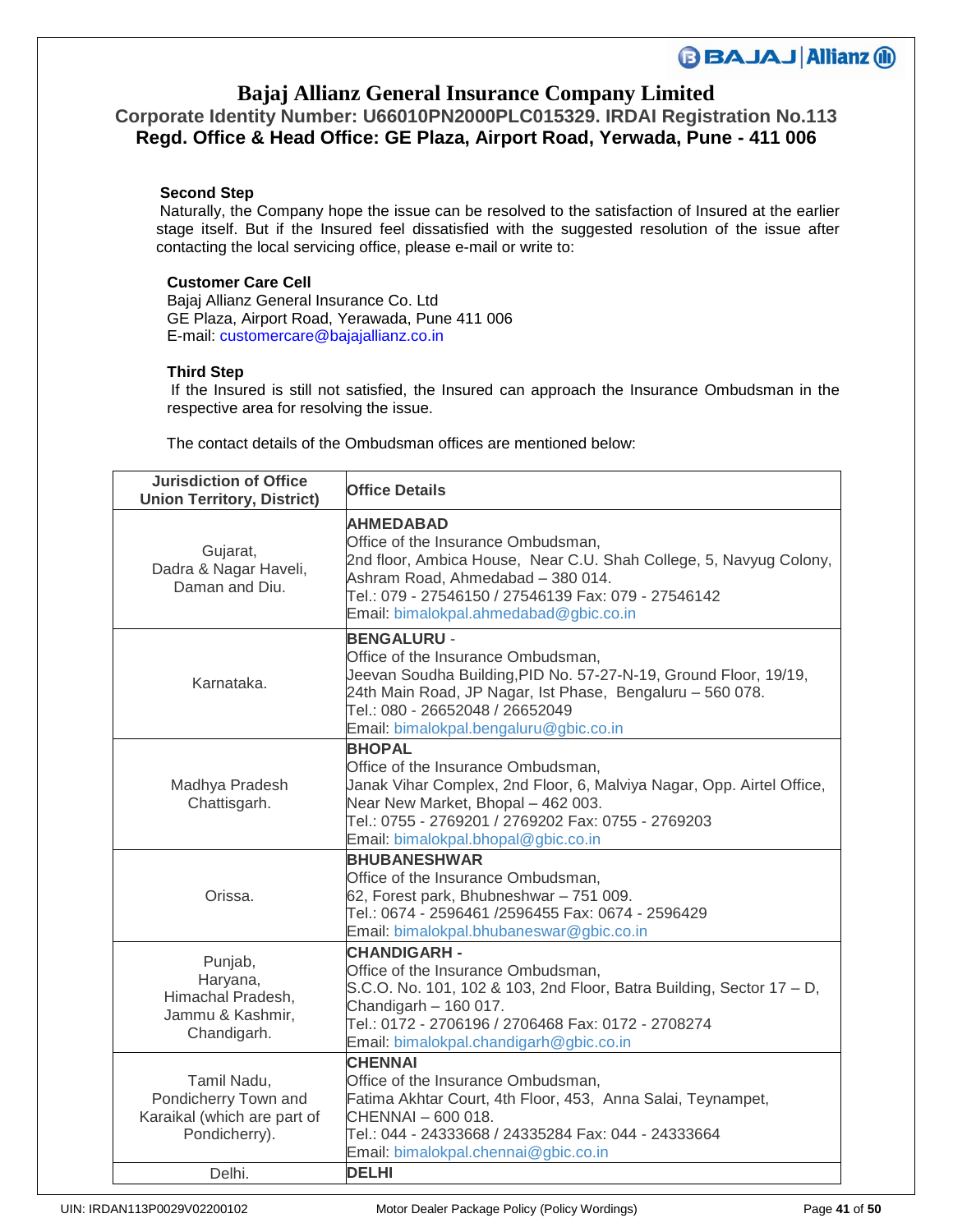**Second Step**

Naturally, the Company hope the issue can be resolved to the satisfaction of Insured at the earlier stage itself. But if the Insured feel dissatisfied with the suggested resolution of the issue after contacting the local servicing office, please e-mail or write to:

**Customer Care Cell**
Bajaj Allianz General Insurance Co. Ltd
GE Plaza, Airport Road, Yerawada, Pune 411 006
E-mail: customercare@bajajallianz.co.in

**Third Step**

If the Insured is still not satisfied, the Insured can approach the Insurance Ombudsman in the respective area for resolving the issue.

The contact details of the Ombudsman offices are mentioned below:

| Jurisdiction of Office Union Territory, District) | Office Details |
|---|---|
| Gujarat, Dadra & Nagar Haveli, Daman and Diu. | **AHMEDABAD**<br>Office of the Insurance Ombudsman,<br>2nd floor, Ambica House, Near C.U. Shah College, 5, Navyug Colony, Ashram Road, Ahmedabad – 380 014.<br>Tel.: 079 - 27546150 / 27546139 Fax: 079 - 27546142<br>Email: bimalokpal.ahmedabad@gbic.co.in |
| Karnataka. | **BENGALURU** -<br>Office of the Insurance Ombudsman,<br>Jeevan Soudha Building,PID No. 57-27-N-19, Ground Floor, 19/19, 24th Main Road, JP Nagar, Ist Phase, Bengaluru – 560 078.<br>Tel.: 080 - 26652048 / 26652049<br>Email: bimalokpal.bengaluru@gbic.co.in |
| Madhya Pradesh Chattisgarh. | **BHOPAL**<br>Office of the Insurance Ombudsman,<br>Janak Vihar Complex, 2nd Floor, 6, Malviya Nagar, Opp. Airtel Office, Near New Market, Bhopal – 462 003.<br>Tel.: 0755 - 2769201 / 2769202 Fax: 0755 - 2769203<br>Email: bimalokpal.bhopal@gbic.co.in |
| Orissa. | **BHUBANESHWAR**<br>Office of the Insurance Ombudsman,<br>62, Forest park, Bhubneshwar – 751 009.<br>Tel.: 0674 - 2596461 /2596455 Fax: 0674 - 2596429<br>Email: bimalokpal.bhubaneswar@gbic.co.in |
| Punjab, Haryana, Himachal Pradesh, Jammu & Kashmir, Chandigarh. | **CHANDIGARH** -<br>Office of the Insurance Ombudsman,<br>S.C.O. No. 101, 102 & 103, 2nd Floor, Batra Building, Sector 17 – D, Chandigarh – 160 017.<br>Tel.: 0172 - 2706196 / 2706468 Fax: 0172 - 2708274<br>Email: bimalokpal.chandigarh@gbic.co.in |
| Tamil Nadu, Pondicherry Town and Karaikal (which are part of Pondicherry). | **CHENNAI**<br>Office of the Insurance Ombudsman,<br>Fatima Akhtar Court, 4th Floor, 453, Anna Salai, Teynampet, CHENNAI – 600 018.<br>Tel.: 044 - 24333668 / 24335284 Fax: 044 - 24333664<br>Email: bimalokpal.chennai@gbic.co.in |
| Delhi. | **DELHI** |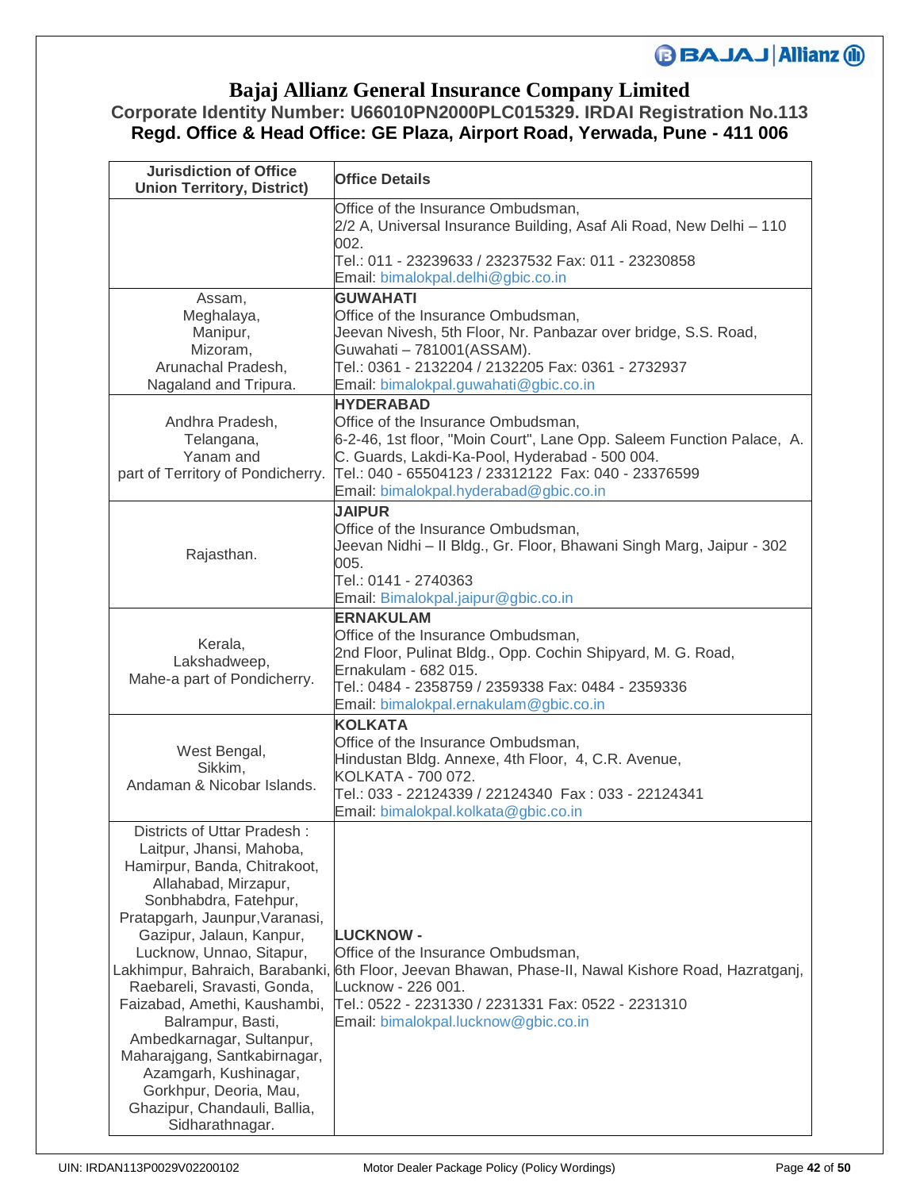# Bajaj Allianz General Insurance Company Limited

**Corporate Identity Number: U66010PN2000PLC015329. IRDAI Registration No.113**

**Regd. Office & Head Office: GE Plaza, Airport Road, Yerwada, Pune - 411 006**

| Jurisdiction of Office Union Territory, District) | Office Details |
|---|---|
| | Office of the Insurance Ombudsman, 2/2 A, Universal Insurance Building, Asaf Ali Road, New Delhi – 110 002. Tel.: 011 - 23239633 / 23237532 Fax: 011 - 23230858 Email: bimalokpal.delhi@gbic.co.in |
| Assam, Meghalaya, Manipur, Mizoram, Arunachal Pradesh, Nagaland and Tripura. | **GUWAHATI** Office of the Insurance Ombudsman, Jeevan Nivesh, 5th Floor, Nr. Panbazar over bridge, S.S. Road, Guwahati – 781001(ASSAM). Tel.: 0361 - 2132204 / 2132205 Fax: 0361 - 2732937 Email: bimalokpal.guwahati@gbic.co.in |
| Andhra Pradesh, Telangana, Yanam and part of Territory of Pondicherry. | **HYDERABAD** Office of the Insurance Ombudsman, 6-2-46, 1st floor, "Moin Court", Lane Opp. Saleem Function Palace, A. C. Guards, Lakdi-Ka-Pool, Hyderabad - 500 004. Tel.: 040 - 65504123 / 23312122 Fax: 040 - 23376599 Email: bimalokpal.hyderabad@gbic.co.in |
| Rajasthan. | **JAIPUR** Office of the Insurance Ombudsman, Jeevan Nidhi – II Bldg., Gr. Floor, Bhawani Singh Marg, Jaipur - 302 005. Tel.: 0141 - 2740363 Email: Bimalokpal.jaipur@gbic.co.in |
| Kerala, Lakshadweep, Mahe-a part of Pondicherry. | **ERNAKULAM** Office of the Insurance Ombudsman, 2nd Floor, Pulinat Bldg., Opp. Cochin Shipyard, M. G. Road, Ernakulam - 682 015. Tel.: 0484 - 2358759 / 2359338 Fax: 0484 - 2359336 Email: bimalokpal.ernakulam@gbic.co.in |
| West Bengal, Sikkim, Andaman & Nicobar Islands. | **KOLKATA** Office of the Insurance Ombudsman, Hindustan Bldg. Annexe, 4th Floor, 4, C.R. Avenue, KOLKATA - 700 072. Tel.: 033 - 22124339 / 22124340 Fax : 033 - 22124341 Email: bimalokpal.kolkata@gbic.co.in |
| Districts of Uttar Pradesh : Laitpur, Jhansi, Mahoba, Hamirpur, Banda, Chitrakoot, Allahabad, Mirzapur, Sonbhabdra, Fatehpur, Pratapgarh, Jaunpur,Varanasi, Gazipur, Jalaun, Kanpur, Lucknow, Unnao, Sitapur, Lakhimpur, Bahraich, Barabanki, Raebareli, Sravasti, Gonda, Faizabad, Amethi, Kaushambi, Balrampur, Basti, Ambedkarnagar, Sultanpur, Maharajgang, Santkabirnagar, Azamgarh, Kushinagar, Gorkhpur, Deoria, Mau, Ghazipur, Chandauli, Ballia, Sidharathnagar. | **LUCKNOW -** Office of the Insurance Ombudsman, 6th Floor, Jeevan Bhawan, Phase-II, Nawal Kishore Road, Hazratganj, Lucknow - 226 001. Tel.: 0522 - 2231330 / 2231331 Fax: 0522 - 2231310 Email: bimalokpal.lucknow@gbic.co.in |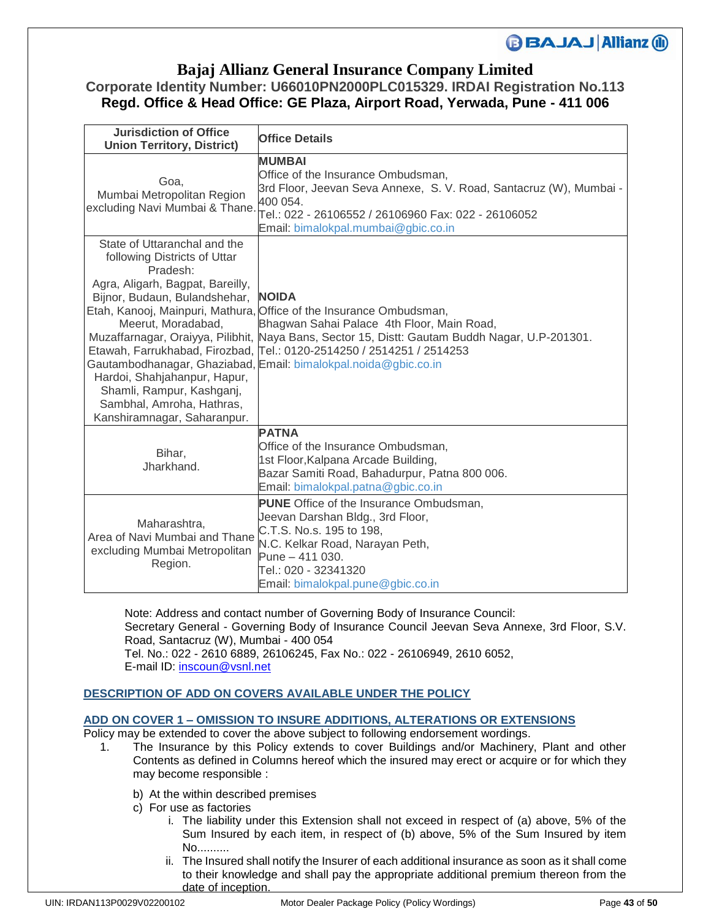# Bajaj Allianz General Insurance Company Limited

**Corporate Identity Number: U66010PN2000PLC015329. IRDAI Registration No.113**
**Regd. Office & Head Office: GE Plaza, Airport Road, Yerwada, Pune - 411 006**

| Jurisdiction of Office Union Territory, District) | Office Details |
|---|---|
| Goa, Mumbai Metropolitan Region excluding Navi Mumbai & Thane. | **MUMBAI** Office of the Insurance Ombudsman, 3rd Floor, Jeevan Seva Annexe, S. V. Road, Santacruz (W), Mumbai - 400 054. Tel.: 022 - 26106552 / 26106960 Fax: 022 - 26106052 Email: bimalokpal.mumbai@gbic.co.in |
| State of Uttaranchal and the following Districts of Uttar Pradesh: Agra, Aligarh, Bagpat, Bareilly, Bijnor, Budaun, Bulandshehar, Etah, Kanooj, Mainpuri, Mathura, Meerut, Moradabad, Muzaffarnagar, Oraiyya, Pilibhit, Etawah, Farrukhabad, Firozbad, Gautambodhanagar, Ghaziabad, Hardoi, Shahjahanpur, Hapur, Shamli, Rampur, Kashganj, Sambhal, Amroha, Hathras, Kanshiramnagar, Saharanpur. | **NOIDA** Office of the Insurance Ombudsman, Bhagwan Sahai Palace 4th Floor, Main Road, Naya Bans, Sector 15, Distt: Gautam Buddh Nagar, U.P-201301. Tel.: 0120-2514250 / 2514251 / 2514253 Email: bimalokpal.noida@gbic.co.in |
| Bihar, Jharkhand. | **PATNA** Office of the Insurance Ombudsman, 1st Floor,Kalpana Arcade Building, Bazar Samiti Road, Bahadurpur, Patna 800 006. Email: bimalokpal.patna@gbic.co.in |
| Maharashtra, Area of Navi Mumbai and Thane excluding Mumbai Metropolitan Region. | **PUNE** Office of the Insurance Ombudsman, Jeevan Darshan Bldg., 3rd Floor, C.T.S. No.s. 195 to 198, N.C. Kelkar Road, Narayan Peth, Pune – 411 030. Tel.: 020 - 32341320 Email: bimalokpal.pune@gbic.co.in |

Note: Address and contact number of Governing Body of Insurance Council:
Secretary General - Governing Body of Insurance Council Jeevan Seva Annexe, 3rd Floor, S.V. Road, Santacruz (W), Mumbai - 400 054
Tel. No.: 022 - 2610 6889, 26106245, Fax No.: 022 - 26106949, 2610 6052,
E-mail ID: inscoun@vsnl.net

## DESCRIPTION OF ADD ON COVERS AVAILABLE UNDER THE POLICY

### ADD ON COVER 1 – OMISSION TO INSURE ADDITIONS, ALTERATIONS OR EXTENSIONS

Policy may be extended to cover the above subject to following endorsement wordings.

1. The Insurance by this Policy extends to cover Buildings and/or Machinery, Plant and other Contents as defined in Columns hereof which the insured may erect or acquire or for which they may become responsible :

   b) At the within described premises
   c) For use as factories
      i. The liability under this Extension shall not exceed in respect of (a) above, 5% of the Sum Insured by each item, in respect of (b) above, 5% of the Sum Insured by item No..........
      ii. The Insured shall notify the Insurer of each additional insurance as soon as it shall come to their knowledge and shall pay the appropriate additional premium thereon from the date of inception.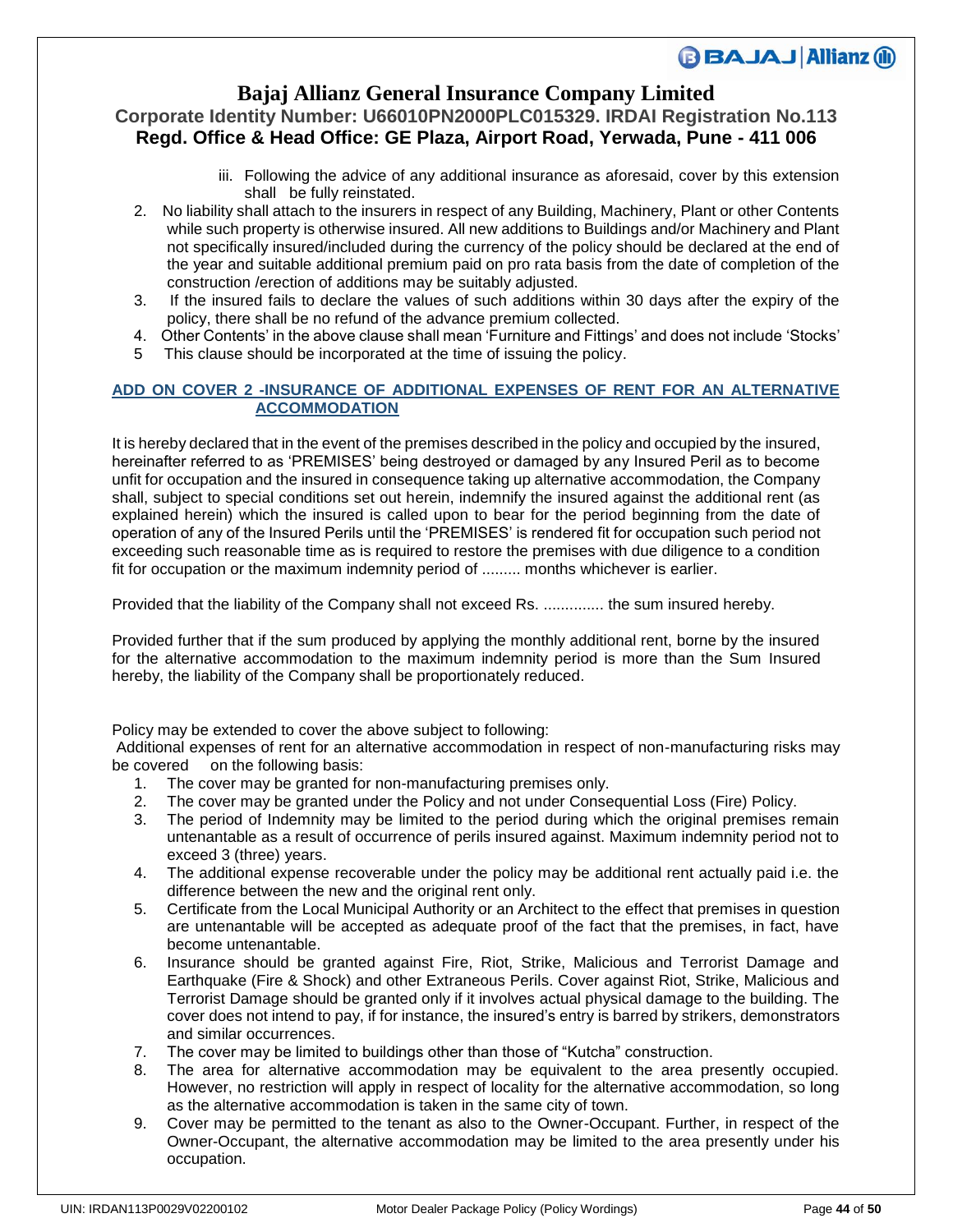iii. Following the advice of any additional insurance as aforesaid, cover by this extension shall be fully reinstated.

2. No liability shall attach to the insurers in respect of any Building, Machinery, Plant or other Contents while such property is otherwise insured. All new additions to Buildings and/or Machinery and Plant not specifically insured/included during the currency of the policy should be declared at the end of the year and suitable additional premium paid on pro rata basis from the date of completion of the construction /erection of additions may be suitably adjusted.
3. If the insured fails to declare the values of such additions within 30 days after the expiry of the policy, there shall be no refund of the advance premium collected.
4. Other Contents' in the above clause shall mean 'Furniture and Fittings' and does not include 'Stocks'
5. This clause should be incorporated at the time of issuing the policy.

## ADD ON COVER 2 -INSURANCE OF ADDITIONAL EXPENSES OF RENT FOR AN ALTERNATIVE ACCOMMODATION

It is hereby declared that in the event of the premises described in the policy and occupied by the insured, hereinafter referred to as 'PREMISES' being destroyed or damaged by any Insured Peril as to become unfit for occupation and the insured in consequence taking up alternative accommodation, the Company shall, subject to special conditions set out herein, indemnify the insured against the additional rent (as explained herein) which the insured is called upon to bear for the period beginning from the date of operation of any of the Insured Perils until the 'PREMISES' is rendered fit for occupation such period not exceeding such reasonable time as is required to restore the premises with due diligence to a condition fit for occupation or the maximum indemnity period of ......... months whichever is earlier.

Provided that the liability of the Company shall not exceed Rs. .............. the sum insured hereby.

Provided further that if the sum produced by applying the monthly additional rent, borne by the insured for the alternative accommodation to the maximum indemnity period is more than the Sum Insured hereby, the liability of the Company shall be proportionately reduced.

Policy may be extended to cover the above subject to following:

Additional expenses of rent for an alternative accommodation in respect of non-manufacturing risks may be covered on the following basis:

1. The cover may be granted for non-manufacturing premises only.
2. The cover may be granted under the Policy and not under Consequential Loss (Fire) Policy.
3. The period of Indemnity may be limited to the period during which the original premises remain untenantable as a result of occurrence of perils insured against. Maximum indemnity period not to exceed 3 (three) years.
4. The additional expense recoverable under the policy may be additional rent actually paid i.e. the difference between the new and the original rent only.
5. Certificate from the Local Municipal Authority or an Architect to the effect that premises in question are untenantable will be accepted as adequate proof of the fact that the premises, in fact, have become untenantable.
6. Insurance should be granted against Fire, Riot, Strike, Malicious and Terrorist Damage and Earthquake (Fire & Shock) and other Extraneous Perils. Cover against Riot, Strike, Malicious and Terrorist Damage should be granted only if it involves actual physical damage to the building. The cover does not intend to pay, if for instance, the insured's entry is barred by strikers, demonstrators and similar occurrences.
7. The cover may be limited to buildings other than those of "Kutcha" construction.
8. The area for alternative accommodation may be equivalent to the area presently occupied. However, no restriction will apply in respect of locality for the alternative accommodation, so long as the alternative accommodation is taken in the same city of town.
9. Cover may be permitted to the tenant as also to the Owner-Occupant. Further, in respect of the Owner-Occupant, the alternative accommodation may be limited to the area presently under his occupation.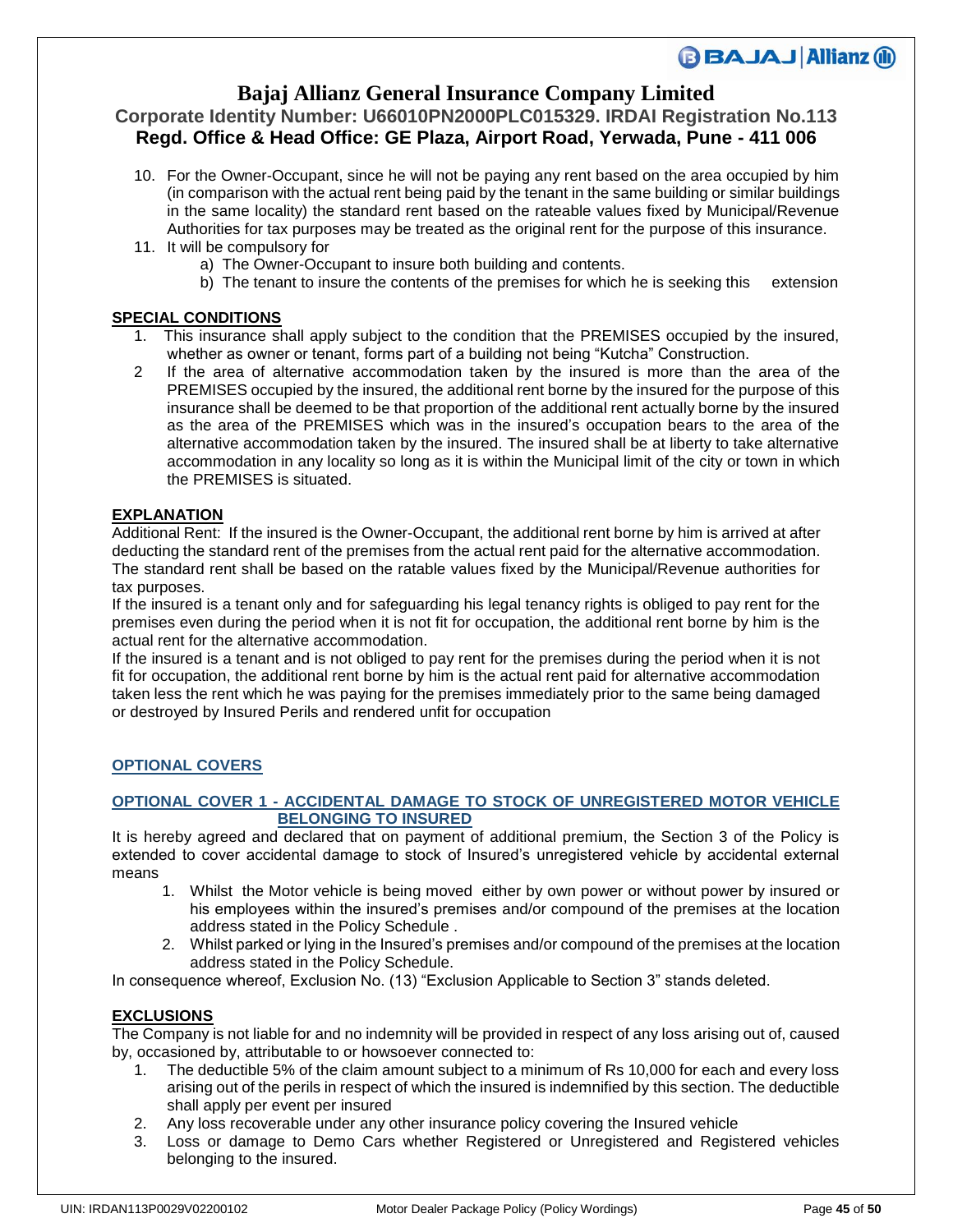10. For the Owner-Occupant, since he will not be paying any rent based on the area occupied by him (in comparison with the actual rent being paid by the tenant in the same building or similar buildings in the same locality) the standard rent based on the rateable values fixed by Municipal/Revenue Authorities for tax purposes may be treated as the original rent for the purpose of this insurance.
11. It will be compulsory for
    a) The Owner-Occupant to insure both building and contents.
    b) The tenant to insure the contents of the premises for which he is seeking this extension

## SPECIAL CONDITIONS

1. This insurance shall apply subject to the condition that the PREMISES occupied by the insured, whether as owner or tenant, forms part of a building not being "Kutcha" Construction.
2. If the area of alternative accommodation taken by the insured is more than the area of the PREMISES occupied by the insured, the additional rent borne by the insured for the purpose of this insurance shall be deemed to be that proportion of the additional rent actually borne by the insured as the area of the PREMISES which was in the insured's occupation bears to the area of the alternative accommodation taken by the insured. The insured shall be at liberty to take alternative accommodation in any locality so long as it is within the Municipal limit of the city or town in which the PREMISES is situated.

## EXPLANATION

Additional Rent: If the insured is the Owner-Occupant, the additional rent borne by him is arrived at after deducting the standard rent of the premises from the actual rent paid for the alternative accommodation. The standard rent shall be based on the ratable values fixed by the Municipal/Revenue authorities for tax purposes.

If the insured is a tenant only and for safeguarding his legal tenancy rights is obliged to pay rent for the premises even during the period when it is not fit for occupation, the additional rent borne by him is the actual rent for the alternative accommodation.

If the insured is a tenant and is not obliged to pay rent for the premises during the period when it is not fit for occupation, the additional rent borne by him is the actual rent paid for alternative accommodation taken less the rent which he was paying for the premises immediately prior to the same being damaged or destroyed by Insured Perils and rendered unfit for occupation

## OPTIONAL COVERS

### OPTIONAL COVER 1 - ACCIDENTAL DAMAGE TO STOCK OF UNREGISTERED MOTOR VEHICLE BELONGING TO INSURED

It is hereby agreed and declared that on payment of additional premium, the Section 3 of the Policy is extended to cover accidental damage to stock of Insured's unregistered vehicle by accidental external means

1. Whilst the Motor vehicle is being moved either by own power or without power by insured or his employees within the insured's premises and/or compound of the premises at the location address stated in the Policy Schedule .
2. Whilst parked or lying in the Insured's premises and/or compound of the premises at the location address stated in the Policy Schedule.

In consequence whereof, Exclusion No. (13) "Exclusion Applicable to Section 3" stands deleted.

## EXCLUSIONS

The Company is not liable for and no indemnity will be provided in respect of any loss arising out of, caused by, occasioned by, attributable to or howsoever connected to:

1. The deductible 5% of the claim amount subject to a minimum of Rs 10,000 for each and every loss arising out of the perils in respect of which the insured is indemnified by this section. The deductible shall apply per event per insured
2. Any loss recoverable under any other insurance policy covering the Insured vehicle
3. Loss or damage to Demo Cars whether Registered or Unregistered and Registered vehicles belonging to the insured.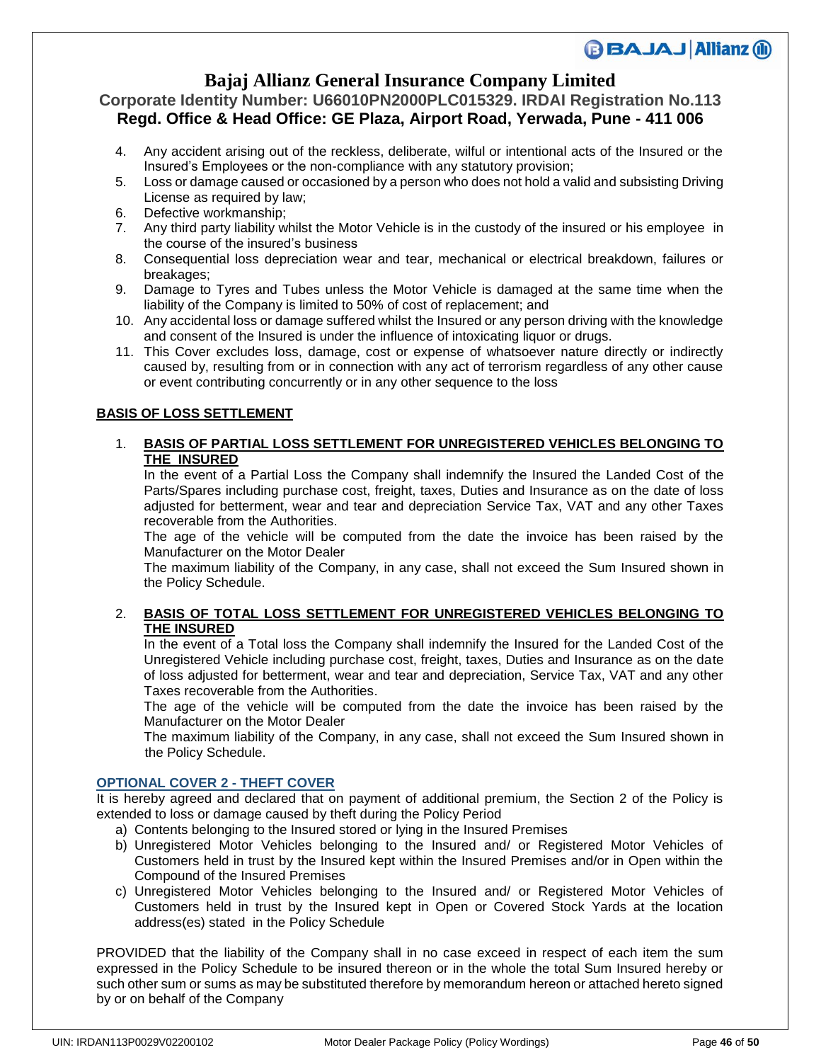4. Any accident arising out of the reckless, deliberate, wilful or intentional acts of the Insured or the Insured's Employees or the non-compliance with any statutory provision;
5. Loss or damage caused or occasioned by a person who does not hold a valid and subsisting Driving License as required by law;
6. Defective workmanship;
7. Any third party liability whilst the Motor Vehicle is in the custody of the insured or his employee in the course of the insured's business
8. Consequential loss depreciation wear and tear, mechanical or electrical breakdown, failures or breakages;
9. Damage to Tyres and Tubes unless the Motor Vehicle is damaged at the same time when the liability of the Company is limited to 50% of cost of replacement; and
10. Any accidental loss or damage suffered whilst the Insured or any person driving with the knowledge and consent of the Insured is under the influence of intoxicating liquor or drugs.
11. This Cover excludes loss, damage, cost or expense of whatsoever nature directly or indirectly caused by, resulting from or in connection with any act of terrorism regardless of any other cause or event contributing concurrently or in any other sequence to the loss

**BASIS OF LOSS SETTLEMENT**

1. **BASIS OF PARTIAL LOSS SETTLEMENT FOR UNREGISTERED VEHICLES BELONGING TO THE INSURED**

   In the event of a Partial Loss the Company shall indemnify the Insured the Landed Cost of the Parts/Spares including purchase cost, freight, taxes, Duties and Insurance as on the date of loss adjusted for betterment, wear and tear and depreciation Service Tax, VAT and any other Taxes recoverable from the Authorities.

   The age of the vehicle will be computed from the date the invoice has been raised by the Manufacturer on the Motor Dealer

   The maximum liability of the Company, in any case, shall not exceed the Sum Insured shown in the Policy Schedule.

2. **BASIS OF TOTAL LOSS SETTLEMENT FOR UNREGISTERED VEHICLES BELONGING TO THE INSURED**

   In the event of a Total loss the Company shall indemnify the Insured for the Landed Cost of the Unregistered Vehicle including purchase cost, freight, taxes, Duties and Insurance as on the date of loss adjusted for betterment, wear and tear and depreciation, Service Tax, VAT and any other Taxes recoverable from the Authorities.

   The age of the vehicle will be computed from the date the invoice has been raised by the Manufacturer on the Motor Dealer

   The maximum liability of the Company, in any case, shall not exceed the Sum Insured shown in the Policy Schedule.

**OPTIONAL COVER 2 - THEFT COVER**

It is hereby agreed and declared that on payment of additional premium, the Section 2 of the Policy is extended to loss or damage caused by theft during the Policy Period

a) Contents belonging to the Insured stored or lying in the Insured Premises
b) Unregistered Motor Vehicles belonging to the Insured and/ or Registered Motor Vehicles of Customers held in trust by the Insured kept within the Insured Premises and/or in Open within the Compound of the Insured Premises
c) Unregistered Motor Vehicles belonging to the Insured and/ or Registered Motor Vehicles of Customers held in trust by the Insured kept in Open or Covered Stock Yards at the location address(es) stated in the Policy Schedule

PROVIDED that the liability of the Company shall in no case exceed in respect of each item the sum expressed in the Policy Schedule to be insured thereon or in the whole the total Sum Insured hereby or such other sum or sums as may be substituted therefore by memorandum hereon or attached hereto signed by or on behalf of the Company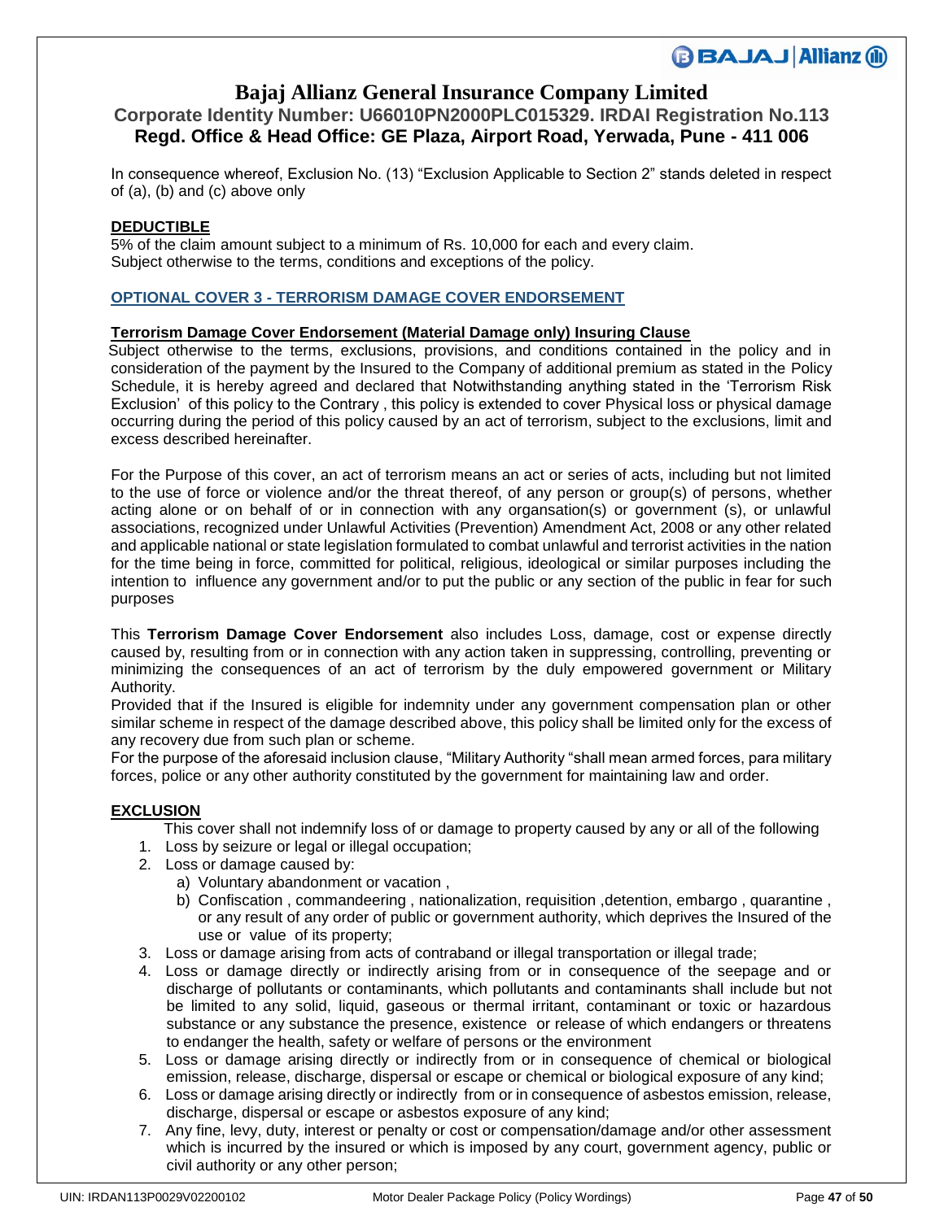In consequence whereof, Exclusion No. (13) "Exclusion Applicable to Section 2" stands deleted in respect of (a), (b) and (c) above only

**DEDUCTIBLE**

5% of the claim amount subject to a minimum of Rs. 10,000 for each and every claim.
Subject otherwise to the terms, conditions and exceptions of the policy.

## OPTIONAL COVER 3 - TERRORISM DAMAGE COVER ENDORSEMENT

**Terrorism Damage Cover Endorsement (Material Damage only) Insuring Clause**

Subject otherwise to the terms, exclusions, provisions, and conditions contained in the policy and in consideration of the payment by the Insured to the Company of additional premium as stated in the Policy Schedule, it is hereby agreed and declared that Notwithstanding anything stated in the 'Terrorism Risk Exclusion' of this policy to the Contrary , this policy is extended to cover Physical loss or physical damage occurring during the period of this policy caused by an act of terrorism, subject to the exclusions, limit and excess described hereinafter.

For the Purpose of this cover, an act of terrorism means an act or series of acts, including but not limited to the use of force or violence and/or the threat thereof, of any person or group(s) of persons, whether acting alone or on behalf of or in connection with any organsation(s) or government (s), or unlawful associations, recognized under Unlawful Activities (Prevention) Amendment Act, 2008 or any other related and applicable national or state legislation formulated to combat unlawful and terrorist activities in the nation for the time being in force, committed for political, religious, ideological or similar purposes including the intention to influence any government and/or to put the public or any section of the public in fear for such purposes

This **Terrorism Damage Cover Endorsement** also includes Loss, damage, cost or expense directly caused by, resulting from or in connection with any action taken in suppressing, controlling, preventing or minimizing the consequences of an act of terrorism by the duly empowered government or Military Authority.

Provided that if the Insured is eligible for indemnity under any government compensation plan or other similar scheme in respect of the damage described above, this policy shall be limited only for the excess of any recovery due from such plan or scheme.

For the purpose of the aforesaid inclusion clause, "Military Authority "shall mean armed forces, para military forces, police or any other authority constituted by the government for maintaining law and order.

**EXCLUSION**

This cover shall not indemnify loss of or damage to property caused by any or all of the following

1. Loss by seizure or legal or illegal occupation;
2. Loss or damage caused by:
   a) Voluntary abandonment or vacation ,
   b) Confiscation , commandeering , nationalization, requisition ,detention, embargo , quarantine , or any result of any order of public or government authority, which deprives the Insured of the use or value of its property;
3. Loss or damage arising from acts of contraband or illegal transportation or illegal trade;
4. Loss or damage directly or indirectly arising from or in consequence of the seepage and or discharge of pollutants or contaminants, which pollutants and contaminants shall include but not be limited to any solid, liquid, gaseous or thermal irritant, contaminant or toxic or hazardous substance or any substance the presence, existence or release of which endangers or threatens to endanger the health, safety or welfare of persons or the environment
5. Loss or damage arising directly or indirectly from or in consequence of chemical or biological emission, release, discharge, dispersal or escape or chemical or biological exposure of any kind;
6. Loss or damage arising directly or indirectly from or in consequence of asbestos emission, release, discharge, dispersal or escape or asbestos exposure of any kind;
7. Any fine, levy, duty, interest or penalty or cost or compensation/damage and/or other assessment which is incurred by the insured or which is imposed by any court, government agency, public or civil authority or any other person;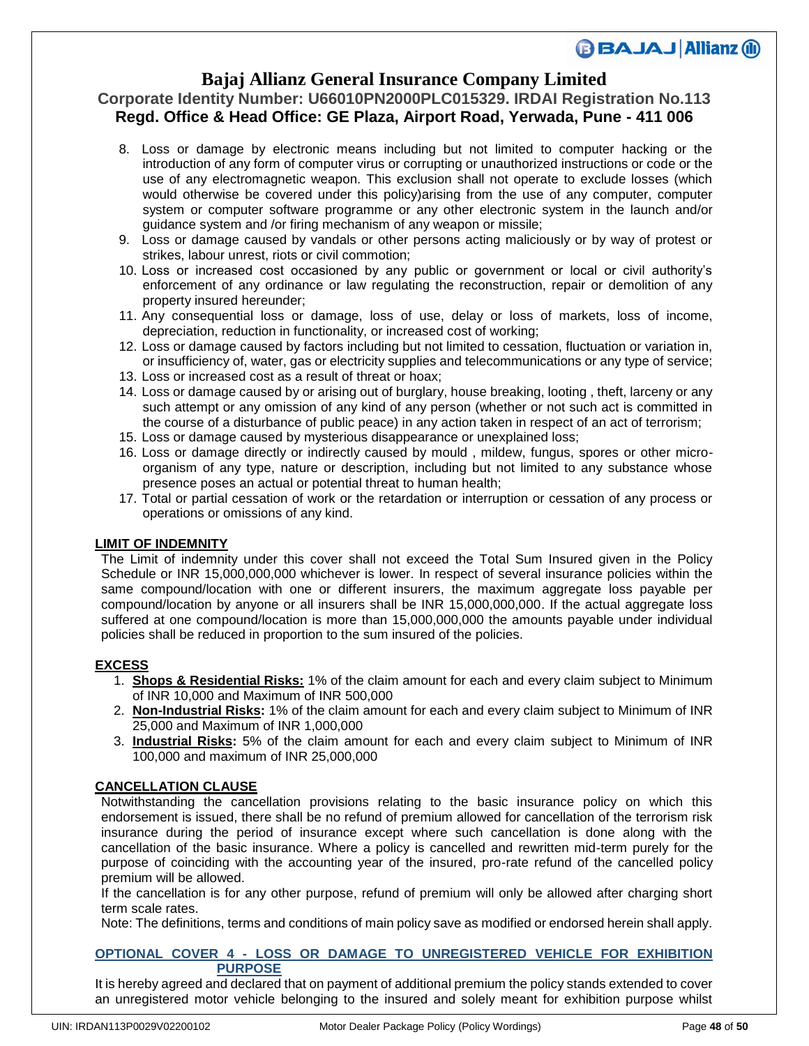8. Loss or damage by electronic means including but not limited to computer hacking or the introduction of any form of computer virus or corrupting or unauthorized instructions or code or the use of any electromagnetic weapon. This exclusion shall not operate to exclude losses (which would otherwise be covered under this policy)arising from the use of any computer, computer system or computer software programme or any other electronic system in the launch and/or guidance system and /or firing mechanism of any weapon or missile;
9. Loss or damage caused by vandals or other persons acting maliciously or by way of protest or strikes, labour unrest, riots or civil commotion;
10. Loss or increased cost occasioned by any public or government or local or civil authority's enforcement of any ordinance or law regulating the reconstruction, repair or demolition of any property insured hereunder;
11. Any consequential loss or damage, loss of use, delay or loss of markets, loss of income, depreciation, reduction in functionality, or increased cost of working;
12. Loss or damage caused by factors including but not limited to cessation, fluctuation or variation in, or insufficiency of, water, gas or electricity supplies and telecommunications or any type of service;
13. Loss or increased cost as a result of threat or hoax;
14. Loss or damage caused by or arising out of burglary, house breaking, looting , theft, larceny or any such attempt or any omission of any kind of any person (whether or not such act is committed in the course of a disturbance of public peace) in any action taken in respect of an act of terrorism;
15. Loss or damage caused by mysterious disappearance or unexplained loss;
16. Loss or damage directly or indirectly caused by mould , mildew, fungus, spores or other micro-organism of any type, nature or description, including but not limited to any substance whose presence poses an actual or potential threat to human health;
17. Total or partial cessation of work or the retardation or interruption or cessation of any process or operations or omissions of any kind.

**LIMIT OF INDEMNITY**

The Limit of indemnity under this cover shall not exceed the Total Sum Insured given in the Policy Schedule or INR 15,000,000,000 whichever is lower. In respect of several insurance policies within the same compound/location with one or different insurers, the maximum aggregate loss payable per compound/location by anyone or all insurers shall be INR 15,000,000,000. If the actual aggregate loss suffered at one compound/location is more than 15,000,000,000 the amounts payable under individual policies shall be reduced in proportion to the sum insured of the policies.

**EXCESS**

1. **Shops & Residential Risks:** 1% of the claim amount for each and every claim subject to Minimum of INR 10,000 and Maximum of INR 500,000
2. **Non-Industrial Risks:** 1% of the claim amount for each and every claim subject to Minimum of INR 25,000 and Maximum of INR 1,000,000
3. **Industrial Risks:** 5% of the claim amount for each and every claim subject to Minimum of INR 100,000 and maximum of INR 25,000,000

**CANCELLATION CLAUSE**

Notwithstanding the cancellation provisions relating to the basic insurance policy on which this endorsement is issued, there shall be no refund of premium allowed for cancellation of the terrorism risk insurance during the period of insurance except where such cancellation is done along with the cancellation of the basic insurance. Where a policy is cancelled and rewritten mid-term purely for the purpose of coinciding with the accounting year of the insured, pro-rate refund of the cancelled policy premium will be allowed.

If the cancellation is for any other purpose, refund of premium will only be allowed after charging short term scale rates.

Note: The definitions, terms and conditions of main policy save as modified or endorsed herein shall apply.

**OPTIONAL COVER 4 - LOSS OR DAMAGE TO UNREGISTERED VEHICLE FOR EXHIBITION PURPOSE**

It is hereby agreed and declared that on payment of additional premium the policy stands extended to cover an unregistered motor vehicle belonging to the insured and solely meant for exhibition purpose whilst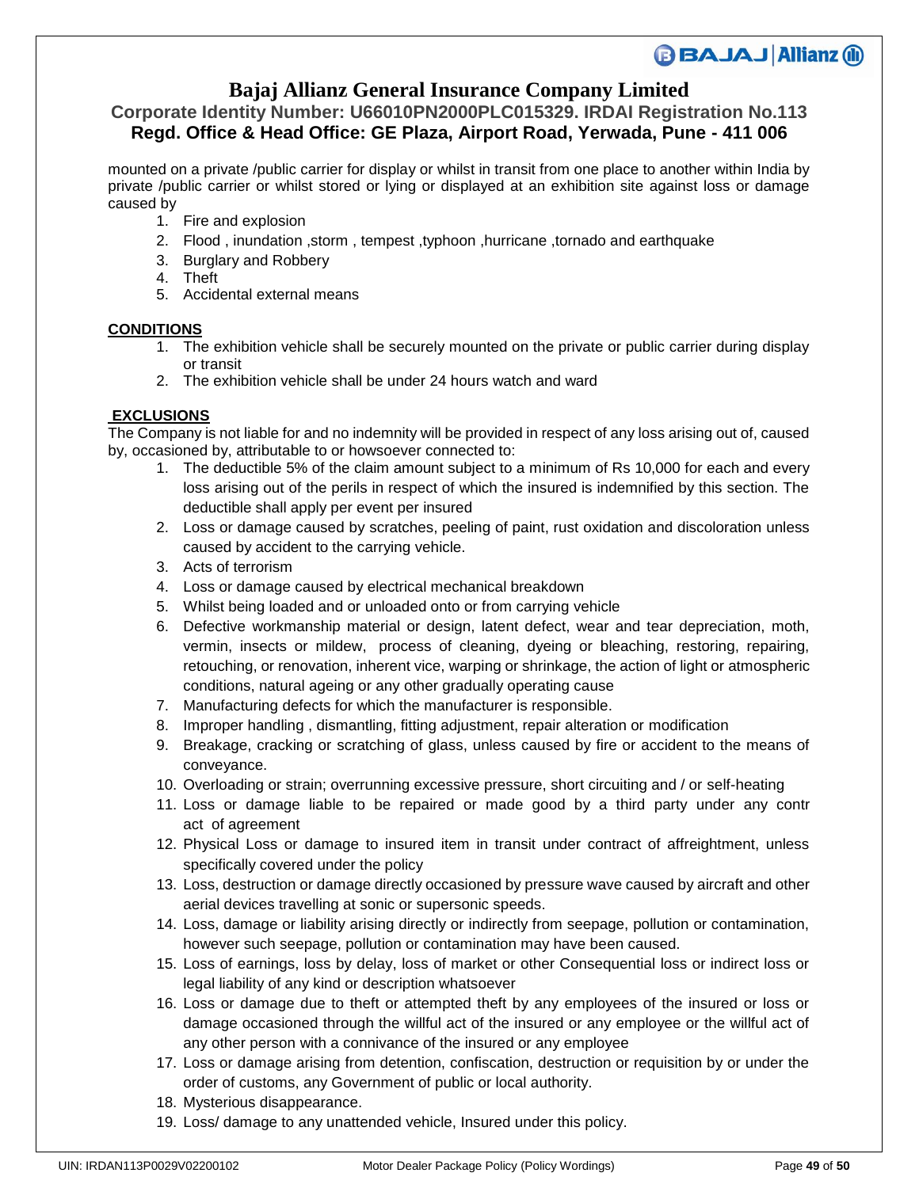mounted on a private /public carrier for display or whilst in transit from one place to another within India by private /public carrier or whilst stored or lying or displayed at an exhibition site against loss or damage caused by

1. Fire and explosion
2. Flood , inundation ,storm , tempest ,typhoon ,hurricane ,tornado and earthquake
3. Burglary and Robbery
4. Theft
5. Accidental external means

**CONDITIONS**

1. The exhibition vehicle shall be securely mounted on the private or public carrier during display or transit
2. The exhibition vehicle shall be under 24 hours watch and ward

**EXCLUSIONS**

The Company is not liable for and no indemnity will be provided in respect of any loss arising out of, caused by, occasioned by, attributable to or howsoever connected to:

1. The deductible 5% of the claim amount subject to a minimum of Rs 10,000 for each and every loss arising out of the perils in respect of which the insured is indemnified by this section. The deductible shall apply per event per insured
2. Loss or damage caused by scratches, peeling of paint, rust oxidation and discoloration unless caused by accident to the carrying vehicle.
3. Acts of terrorism
4. Loss or damage caused by electrical mechanical breakdown
5. Whilst being loaded and or unloaded onto or from carrying vehicle
6. Defective workmanship material or design, latent defect, wear and tear depreciation, moth, vermin, insects or mildew, process of cleaning, dyeing or bleaching, restoring, repairing, retouching, or renovation, inherent vice, warping or shrinkage, the action of light or atmospheric conditions, natural ageing or any other gradually operating cause
7. Manufacturing defects for which the manufacturer is responsible.
8. Improper handling , dismantling, fitting adjustment, repair alteration or modification
9. Breakage, cracking or scratching of glass, unless caused by fire or accident to the means of conveyance.
10. Overloading or strain; overrunning excessive pressure, short circuiting and / or self-heating
11. Loss or damage liable to be repaired or made good by a third party under any contr act of agreement
12. Physical Loss or damage to insured item in transit under contract of affreightment, unless specifically covered under the policy
13. Loss, destruction or damage directly occasioned by pressure wave caused by aircraft and other aerial devices travelling at sonic or supersonic speeds.
14. Loss, damage or liability arising directly or indirectly from seepage, pollution or contamination, however such seepage, pollution or contamination may have been caused.
15. Loss of earnings, loss by delay, loss of market or other Consequential loss or indirect loss or legal liability of any kind or description whatsoever
16. Loss or damage due to theft or attempted theft by any employees of the insured or loss or damage occasioned through the willful act of the insured or any employee or the willful act of any other person with a connivance of the insured or any employee
17. Loss or damage arising from detention, confiscation, destruction or requisition by or under the order of customs, any Government of public or local authority.
18. Mysterious disappearance.
19. Loss/ damage to any unattended vehicle, Insured under this policy.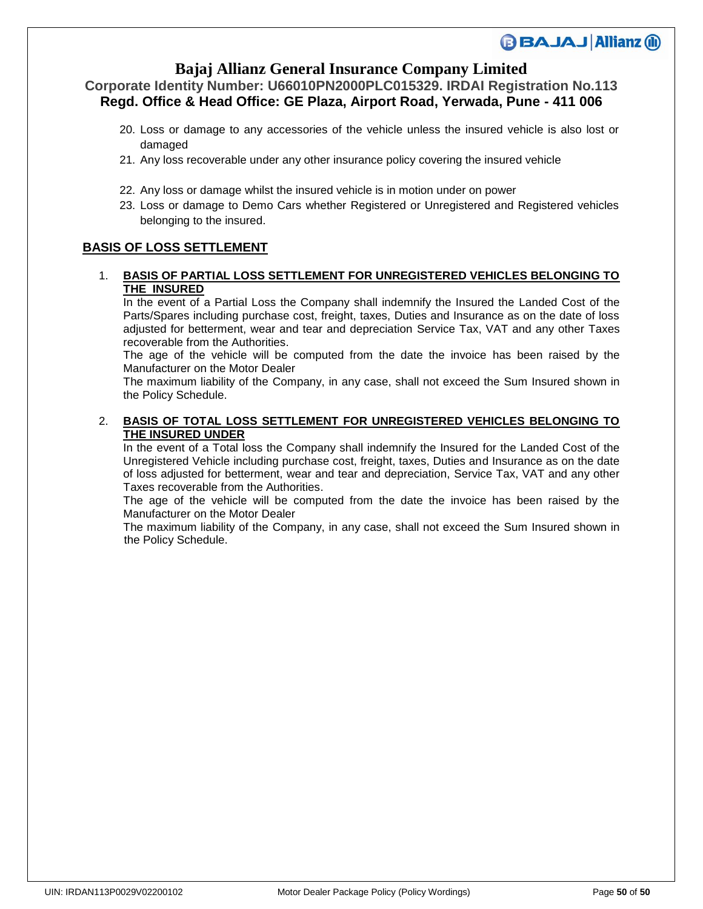20. Loss or damage to any accessories of the vehicle unless the insured vehicle is also lost or damaged
21. Any loss recoverable under any other insurance policy covering the insured vehicle
22. Any loss or damage whilst the insured vehicle is in motion under on power
23. Loss or damage to Demo Cars whether Registered or Unregistered and Registered vehicles belonging to the insured.

## BASIS OF LOSS SETTLEMENT

1. **BASIS OF PARTIAL LOSS SETTLEMENT FOR UNREGISTERED VEHICLES BELONGING TO THE INSURED**

   In the event of a Partial Loss the Company shall indemnify the Insured the Landed Cost of the Parts/Spares including purchase cost, freight, taxes, Duties and Insurance as on the date of loss adjusted for betterment, wear and tear and depreciation Service Tax, VAT and any other Taxes recoverable from the Authorities.

   The age of the vehicle will be computed from the date the invoice has been raised by the Manufacturer on the Motor Dealer

   The maximum liability of the Company, in any case, shall not exceed the Sum Insured shown in the Policy Schedule.

2. **BASIS OF TOTAL LOSS SETTLEMENT FOR UNREGISTERED VEHICLES BELONGING TO THE INSURED UNDER**

   In the event of a Total loss the Company shall indemnify the Insured for the Landed Cost of the Unregistered Vehicle including purchase cost, freight, taxes, Duties and Insurance as on the date of loss adjusted for betterment, wear and tear and depreciation, Service Tax, VAT and any other Taxes recoverable from the Authorities.

   The age of the vehicle will be computed from the date the invoice has been raised by the Manufacturer on the Motor Dealer

   The maximum liability of the Company, in any case, shall not exceed the Sum Insured shown in the Policy Schedule.